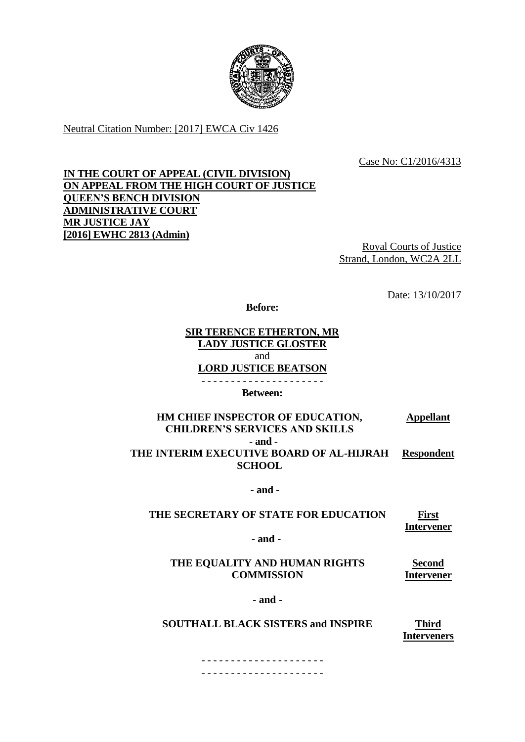Neutral Citation Number: [2017] EWCA Civ 1426

Case No: C1/2016/4313

**IN THE COURT OF APPEAL (CIVIL DIVISION)**
**ON APPEAL FROM THE HIGH COURT OF JUSTICE**
**QUEEN'S BENCH DIVISION**
**ADMINISTRATIVE COURT**
**MR JUSTICE JAY**
**[2016] EWHC 2813 (Admin)**

Royal Courts of Justice
Strand, London, WC2A 2LL

Date: 13/10/2017

**Before:**

**SIR TERENCE ETHERTON, MR**
**LADY JUSTICE GLOSTER**
and
**LORD JUSTICE BEATSON**

- - - - - - - - - - - - - - - - - - - - -

**Between:**

| | |
|---|---|
| **HM CHIEF INSPECTOR OF EDUCATION, CHILDREN'S SERVICES AND SKILLS** | **Appellant** |
| **- and -** | |
| **THE INTERIM EXECUTIVE BOARD OF AL-HIJRAH SCHOOL** | **Respondent** |
| **- and -** | |
| **THE SECRETARY OF STATE FOR EDUCATION** | **First Intervener** |
| **- and -** | |
| **THE EQUALITY AND HUMAN RIGHTS COMMISSION** | **Second Intervener** |
| **- and -** | |
| **SOUTHALL BLACK SISTERS and INSPIRE** | **Third Interveners** |

- - - - - - - - - - - - - - - - - - - - -
- - - - - - - - - - - - - - - - - - - - -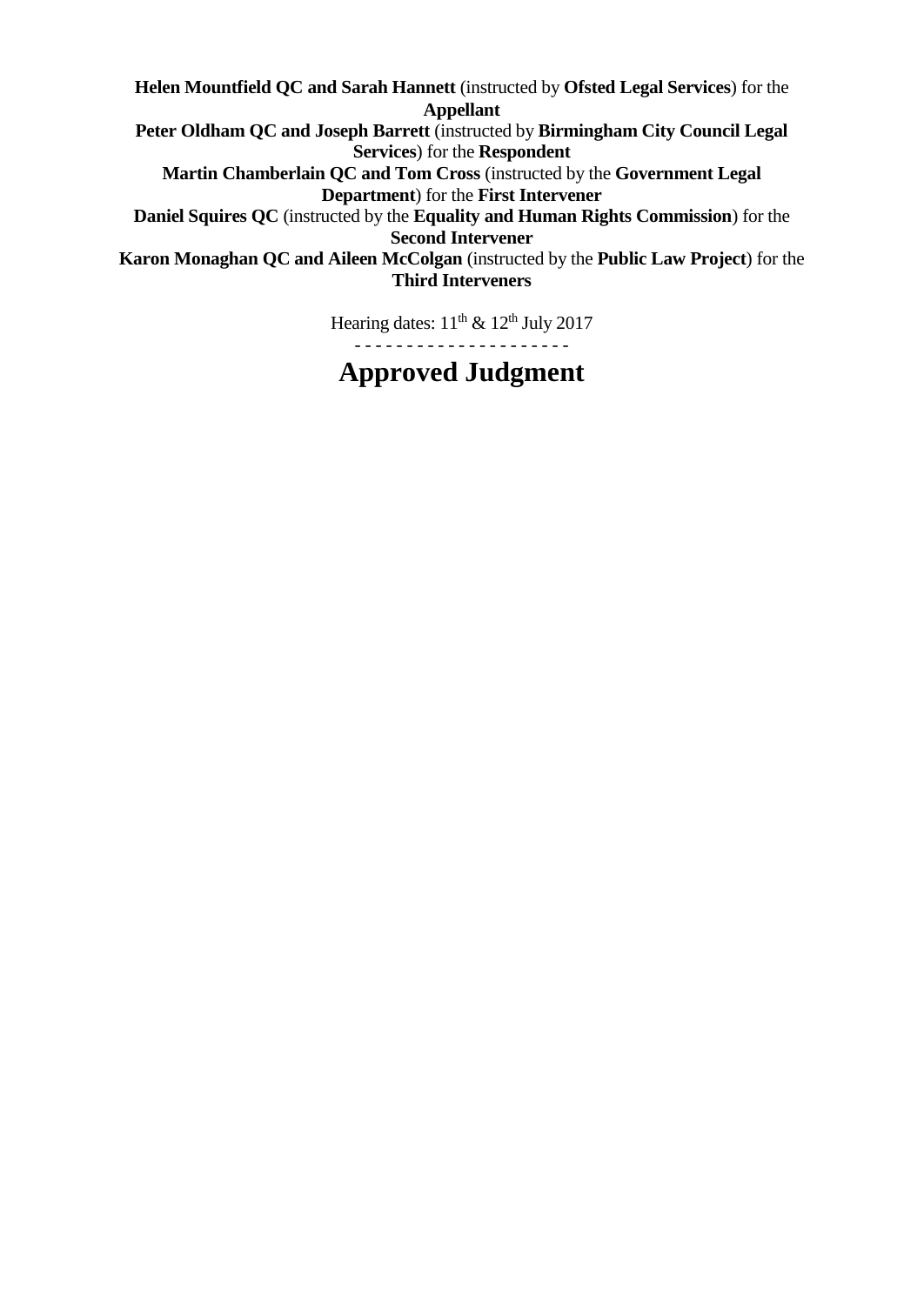**Helen Mountfield QC and Sarah Hannett** (instructed by **Ofsted Legal Services**) for the **Appellant**

**Peter Oldham QC and Joseph Barrett** (instructed by **Birmingham City Council Legal Services**) for the **Respondent**

**Martin Chamberlain QC and Tom Cross** (instructed by the **Government Legal Department**) for the **First Intervener**

**Daniel Squires QC** (instructed by the **Equality and Human Rights Commission**) for the **Second Intervener**

**Karon Monaghan QC and Aileen McColgan** (instructed by the **Public Law Project**) for the **Third Interveners**

Hearing dates: 11th & 12th July 2017

- - - - - - - - - - - - - - - - - - - - -

# Approved Judgment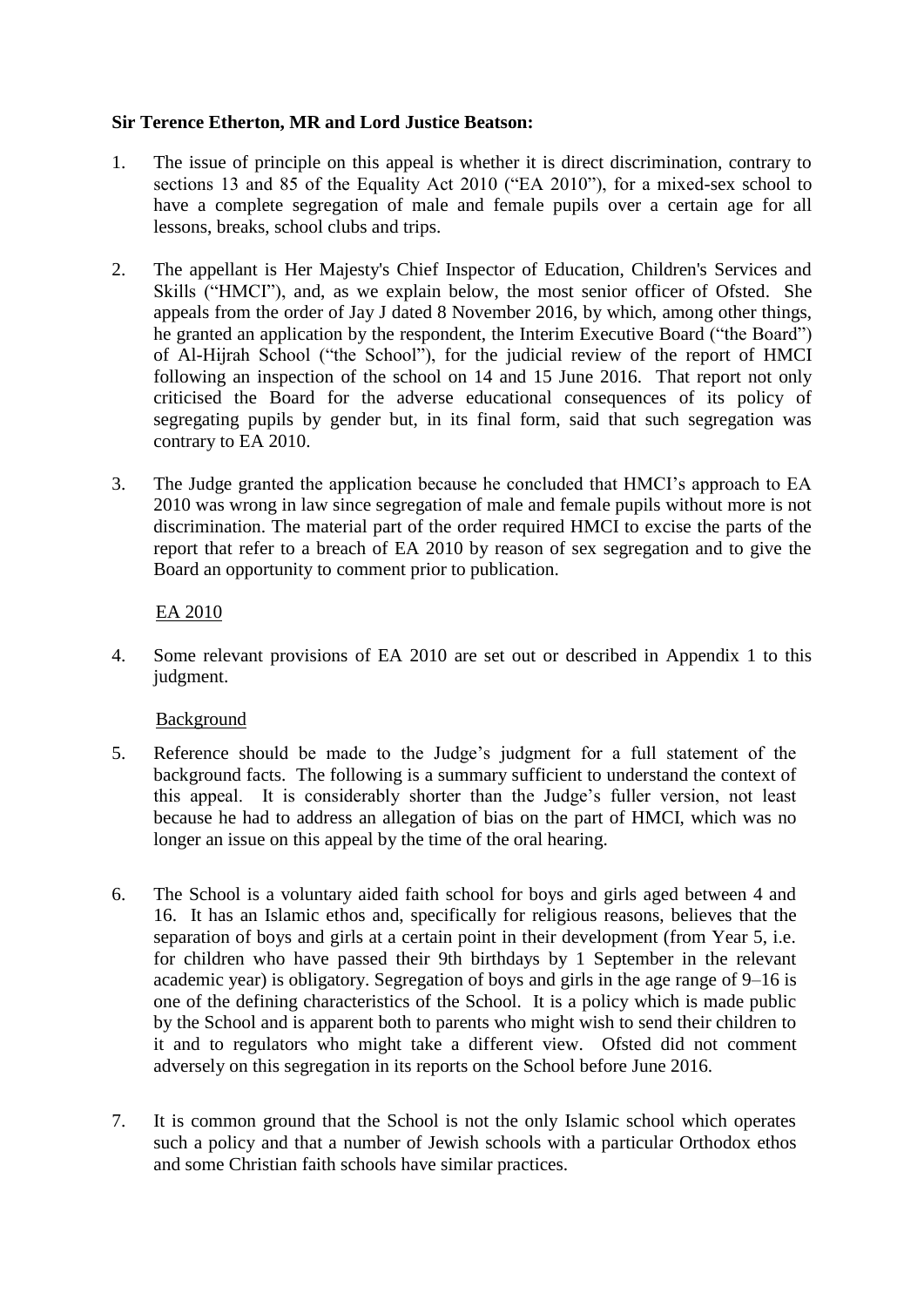**Sir Terence Etherton, MR and Lord Justice Beatson:**

1. The issue of principle on this appeal is whether it is direct discrimination, contrary to sections 13 and 85 of the Equality Act 2010 ("EA 2010"), for a mixed-sex school to have a complete segregation of male and female pupils over a certain age for all lessons, breaks, school clubs and trips.

2. The appellant is Her Majesty's Chief Inspector of Education, Children's Services and Skills ("HMCI"), and, as we explain below, the most senior officer of Ofsted. She appeals from the order of Jay J dated 8 November 2016, by which, among other things, he granted an application by the respondent, the Interim Executive Board ("the Board") of Al-Hijrah School ("the School"), for the judicial review of the report of HMCI following an inspection of the school on 14 and 15 June 2016. That report not only criticised the Board for the adverse educational consequences of its policy of segregating pupils by gender but, in its final form, said that such segregation was contrary to EA 2010.

3. The Judge granted the application because he concluded that HMCI's approach to EA 2010 was wrong in law since segregation of male and female pupils without more is not discrimination. The material part of the order required HMCI to excise the parts of the report that refer to a breach of EA 2010 by reason of sex segregation and to give the Board an opportunity to comment prior to publication.

## EA 2010

4. Some relevant provisions of EA 2010 are set out or described in Appendix 1 to this judgment.

## Background

5. Reference should be made to the Judge's judgment for a full statement of the background facts. The following is a summary sufficient to understand the context of this appeal. It is considerably shorter than the Judge's fuller version, not least because he had to address an allegation of bias on the part of HMCI, which was no longer an issue on this appeal by the time of the oral hearing.

6. The School is a voluntary aided faith school for boys and girls aged between 4 and 16. It has an Islamic ethos and, specifically for religious reasons, believes that the separation of boys and girls at a certain point in their development (from Year 5, i.e. for children who have passed their 9th birthdays by 1 September in the relevant academic year) is obligatory. Segregation of boys and girls in the age range of 9–16 is one of the defining characteristics of the School. It is a policy which is made public by the School and is apparent both to parents who might wish to send their children to it and to regulators who might take a different view. Ofsted did not comment adversely on this segregation in its reports on the School before June 2016.

7. It is common ground that the School is not the only Islamic school which operates such a policy and that a number of Jewish schools with a particular Orthodox ethos and some Christian faith schools have similar practices.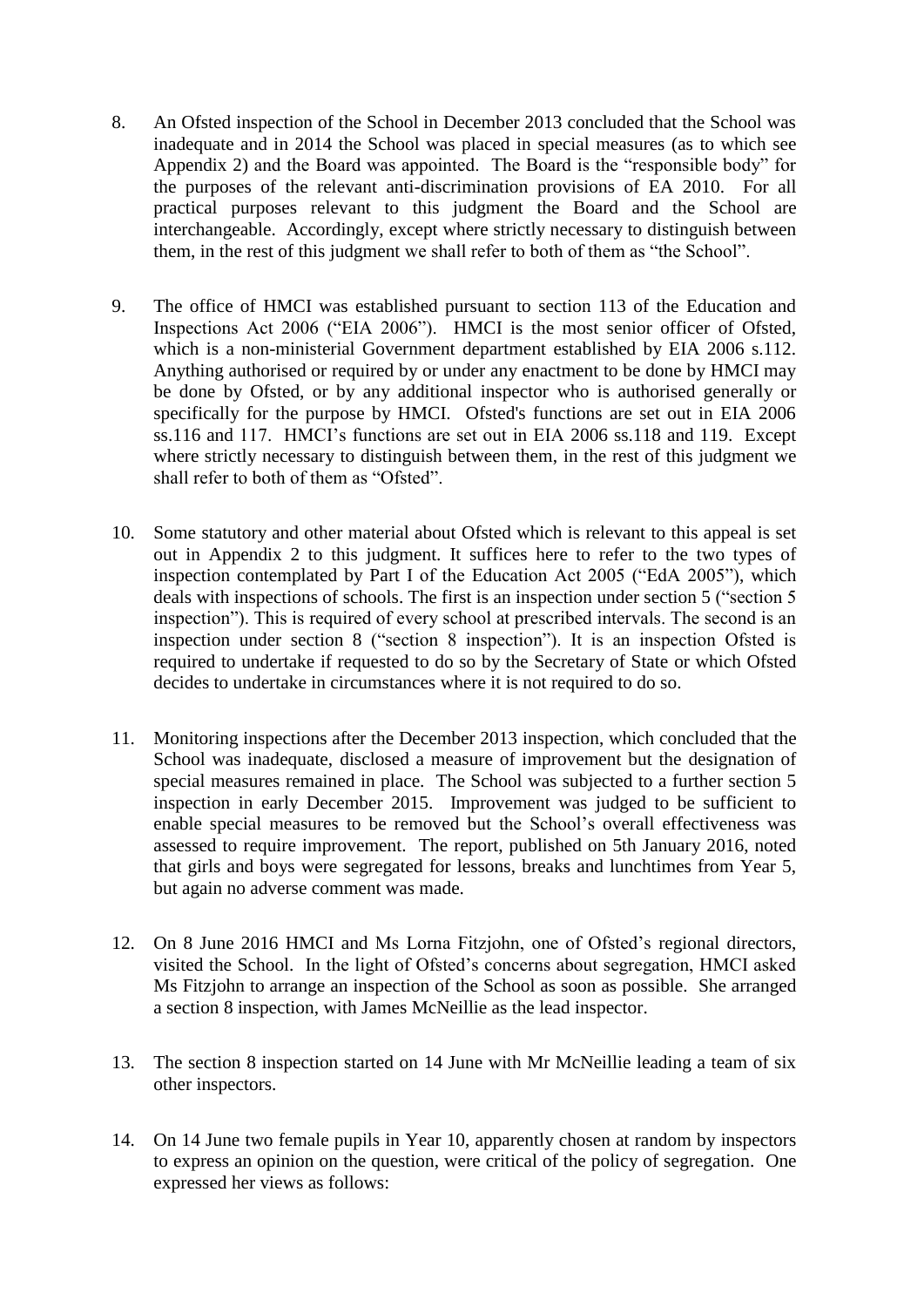8. An Ofsted inspection of the School in December 2013 concluded that the School was inadequate and in 2014 the School was placed in special measures (as to which see Appendix 2) and the Board was appointed. The Board is the "responsible body" for the purposes of the relevant anti-discrimination provisions of EA 2010. For all practical purposes relevant to this judgment the Board and the School are interchangeable. Accordingly, except where strictly necessary to distinguish between them, in the rest of this judgment we shall refer to both of them as "the School".

9. The office of HMCI was established pursuant to section 113 of the Education and Inspections Act 2006 ("EIA 2006"). HMCI is the most senior officer of Ofsted, which is a non-ministerial Government department established by EIA 2006 s.112. Anything authorised or required by or under any enactment to be done by HMCI may be done by Ofsted, or by any additional inspector who is authorised generally or specifically for the purpose by HMCI. Ofsted's functions are set out in EIA 2006 ss.116 and 117. HMCI's functions are set out in EIA 2006 ss.118 and 119. Except where strictly necessary to distinguish between them, in the rest of this judgment we shall refer to both of them as "Ofsted".

10. Some statutory and other material about Ofsted which is relevant to this appeal is set out in Appendix 2 to this judgment. It suffices here to refer to the two types of inspection contemplated by Part I of the Education Act 2005 ("EdA 2005"), which deals with inspections of schools. The first is an inspection under section 5 ("section 5 inspection"). This is required of every school at prescribed intervals. The second is an inspection under section 8 ("section 8 inspection"). It is an inspection Ofsted is required to undertake if requested to do so by the Secretary of State or which Ofsted decides to undertake in circumstances where it is not required to do so.

11. Monitoring inspections after the December 2013 inspection, which concluded that the School was inadequate, disclosed a measure of improvement but the designation of special measures remained in place. The School was subjected to a further section 5 inspection in early December 2015. Improvement was judged to be sufficient to enable special measures to be removed but the School's overall effectiveness was assessed to require improvement. The report, published on 5th January 2016, noted that girls and boys were segregated for lessons, breaks and lunchtimes from Year 5, but again no adverse comment was made.

12. On 8 June 2016 HMCI and Ms Lorna Fitzjohn, one of Ofsted's regional directors, visited the School. In the light of Ofsted's concerns about segregation, HMCI asked Ms Fitzjohn to arrange an inspection of the School as soon as possible. She arranged a section 8 inspection, with James McNeillie as the lead inspector.

13. The section 8 inspection started on 14 June with Mr McNeillie leading a team of six other inspectors.

14. On 14 June two female pupils in Year 10, apparently chosen at random by inspectors to express an opinion on the question, were critical of the policy of segregation. One expressed her views as follows: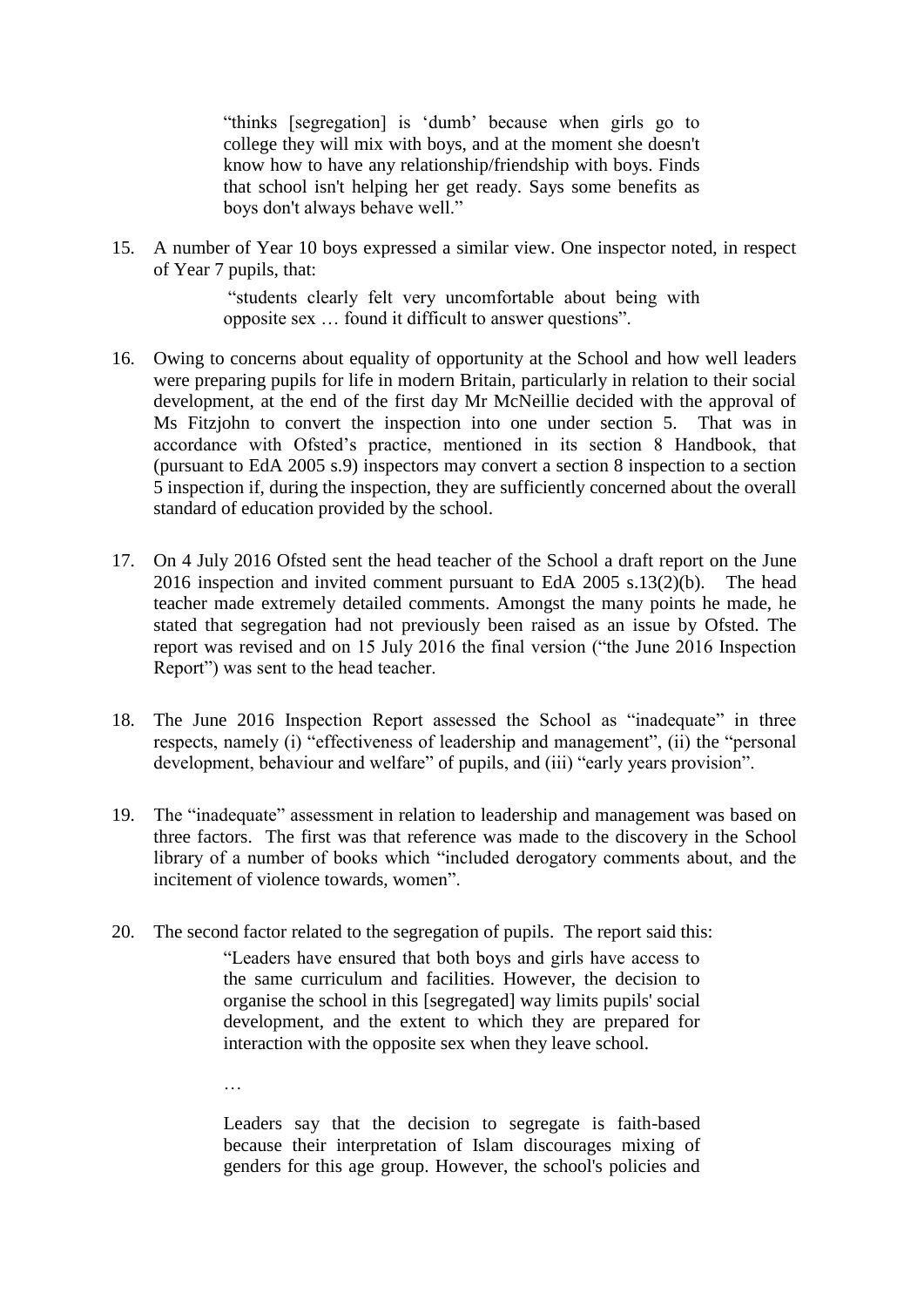> "thinks [segregation] is 'dumb' because when girls go to college they will mix with boys, and at the moment she doesn't know how to have any relationship/friendship with boys. Finds that school isn't helping her get ready. Says some benefits as boys don't always behave well."

15. A number of Year 10 boys expressed a similar view. One inspector noted, in respect of Year 7 pupils, that:

> "students clearly felt very uncomfortable about being with opposite sex … found it difficult to answer questions".

16. Owing to concerns about equality of opportunity at the School and how well leaders were preparing pupils for life in modern Britain, particularly in relation to their social development, at the end of the first day Mr McNeillie decided with the approval of Ms Fitzjohn to convert the inspection into one under section 5. That was in accordance with Ofsted's practice, mentioned in its section 8 Handbook, that (pursuant to EdA 2005 s.9) inspectors may convert a section 8 inspection to a section 5 inspection if, during the inspection, they are sufficiently concerned about the overall standard of education provided by the school.

17. On 4 July 2016 Ofsted sent the head teacher of the School a draft report on the June 2016 inspection and invited comment pursuant to EdA 2005 s.13(2)(b). The head teacher made extremely detailed comments. Amongst the many points he made, he stated that segregation had not previously been raised as an issue by Ofsted. The report was revised and on 15 July 2016 the final version ("the June 2016 Inspection Report") was sent to the head teacher.

18. The June 2016 Inspection Report assessed the School as "inadequate" in three respects, namely (i) "effectiveness of leadership and management", (ii) the "personal development, behaviour and welfare" of pupils, and (iii) "early years provision".

19. The "inadequate" assessment in relation to leadership and management was based on three factors. The first was that reference was made to the discovery in the School library of a number of books which "included derogatory comments about, and the incitement of violence towards, women".

20. The second factor related to the segregation of pupils. The report said this:

> "Leaders have ensured that both boys and girls have access to the same curriculum and facilities. However, the decision to organise the school in this [segregated] way limits pupils' social development, and the extent to which they are prepared for interaction with the opposite sex when they leave school.
>
> …
>
> Leaders say that the decision to segregate is faith-based because their interpretation of Islam discourages mixing of genders for this age group. However, the school's policies and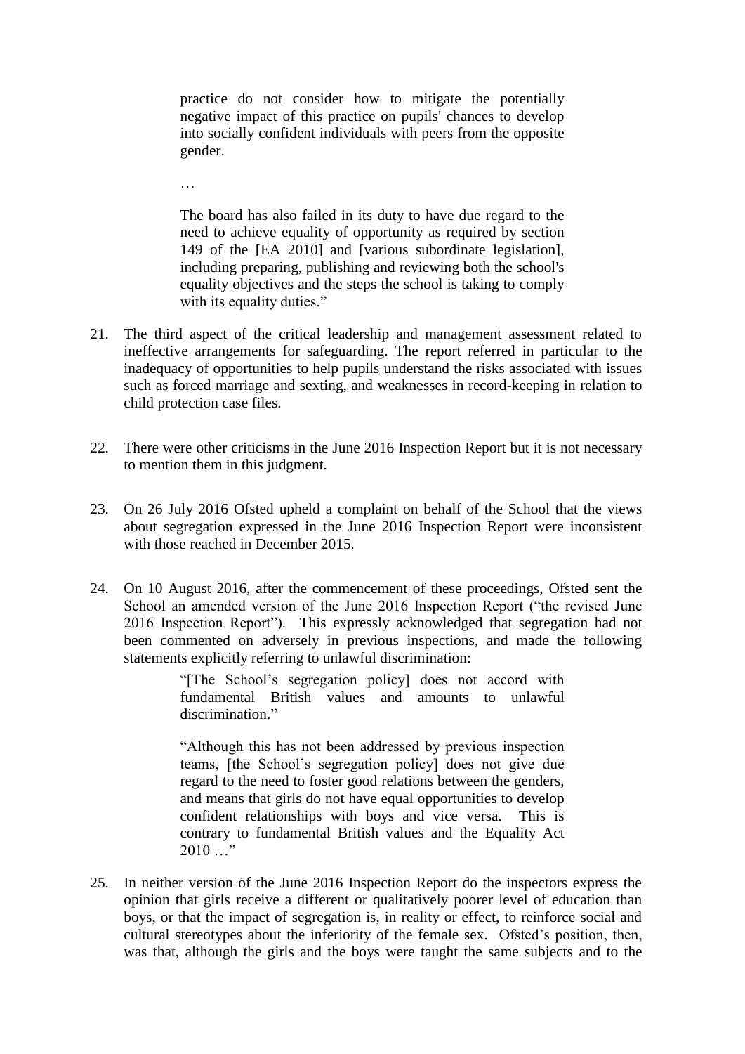> practice do not consider how to mitigate the potentially negative impact of this practice on pupils' chances to develop into socially confident individuals with peers from the opposite gender.
>
> …
>
> The board has also failed in its duty to have due regard to the need to achieve equality of opportunity as required by section 149 of the [EA 2010] and [various subordinate legislation], including preparing, publishing and reviewing both the school's equality objectives and the steps the school is taking to comply with its equality duties."

21. The third aspect of the critical leadership and management assessment related to ineffective arrangements for safeguarding. The report referred in particular to the inadequacy of opportunities to help pupils understand the risks associated with issues such as forced marriage and sexting, and weaknesses in record-keeping in relation to child protection case files.

22. There were other criticisms in the June 2016 Inspection Report but it is not necessary to mention them in this judgment.

23. On 26 July 2016 Ofsted upheld a complaint on behalf of the School that the views about segregation expressed in the June 2016 Inspection Report were inconsistent with those reached in December 2015.

24. On 10 August 2016, after the commencement of these proceedings, Ofsted sent the School an amended version of the June 2016 Inspection Report ("the revised June 2016 Inspection Report"). This expressly acknowledged that segregation had not been commented on adversely in previous inspections, and made the following statements explicitly referring to unlawful discrimination:

> "[The School's segregation policy] does not accord with fundamental British values and amounts to unlawful discrimination."
>
> "Although this has not been addressed by previous inspection teams, [the School's segregation policy] does not give due regard to the need to foster good relations between the genders, and means that girls do not have equal opportunities to develop confident relationships with boys and vice versa. This is contrary to fundamental British values and the Equality Act 2010 …"

25. In neither version of the June 2016 Inspection Report do the inspectors express the opinion that girls receive a different or qualitatively poorer level of education than boys, or that the impact of segregation is, in reality or effect, to reinforce social and cultural stereotypes about the inferiority of the female sex. Ofsted's position, then, was that, although the girls and the boys were taught the same subjects and to the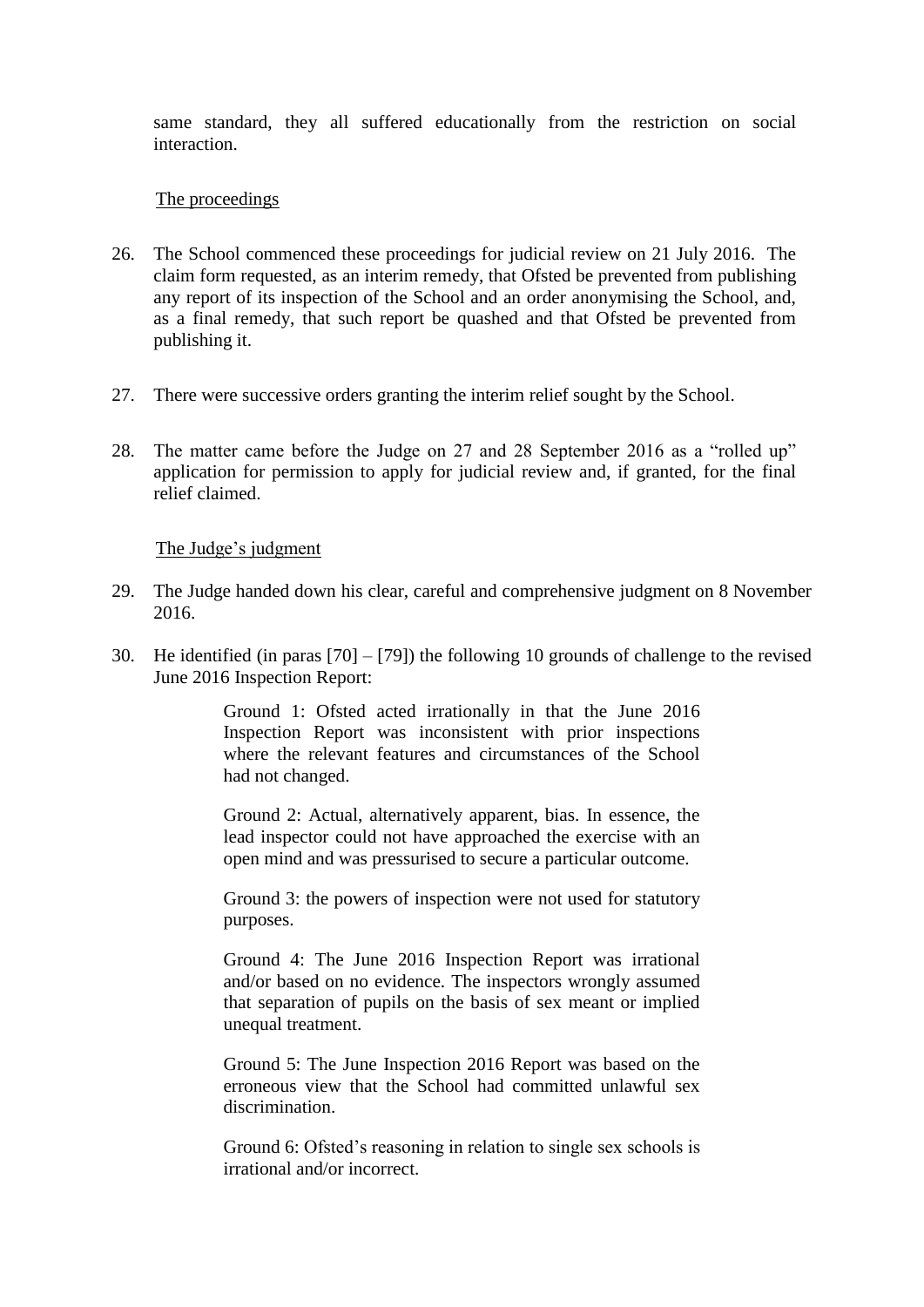same standard, they all suffered educationally from the restriction on social interaction.

The proceedings

26. The School commenced these proceedings for judicial review on 21 July 2016. The claim form requested, as an interim remedy, that Ofsted be prevented from publishing any report of its inspection of the School and an order anonymising the School, and, as a final remedy, that such report be quashed and that Ofsted be prevented from publishing it.

27. There were successive orders granting the interim relief sought by the School.

28. The matter came before the Judge on 27 and 28 September 2016 as a "rolled up" application for permission to apply for judicial review and, if granted, for the final relief claimed.

The Judge's judgment

29. The Judge handed down his clear, careful and comprehensive judgment on 8 November 2016.

30. He identified (in paras [70] – [79]) the following 10 grounds of challenge to the revised June 2016 Inspection Report:

> Ground 1: Ofsted acted irrationally in that the June 2016 Inspection Report was inconsistent with prior inspections where the relevant features and circumstances of the School had not changed.
>
> Ground 2: Actual, alternatively apparent, bias. In essence, the lead inspector could not have approached the exercise with an open mind and was pressurised to secure a particular outcome.
>
> Ground 3: the powers of inspection were not used for statutory purposes.
>
> Ground 4: The June 2016 Inspection Report was irrational and/or based on no evidence. The inspectors wrongly assumed that separation of pupils on the basis of sex meant or implied unequal treatment.
>
> Ground 5: The June Inspection 2016 Report was based on the erroneous view that the School had committed unlawful sex discrimination.
>
> Ground 6: Ofsted's reasoning in relation to single sex schools is irrational and/or incorrect.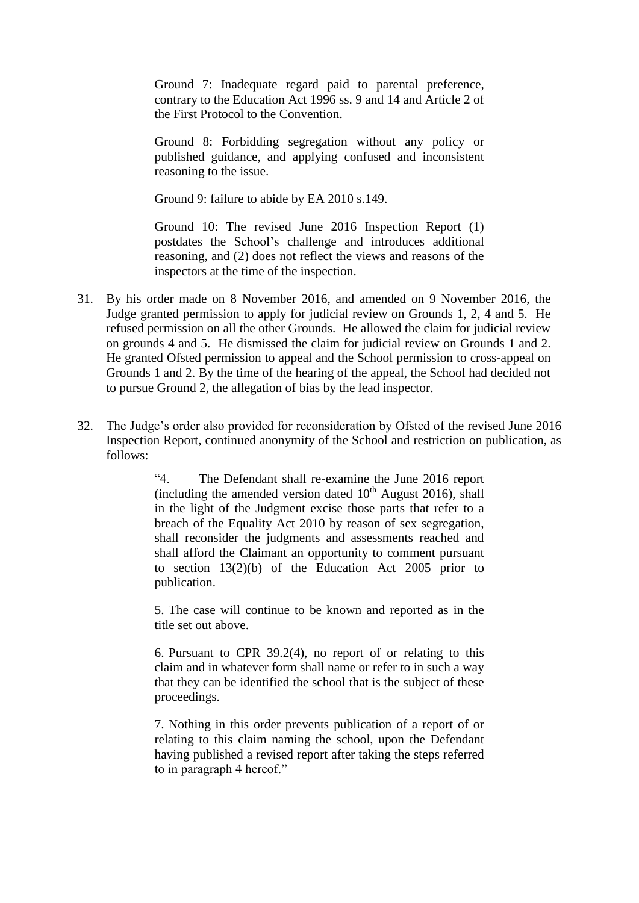> Ground 7: Inadequate regard paid to parental preference, contrary to the Education Act 1996 ss. 9 and 14 and Article 2 of the First Protocol to the Convention.
>
> Ground 8: Forbidding segregation without any policy or published guidance, and applying confused and inconsistent reasoning to the issue.
>
> Ground 9: failure to abide by EA 2010 s.149.
>
> Ground 10: The revised June 2016 Inspection Report (1) postdates the School's challenge and introduces additional reasoning, and (2) does not reflect the views and reasons of the inspectors at the time of the inspection.

31. By his order made on 8 November 2016, and amended on 9 November 2016, the Judge granted permission to apply for judicial review on Grounds 1, 2, 4 and 5. He refused permission on all the other Grounds. He allowed the claim for judicial review on grounds 4 and 5. He dismissed the claim for judicial review on Grounds 1 and 2. He granted Ofsted permission to appeal and the School permission to cross-appeal on Grounds 1 and 2. By the time of the hearing of the appeal, the School had decided not to pursue Ground 2, the allegation of bias by the lead inspector.

32. The Judge's order also provided for reconsideration by Ofsted of the revised June 2016 Inspection Report, continued anonymity of the School and restriction on publication, as follows:

> "4. The Defendant shall re-examine the June 2016 report (including the amended version dated 10th August 2016), shall in the light of the Judgment excise those parts that refer to a breach of the Equality Act 2010 by reason of sex segregation, shall reconsider the judgments and assessments reached and shall afford the Claimant an opportunity to comment pursuant to section 13(2)(b) of the Education Act 2005 prior to publication.
>
> 5. The case will continue to be known and reported as in the title set out above.
>
> 6. Pursuant to CPR 39.2(4), no report of or relating to this claim and in whatever form shall name or refer to in such a way that they can be identified the school that is the subject of these proceedings.
>
> 7. Nothing in this order prevents publication of a report of or relating to this claim naming the school, upon the Defendant having published a revised report after taking the steps referred to in paragraph 4 hereof."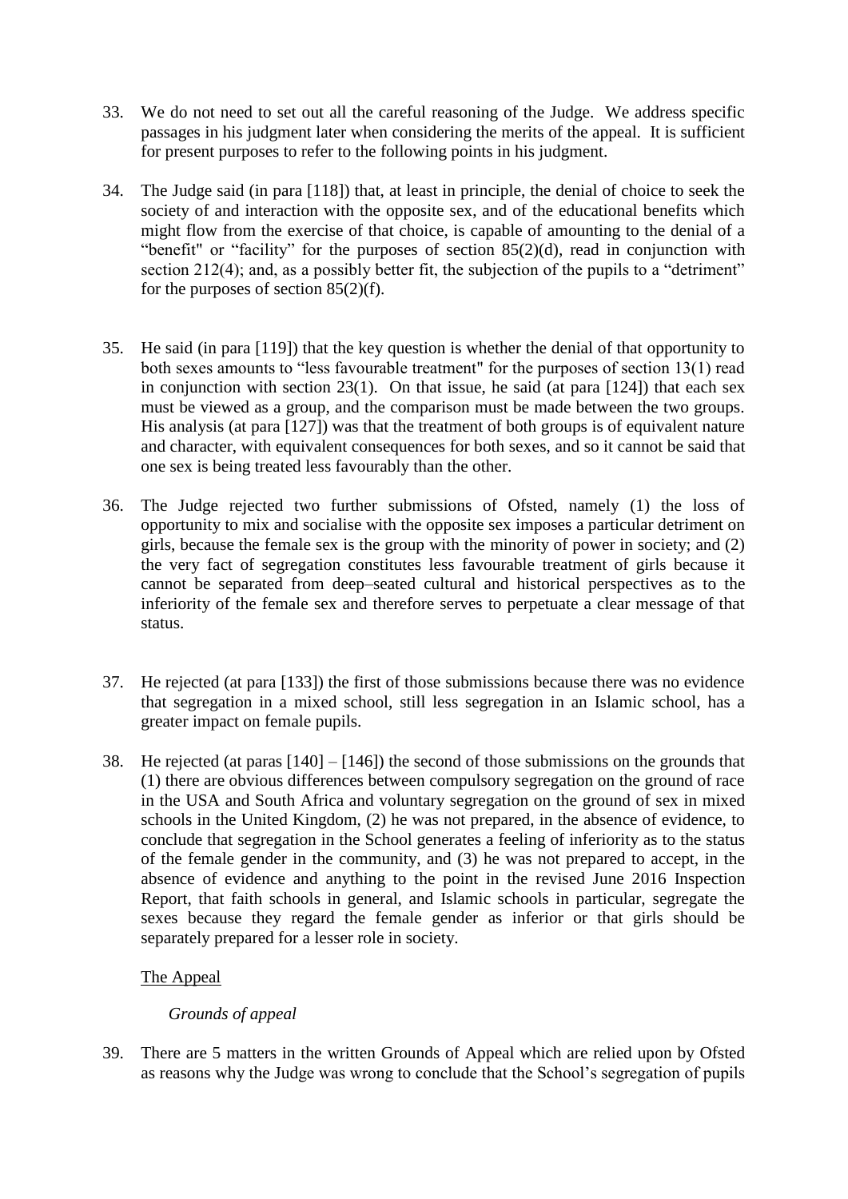33. We do not need to set out all the careful reasoning of the Judge. We address specific passages in his judgment later when considering the merits of the appeal. It is sufficient for present purposes to refer to the following points in his judgment.

34. The Judge said (in para [118]) that, at least in principle, the denial of choice to seek the society of and interaction with the opposite sex, and of the educational benefits which might flow from the exercise of that choice, is capable of amounting to the denial of a "benefit" or "facility" for the purposes of section 85(2)(d), read in conjunction with section 212(4); and, as a possibly better fit, the subjection of the pupils to a "detriment" for the purposes of section 85(2)(f).

35. He said (in para [119]) that the key question is whether the denial of that opportunity to both sexes amounts to "less favourable treatment" for the purposes of section 13(1) read in conjunction with section 23(1). On that issue, he said (at para [124]) that each sex must be viewed as a group, and the comparison must be made between the two groups. His analysis (at para [127]) was that the treatment of both groups is of equivalent nature and character, with equivalent consequences for both sexes, and so it cannot be said that one sex is being treated less favourably than the other.

36. The Judge rejected two further submissions of Ofsted, namely (1) the loss of opportunity to mix and socialise with the opposite sex imposes a particular detriment on girls, because the female sex is the group with the minority of power in society; and (2) the very fact of segregation constitutes less favourable treatment of girls because it cannot be separated from deep–seated cultural and historical perspectives as to the inferiority of the female sex and therefore serves to perpetuate a clear message of that status.

37. He rejected (at para [133]) the first of those submissions because there was no evidence that segregation in a mixed school, still less segregation in an Islamic school, has a greater impact on female pupils.

38. He rejected (at paras [140] – [146]) the second of those submissions on the grounds that (1) there are obvious differences between compulsory segregation on the ground of race in the USA and South Africa and voluntary segregation on the ground of sex in mixed schools in the United Kingdom, (2) he was not prepared, in the absence of evidence, to conclude that segregation in the School generates a feeling of inferiority as to the status of the female gender in the community, and (3) he was not prepared to accept, in the absence of evidence and anything to the point in the revised June 2016 Inspection Report, that faith schools in general, and Islamic schools in particular, segregate the sexes because they regard the female gender as inferior or that girls should be separately prepared for a lesser role in society.

## The Appeal

### *Grounds of appeal*

39. There are 5 matters in the written Grounds of Appeal which are relied upon by Ofsted as reasons why the Judge was wrong to conclude that the School's segregation of pupils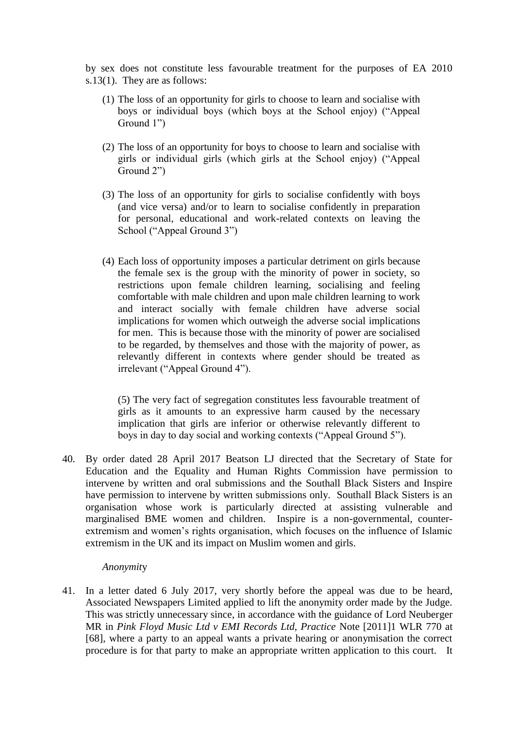by sex does not constitute less favourable treatment for the purposes of EA 2010 s.13(1). They are as follows:

(1) The loss of an opportunity for girls to choose to learn and socialise with boys or individual boys (which boys at the School enjoy) ("Appeal Ground 1")

(2) The loss of an opportunity for boys to choose to learn and socialise with girls or individual girls (which girls at the School enjoy) ("Appeal Ground 2")

(3) The loss of an opportunity for girls to socialise confidently with boys (and vice versa) and/or to learn to socialise confidently in preparation for personal, educational and work-related contexts on leaving the School ("Appeal Ground 3")

(4) Each loss of opportunity imposes a particular detriment on girls because the female sex is the group with the minority of power in society, so restrictions upon female children learning, socialising and feeling comfortable with male children and upon male children learning to work and interact socially with female children have adverse social implications for women which outweigh the adverse social implications for men. This is because those with the minority of power are socialised to be regarded, by themselves and those with the majority of power, as relevantly different in contexts where gender should be treated as irrelevant ("Appeal Ground 4").

(5) The very fact of segregation constitutes less favourable treatment of girls as it amounts to an expressive harm caused by the necessary implication that girls are inferior or otherwise relevantly different to boys in day to day social and working contexts ("Appeal Ground 5").

40. By order dated 28 April 2017 Beatson LJ directed that the Secretary of State for Education and the Equality and Human Rights Commission have permission to intervene by written and oral submissions and the Southall Black Sisters and Inspire have permission to intervene by written submissions only. Southall Black Sisters is an organisation whose work is particularly directed at assisting vulnerable and marginalised BME women and children. Inspire is a non-governmental, counter-extremism and women's rights organisation, which focuses on the influence of Islamic extremism in the UK and its impact on Muslim women and girls.

*Anonymity*

41. In a letter dated 6 July 2017, very shortly before the appeal was due to be heard, Associated Newspapers Limited applied to lift the anonymity order made by the Judge. This was strictly unnecessary since, in accordance with the guidance of Lord Neuberger MR in *Pink Floyd Music Ltd v EMI Records Ltd, Practice* Note [2011]1 WLR 770 at [68], where a party to an appeal wants a private hearing or anonymisation the correct procedure is for that party to make an appropriate written application to this court. It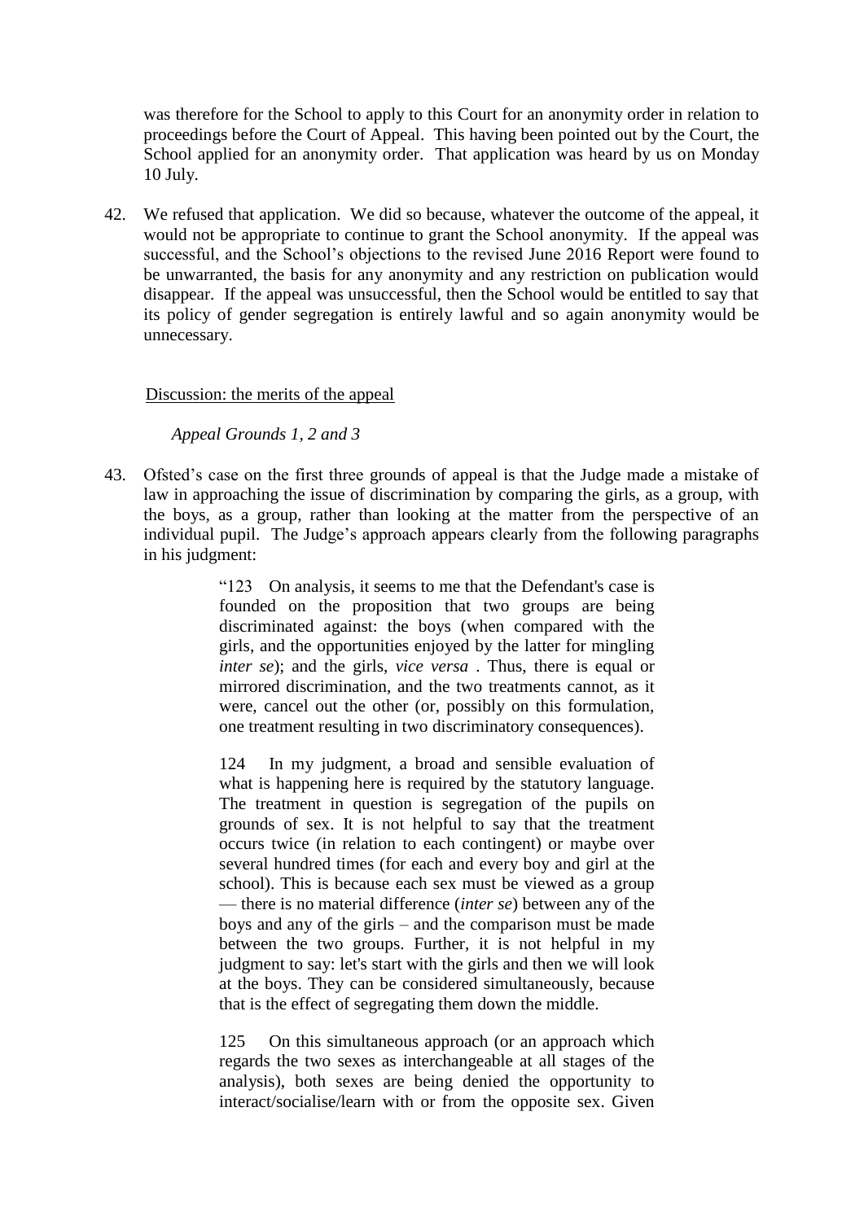was therefore for the School to apply to this Court for an anonymity order in relation to proceedings before the Court of Appeal. This having been pointed out by the Court, the School applied for an anonymity order. That application was heard by us on Monday 10 July.

42. We refused that application. We did so because, whatever the outcome of the appeal, it would not be appropriate to continue to grant the School anonymity. If the appeal was successful, and the School's objections to the revised June 2016 Report were found to be unwarranted, the basis for any anonymity and any restriction on publication would disappear. If the appeal was unsuccessful, then the School would be entitled to say that its policy of gender segregation is entirely lawful and so again anonymity would be unnecessary.

Discussion: the merits of the appeal

*Appeal Grounds 1, 2 and 3*

43. Ofsted's case on the first three grounds of appeal is that the Judge made a mistake of law in approaching the issue of discrimination by comparing the girls, as a group, with the boys, as a group, rather than looking at the matter from the perspective of an individual pupil. The Judge's approach appears clearly from the following paragraphs in his judgment:

> "123 On analysis, it seems to me that the Defendant's case is founded on the proposition that two groups are being discriminated against: the boys (when compared with the girls, and the opportunities enjoyed by the latter for mingling *inter se*); and the girls, *vice versa* . Thus, there is equal or mirrored discrimination, and the two treatments cannot, as it were, cancel out the other (or, possibly on this formulation, one treatment resulting in two discriminatory consequences).
>
> 124 In my judgment, a broad and sensible evaluation of what is happening here is required by the statutory language. The treatment in question is segregation of the pupils on grounds of sex. It is not helpful to say that the treatment occurs twice (in relation to each contingent) or maybe over several hundred times (for each and every boy and girl at the school). This is because each sex must be viewed as a group — there is no material difference (*inter se*) between any of the boys and any of the girls – and the comparison must be made between the two groups. Further, it is not helpful in my judgment to say: let's start with the girls and then we will look at the boys. They can be considered simultaneously, because that is the effect of segregating them down the middle.
>
> 125 On this simultaneous approach (or an approach which regards the two sexes as interchangeable at all stages of the analysis), both sexes are being denied the opportunity to interact/socialise/learn with or from the opposite sex. Given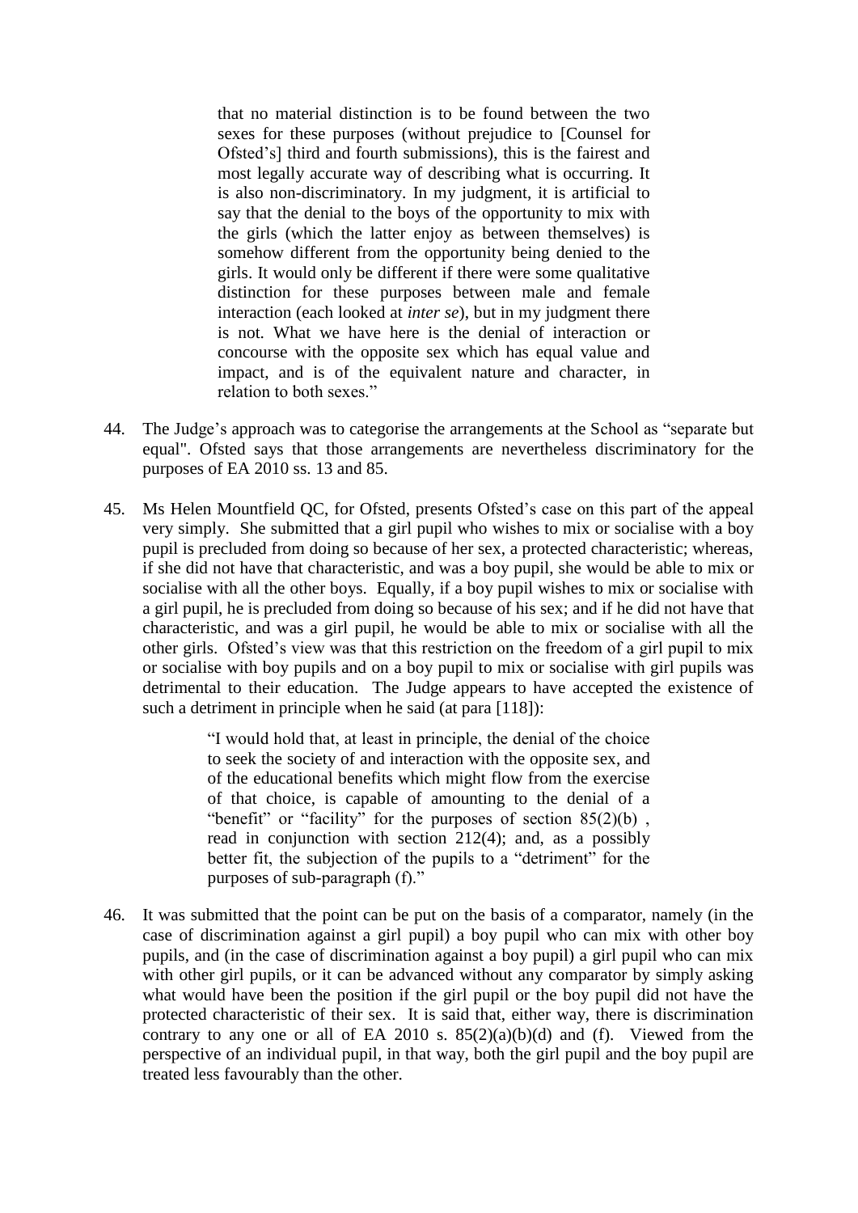> that no material distinction is to be found between the two sexes for these purposes (without prejudice to [Counsel for Ofsted's] third and fourth submissions), this is the fairest and most legally accurate way of describing what is occurring. It is also non-discriminatory. In my judgment, it is artificial to say that the denial to the boys of the opportunity to mix with the girls (which the latter enjoy as between themselves) is somehow different from the opportunity being denied to the girls. It would only be different if there were some qualitative distinction for these purposes between male and female interaction (each looked at *inter se*), but in my judgment there is not. What we have here is the denial of interaction or concourse with the opposite sex which has equal value and impact, and is of the equivalent nature and character, in relation to both sexes."

44. The Judge's approach was to categorise the arrangements at the School as "separate but equal". Ofsted says that those arrangements are nevertheless discriminatory for the purposes of EA 2010 ss. 13 and 85.

45. Ms Helen Mountfield QC, for Ofsted, presents Ofsted's case on this part of the appeal very simply. She submitted that a girl pupil who wishes to mix or socialise with a boy pupil is precluded from doing so because of her sex, a protected characteristic; whereas, if she did not have that characteristic, and was a boy pupil, she would be able to mix or socialise with all the other boys. Equally, if a boy pupil wishes to mix or socialise with a girl pupil, he is precluded from doing so because of his sex; and if he did not have that characteristic, and was a girl pupil, he would be able to mix or socialise with all the other girls. Ofsted's view was that this restriction on the freedom of a girl pupil to mix or socialise with boy pupils and on a boy pupil to mix or socialise with girl pupils was detrimental to their education. The Judge appears to have accepted the existence of such a detriment in principle when he said (at para [118]):

> "I would hold that, at least in principle, the denial of the choice to seek the society of and interaction with the opposite sex, and of the educational benefits which might flow from the exercise of that choice, is capable of amounting to the denial of a "benefit" or "facility" for the purposes of section 85(2)(b) , read in conjunction with section 212(4); and, as a possibly better fit, the subjection of the pupils to a "detriment" for the purposes of sub-paragraph (f)."

46. It was submitted that the point can be put on the basis of a comparator, namely (in the case of discrimination against a girl pupil) a boy pupil who can mix with other boy pupils, and (in the case of discrimination against a boy pupil) a girl pupil who can mix with other girl pupils, or it can be advanced without any comparator by simply asking what would have been the position if the girl pupil or the boy pupil did not have the protected characteristic of their sex. It is said that, either way, there is discrimination contrary to any one or all of EA 2010 s. 85(2)(a)(b)(d) and (f). Viewed from the perspective of an individual pupil, in that way, both the girl pupil and the boy pupil are treated less favourably than the other.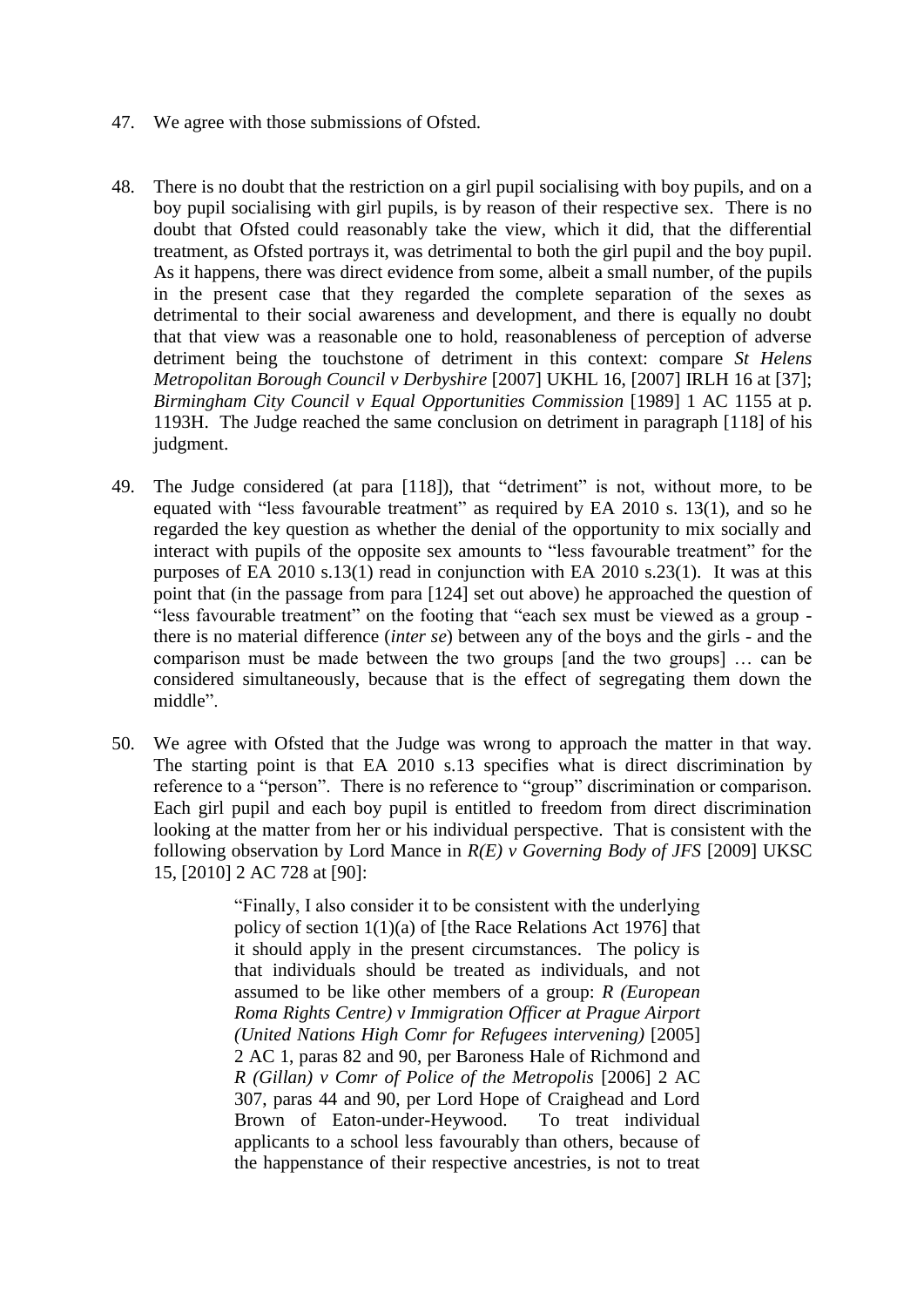47. We agree with those submissions of Ofsted.

48. There is no doubt that the restriction on a girl pupil socialising with boy pupils, and on a boy pupil socialising with girl pupils, is by reason of their respective sex. There is no doubt that Ofsted could reasonably take the view, which it did, that the differential treatment, as Ofsted portrays it, was detrimental to both the girl pupil and the boy pupil. As it happens, there was direct evidence from some, albeit a small number, of the pupils in the present case that they regarded the complete separation of the sexes as detrimental to their social awareness and development, and there is equally no doubt that that view was a reasonable one to hold, reasonableness of perception of adverse detriment being the touchstone of detriment in this context: compare *St Helens Metropolitan Borough Council v Derbyshire* [2007] UKHL 16, [2007] IRLH 16 at [37]; *Birmingham City Council v Equal Opportunities Commission* [1989] 1 AC 1155 at p. 1193H. The Judge reached the same conclusion on detriment in paragraph [118] of his judgment.

49. The Judge considered (at para [118]), that "detriment" is not, without more, to be equated with "less favourable treatment" as required by EA 2010 s. 13(1), and so he regarded the key question as whether the denial of the opportunity to mix socially and interact with pupils of the opposite sex amounts to "less favourable treatment" for the purposes of EA 2010 s.13(1) read in conjunction with EA 2010 s.23(1). It was at this point that (in the passage from para [124] set out above) he approached the question of "less favourable treatment" on the footing that "each sex must be viewed as a group - there is no material difference (*inter se*) between any of the boys and the girls - and the comparison must be made between the two groups [and the two groups] … can be considered simultaneously, because that is the effect of segregating them down the middle".

50. We agree with Ofsted that the Judge was wrong to approach the matter in that way. The starting point is that EA 2010 s.13 specifies what is direct discrimination by reference to a "person". There is no reference to "group" discrimination or comparison. Each girl pupil and each boy pupil is entitled to freedom from direct discrimination looking at the matter from her or his individual perspective. That is consistent with the following observation by Lord Mance in *R(E) v Governing Body of JFS* [2009] UKSC 15, [2010] 2 AC 728 at [90]:

> "Finally, I also consider it to be consistent with the underlying policy of section 1(1)(a) of [the Race Relations Act 1976] that it should apply in the present circumstances. The policy is that individuals should be treated as individuals, and not assumed to be like other members of a group: *R (European Roma Rights Centre) v Immigration Officer at Prague Airport (United Nations High Comr for Refugees intervening)* [2005] 2 AC 1, paras 82 and 90, per Baroness Hale of Richmond and *R (Gillan) v Comr of Police of the Metropolis* [2006] 2 AC 307, paras 44 and 90, per Lord Hope of Craighead and Lord Brown of Eaton-under-Heywood. To treat individual applicants to a school less favourably than others, because of the happenstance of their respective ancestries, is not to treat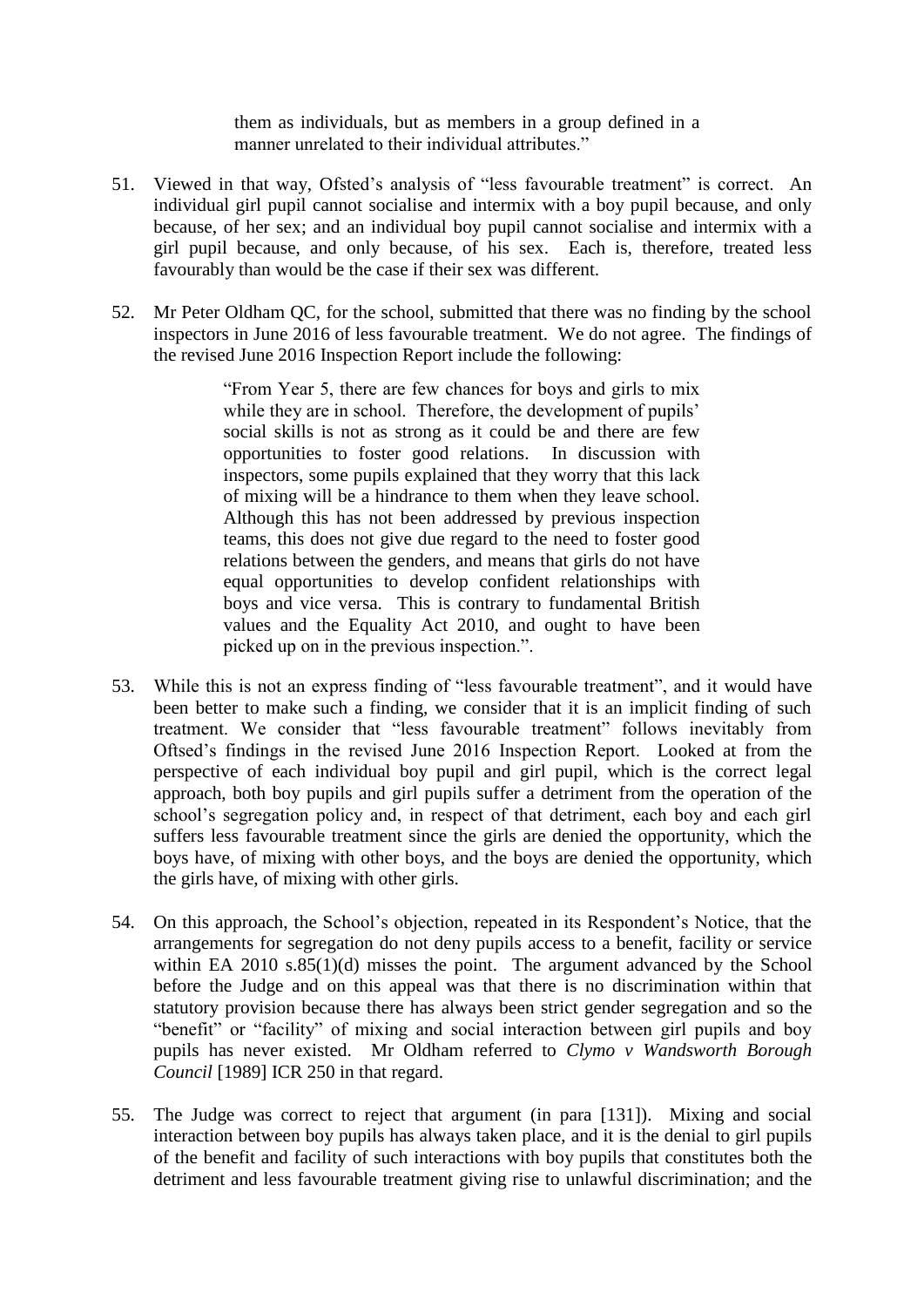> them as individuals, but as members in a group defined in a manner unrelated to their individual attributes."

51. Viewed in that way, Ofsted's analysis of "less favourable treatment" is correct. An individual girl pupil cannot socialise and intermix with a boy pupil because, and only because, of her sex; and an individual boy pupil cannot socialise and intermix with a girl pupil because, and only because, of his sex. Each is, therefore, treated less favourably than would be the case if their sex was different.

52. Mr Peter Oldham QC, for the school, submitted that there was no finding by the school inspectors in June 2016 of less favourable treatment. We do not agree. The findings of the revised June 2016 Inspection Report include the following:

> "From Year 5, there are few chances for boys and girls to mix while they are in school. Therefore, the development of pupils' social skills is not as strong as it could be and there are few opportunities to foster good relations. In discussion with inspectors, some pupils explained that they worry that this lack of mixing will be a hindrance to them when they leave school. Although this has not been addressed by previous inspection teams, this does not give due regard to the need to foster good relations between the genders, and means that girls do not have equal opportunities to develop confident relationships with boys and vice versa. This is contrary to fundamental British values and the Equality Act 2010, and ought to have been picked up on in the previous inspection.".

53. While this is not an express finding of "less favourable treatment", and it would have been better to make such a finding, we consider that it is an implicit finding of such treatment. We consider that "less favourable treatment" follows inevitably from Oftsed's findings in the revised June 2016 Inspection Report. Looked at from the perspective of each individual boy pupil and girl pupil, which is the correct legal approach, both boy pupils and girl pupils suffer a detriment from the operation of the school's segregation policy and, in respect of that detriment, each boy and each girl suffers less favourable treatment since the girls are denied the opportunity, which the boys have, of mixing with other boys, and the boys are denied the opportunity, which the girls have, of mixing with other girls.

54. On this approach, the School's objection, repeated in its Respondent's Notice, that the arrangements for segregation do not deny pupils access to a benefit, facility or service within EA 2010 s.85(1)(d) misses the point. The argument advanced by the School before the Judge and on this appeal was that there is no discrimination within that statutory provision because there has always been strict gender segregation and so the "benefit" or "facility" of mixing and social interaction between girl pupils and boy pupils has never existed. Mr Oldham referred to *Clymo v Wandsworth Borough Council* [1989] ICR 250 in that regard.

55. The Judge was correct to reject that argument (in para [131]). Mixing and social interaction between boy pupils has always taken place, and it is the denial to girl pupils of the benefit and facility of such interactions with boy pupils that constitutes both the detriment and less favourable treatment giving rise to unlawful discrimination; and the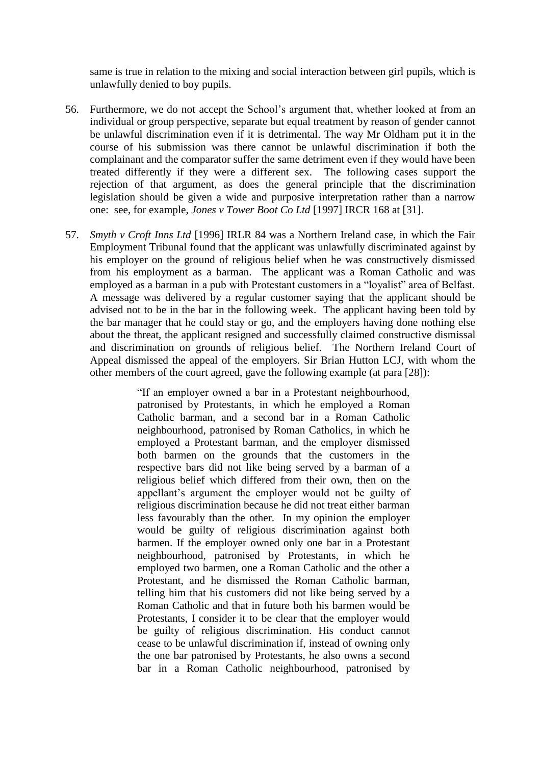same is true in relation to the mixing and social interaction between girl pupils, which is unlawfully denied to boy pupils.

56. Furthermore, we do not accept the School's argument that, whether looked at from an individual or group perspective, separate but equal treatment by reason of gender cannot be unlawful discrimination even if it is detrimental. The way Mr Oldham put it in the course of his submission was there cannot be unlawful discrimination if both the complainant and the comparator suffer the same detriment even if they would have been treated differently if they were a different sex. The following cases support the rejection of that argument, as does the general principle that the discrimination legislation should be given a wide and purposive interpretation rather than a narrow one: see, for example, *Jones v Tower Boot Co Ltd* [1997] IRCR 168 at [31].

57. *Smyth v Croft Inns Ltd* [1996] IRLR 84 was a Northern Ireland case, in which the Fair Employment Tribunal found that the applicant was unlawfully discriminated against by his employer on the ground of religious belief when he was constructively dismissed from his employment as a barman. The applicant was a Roman Catholic and was employed as a barman in a pub with Protestant customers in a "loyalist" area of Belfast. A message was delivered by a regular customer saying that the applicant should be advised not to be in the bar in the following week. The applicant having been told by the bar manager that he could stay or go, and the employers having done nothing else about the threat, the applicant resigned and successfully claimed constructive dismissal and discrimination on grounds of religious belief. The Northern Ireland Court of Appeal dismissed the appeal of the employers. Sir Brian Hutton LCJ, with whom the other members of the court agreed, gave the following example (at para [28]):

> "If an employer owned a bar in a Protestant neighbourhood, patronised by Protestants, in which he employed a Roman Catholic barman, and a second bar in a Roman Catholic neighbourhood, patronised by Roman Catholics, in which he employed a Protestant barman, and the employer dismissed both barmen on the grounds that the customers in the respective bars did not like being served by a barman of a religious belief which differed from their own, then on the appellant's argument the employer would not be guilty of religious discrimination because he did not treat either barman less favourably than the other. In my opinion the employer would be guilty of religious discrimination against both barmen. If the employer owned only one bar in a Protestant neighbourhood, patronised by Protestants, in which he employed two barmen, one a Roman Catholic and the other a Protestant, and he dismissed the Roman Catholic barman, telling him that his customers did not like being served by a Roman Catholic and that in future both his barmen would be Protestants, I consider it to be clear that the employer would be guilty of religious discrimination. His conduct cannot cease to be unlawful discrimination if, instead of owning only the one bar patronised by Protestants, he also owns a second bar in a Roman Catholic neighbourhood, patronised by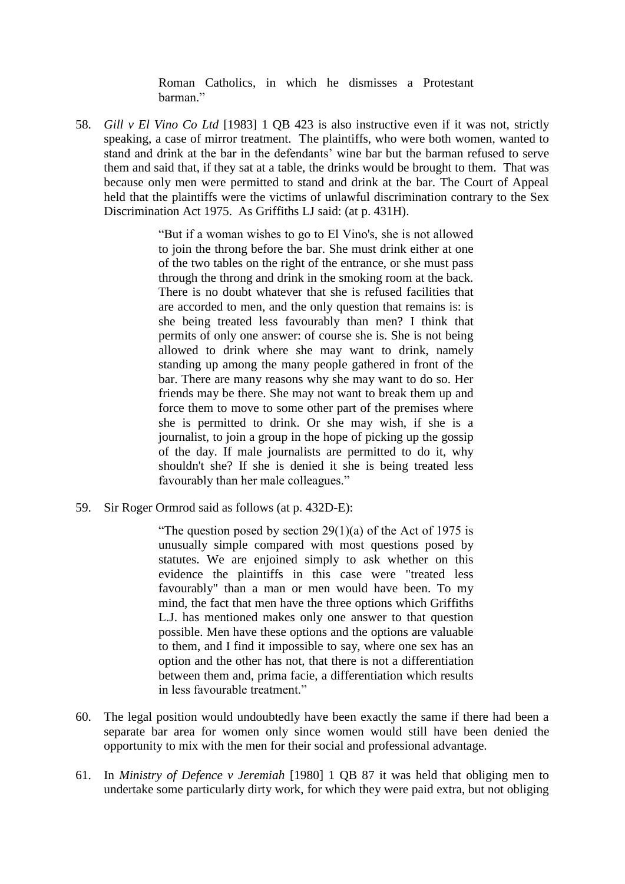> Roman Catholics, in which he dismisses a Protestant barman."

58. *Gill v El Vino Co Ltd* [1983] 1 QB 423 is also instructive even if it was not, strictly speaking, a case of mirror treatment. The plaintiffs, who were both women, wanted to stand and drink at the bar in the defendants' wine bar but the barman refused to serve them and said that, if they sat at a table, the drinks would be brought to them. That was because only men were permitted to stand and drink at the bar. The Court of Appeal held that the plaintiffs were the victims of unlawful discrimination contrary to the Sex Discrimination Act 1975. As Griffiths LJ said: (at p. 431H).

> "But if a woman wishes to go to El Vino's, she is not allowed to join the throng before the bar. She must drink either at one of the two tables on the right of the entrance, or she must pass through the throng and drink in the smoking room at the back. There is no doubt whatever that she is refused facilities that are accorded to men, and the only question that remains is: is she being treated less favourably than men? I think that permits of only one answer: of course she is. She is not being allowed to drink where she may want to drink, namely standing up among the many people gathered in front of the bar. There are many reasons why she may want to do so. Her friends may be there. She may not want to break them up and force them to move to some other part of the premises where she is permitted to drink. Or she may wish, if she is a journalist, to join a group in the hope of picking up the gossip of the day. If male journalists are permitted to do it, why shouldn't she? If she is denied it she is being treated less favourably than her male colleagues."

59. Sir Roger Ormrod said as follows (at p. 432D-E):

> "The question posed by section 29(1)(a) of the Act of 1975 is unusually simple compared with most questions posed by statutes. We are enjoined simply to ask whether on this evidence the plaintiffs in this case were "treated less favourably" than a man or men would have been. To my mind, the fact that men have the three options which Griffiths L.J. has mentioned makes only one answer to that question possible. Men have these options and the options are valuable to them, and I find it impossible to say, where one sex has an option and the other has not, that there is not a differentiation between them and, prima facie, a differentiation which results in less favourable treatment."

60. The legal position would undoubtedly have been exactly the same if there had been a separate bar area for women only since women would still have been denied the opportunity to mix with the men for their social and professional advantage.

61. In *Ministry of Defence v Jeremiah* [1980] 1 QB 87 it was held that obliging men to undertake some particularly dirty work, for which they were paid extra, but not obliging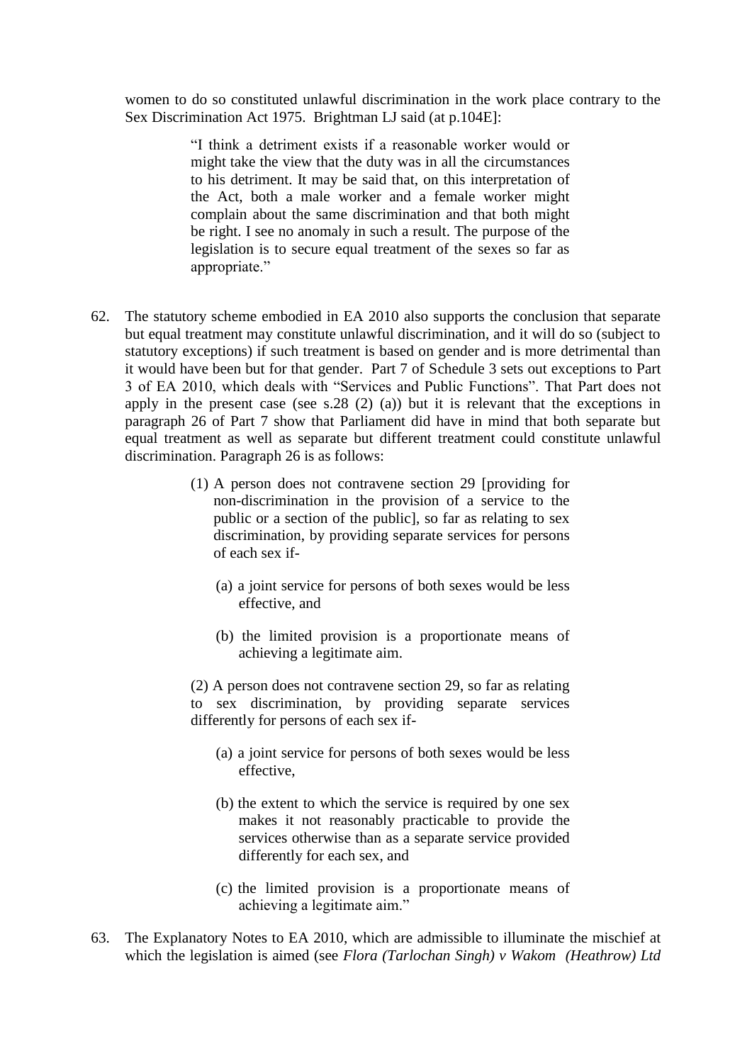women to do so constituted unlawful discrimination in the work place contrary to the Sex Discrimination Act 1975. Brightman LJ said (at p.104E]:

> "I think a detriment exists if a reasonable worker would or might take the view that the duty was in all the circumstances to his detriment. It may be said that, on this interpretation of the Act, both a male worker and a female worker might complain about the same discrimination and that both might be right. I see no anomaly in such a result. The purpose of the legislation is to secure equal treatment of the sexes so far as appropriate."

62. The statutory scheme embodied in EA 2010 also supports the conclusion that separate but equal treatment may constitute unlawful discrimination, and it will do so (subject to statutory exceptions) if such treatment is based on gender and is more detrimental than it would have been but for that gender. Part 7 of Schedule 3 sets out exceptions to Part 3 of EA 2010, which deals with "Services and Public Functions". That Part does not apply in the present case (see s.28 (2) (a)) but it is relevant that the exceptions in paragraph 26 of Part 7 show that Parliament did have in mind that both separate but equal treatment as well as separate but different treatment could constitute unlawful discrimination. Paragraph 26 is as follows:

> (1) A person does not contravene section 29 [providing for non-discrimination in the provision of a service to the public or a section of the public], so far as relating to sex discrimination, by providing separate services for persons of each sex if-
>
> (a) a joint service for persons of both sexes would be less effective, and
>
> (b) the limited provision is a proportionate means of achieving a legitimate aim.
>
> (2) A person does not contravene section 29, so far as relating to sex discrimination, by providing separate services differently for persons of each sex if-
>
> (a) a joint service for persons of both sexes would be less effective,
>
> (b) the extent to which the service is required by one sex makes it not reasonably practicable to provide the services otherwise than as a separate service provided differently for each sex, and
>
> (c) the limited provision is a proportionate means of achieving a legitimate aim."

63. The Explanatory Notes to EA 2010, which are admissible to illuminate the mischief at which the legislation is aimed (see *Flora (Tarlochan Singh) v Wakom (Heathrow) Ltd*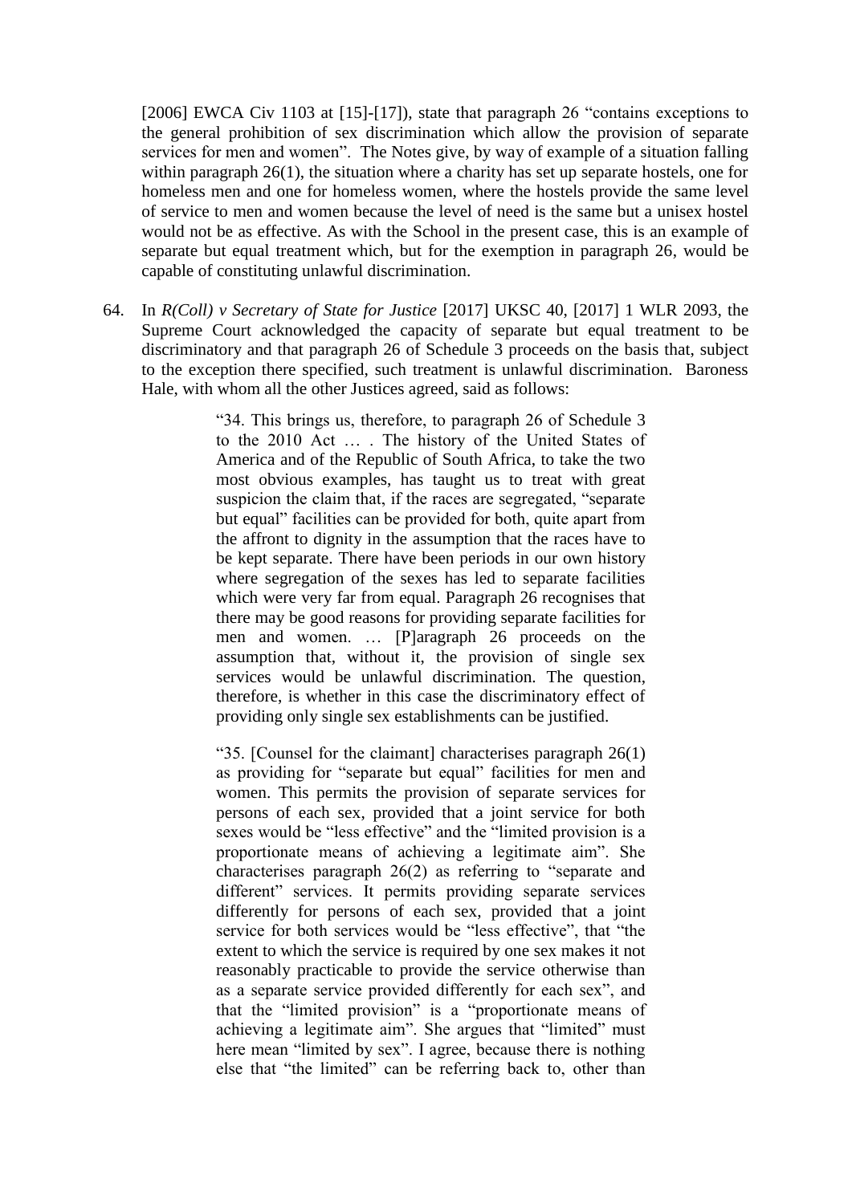[2006] EWCA Civ 1103 at [15]-[17]), state that paragraph 26 "contains exceptions to the general prohibition of sex discrimination which allow the provision of separate services for men and women". The Notes give, by way of example of a situation falling within paragraph 26(1), the situation where a charity has set up separate hostels, one for homeless men and one for homeless women, where the hostels provide the same level of service to men and women because the level of need is the same but a unisex hostel would not be as effective. As with the School in the present case, this is an example of separate but equal treatment which, but for the exemption in paragraph 26, would be capable of constituting unlawful discrimination.

64. In *R(Coll) v Secretary of State for Justice* [2017] UKSC 40, [2017] 1 WLR 2093, the Supreme Court acknowledged the capacity of separate but equal treatment to be discriminatory and that paragraph 26 of Schedule 3 proceeds on the basis that, subject to the exception there specified, such treatment is unlawful discrimination. Baroness Hale, with whom all the other Justices agreed, said as follows:

> "34. This brings us, therefore, to paragraph 26 of Schedule 3 to the 2010 Act … . The history of the United States of America and of the Republic of South Africa, to take the two most obvious examples, has taught us to treat with great suspicion the claim that, if the races are segregated, "separate but equal" facilities can be provided for both, quite apart from the affront to dignity in the assumption that the races have to be kept separate. There have been periods in our own history where segregation of the sexes has led to separate facilities which were very far from equal. Paragraph 26 recognises that there may be good reasons for providing separate facilities for men and women. … [P]aragraph 26 proceeds on the assumption that, without it, the provision of single sex services would be unlawful discrimination. The question, therefore, is whether in this case the discriminatory effect of providing only single sex establishments can be justified.
>
> "35. [Counsel for the claimant] characterises paragraph 26(1) as providing for "separate but equal" facilities for men and women. This permits the provision of separate services for persons of each sex, provided that a joint service for both sexes would be "less effective" and the "limited provision is a proportionate means of achieving a legitimate aim". She characterises paragraph 26(2) as referring to "separate and different" services. It permits providing separate services differently for persons of each sex, provided that a joint service for both services would be "less effective", that "the extent to which the service is required by one sex makes it not reasonably practicable to provide the service otherwise than as a separate service provided differently for each sex", and that the "limited provision" is a "proportionate means of achieving a legitimate aim". She argues that "limited" must here mean "limited by sex". I agree, because there is nothing else that "the limited" can be referring back to, other than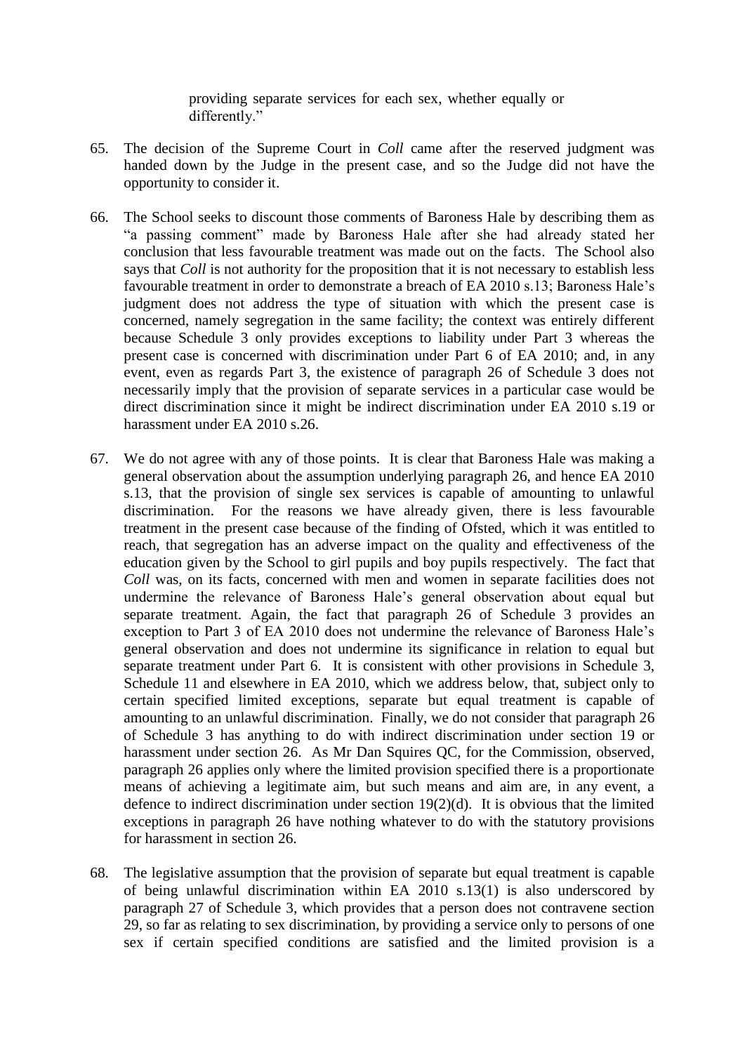providing separate services for each sex, whether equally or differently."

65. The decision of the Supreme Court in *Coll* came after the reserved judgment was handed down by the Judge in the present case, and so the Judge did not have the opportunity to consider it.

66. The School seeks to discount those comments of Baroness Hale by describing them as "a passing comment" made by Baroness Hale after she had already stated her conclusion that less favourable treatment was made out on the facts. The School also says that *Coll* is not authority for the proposition that it is not necessary to establish less favourable treatment in order to demonstrate a breach of EA 2010 s.13; Baroness Hale's judgment does not address the type of situation with which the present case is concerned, namely segregation in the same facility; the context was entirely different because Schedule 3 only provides exceptions to liability under Part 3 whereas the present case is concerned with discrimination under Part 6 of EA 2010; and, in any event, even as regards Part 3, the existence of paragraph 26 of Schedule 3 does not necessarily imply that the provision of separate services in a particular case would be direct discrimination since it might be indirect discrimination under EA 2010 s.19 or harassment under EA 2010 s.26.

67. We do not agree with any of those points. It is clear that Baroness Hale was making a general observation about the assumption underlying paragraph 26, and hence EA 2010 s.13, that the provision of single sex services is capable of amounting to unlawful discrimination. For the reasons we have already given, there is less favourable treatment in the present case because of the finding of Ofsted, which it was entitled to reach, that segregation has an adverse impact on the quality and effectiveness of the education given by the School to girl pupils and boy pupils respectively. The fact that *Coll* was, on its facts, concerned with men and women in separate facilities does not undermine the relevance of Baroness Hale's general observation about equal but separate treatment. Again, the fact that paragraph 26 of Schedule 3 provides an exception to Part 3 of EA 2010 does not undermine the relevance of Baroness Hale's general observation and does not undermine its significance in relation to equal but separate treatment under Part 6. It is consistent with other provisions in Schedule 3, Schedule 11 and elsewhere in EA 2010, which we address below, that, subject only to certain specified limited exceptions, separate but equal treatment is capable of amounting to an unlawful discrimination. Finally, we do not consider that paragraph 26 of Schedule 3 has anything to do with indirect discrimination under section 19 or harassment under section 26. As Mr Dan Squires QC, for the Commission, observed, paragraph 26 applies only where the limited provision specified there is a proportionate means of achieving a legitimate aim, but such means and aim are, in any event, a defence to indirect discrimination under section 19(2)(d). It is obvious that the limited exceptions in paragraph 26 have nothing whatever to do with the statutory provisions for harassment in section 26.

68. The legislative assumption that the provision of separate but equal treatment is capable of being unlawful discrimination within EA 2010 s.13(1) is also underscored by paragraph 27 of Schedule 3, which provides that a person does not contravene section 29, so far as relating to sex discrimination, by providing a service only to persons of one sex if certain specified conditions are satisfied and the limited provision is a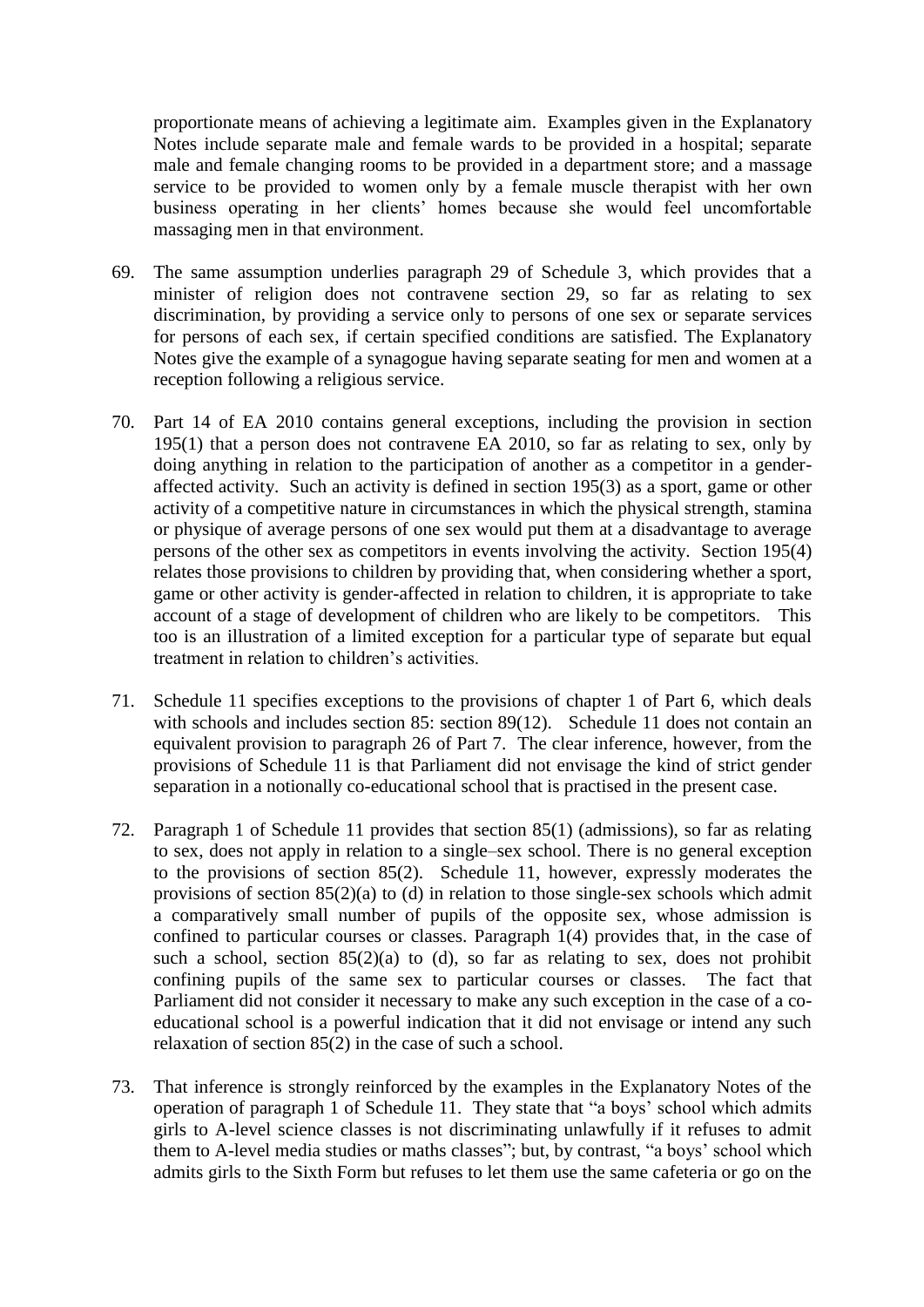proportionate means of achieving a legitimate aim. Examples given in the Explanatory Notes include separate male and female wards to be provided in a hospital; separate male and female changing rooms to be provided in a department store; and a massage service to be provided to women only by a female muscle therapist with her own business operating in her clients' homes because she would feel uncomfortable massaging men in that environment.

69. The same assumption underlies paragraph 29 of Schedule 3, which provides that a minister of religion does not contravene section 29, so far as relating to sex discrimination, by providing a service only to persons of one sex or separate services for persons of each sex, if certain specified conditions are satisfied. The Explanatory Notes give the example of a synagogue having separate seating for men and women at a reception following a religious service.

70. Part 14 of EA 2010 contains general exceptions, including the provision in section 195(1) that a person does not contravene EA 2010, so far as relating to sex, only by doing anything in relation to the participation of another as a competitor in a gender-affected activity. Such an activity is defined in section 195(3) as a sport, game or other activity of a competitive nature in circumstances in which the physical strength, stamina or physique of average persons of one sex would put them at a disadvantage to average persons of the other sex as competitors in events involving the activity. Section 195(4) relates those provisions to children by providing that, when considering whether a sport, game or other activity is gender-affected in relation to children, it is appropriate to take account of a stage of development of children who are likely to be competitors. This too is an illustration of a limited exception for a particular type of separate but equal treatment in relation to children's activities.

71. Schedule 11 specifies exceptions to the provisions of chapter 1 of Part 6, which deals with schools and includes section 85: section 89(12). Schedule 11 does not contain an equivalent provision to paragraph 26 of Part 7. The clear inference, however, from the provisions of Schedule 11 is that Parliament did not envisage the kind of strict gender separation in a notionally co-educational school that is practised in the present case.

72. Paragraph 1 of Schedule 11 provides that section 85(1) (admissions), so far as relating to sex, does not apply in relation to a single–sex school. There is no general exception to the provisions of section 85(2). Schedule 11, however, expressly moderates the provisions of section 85(2)(a) to (d) in relation to those single-sex schools which admit a comparatively small number of pupils of the opposite sex, whose admission is confined to particular courses or classes. Paragraph 1(4) provides that, in the case of such a school, section 85(2)(a) to (d), so far as relating to sex, does not prohibit confining pupils of the same sex to particular courses or classes. The fact that Parliament did not consider it necessary to make any such exception in the case of a co-educational school is a powerful indication that it did not envisage or intend any such relaxation of section 85(2) in the case of such a school.

73. That inference is strongly reinforced by the examples in the Explanatory Notes of the operation of paragraph 1 of Schedule 11. They state that "a boys' school which admits girls to A-level science classes is not discriminating unlawfully if it refuses to admit them to A-level media studies or maths classes"; but, by contrast, "a boys' school which admits girls to the Sixth Form but refuses to let them use the same cafeteria or go on the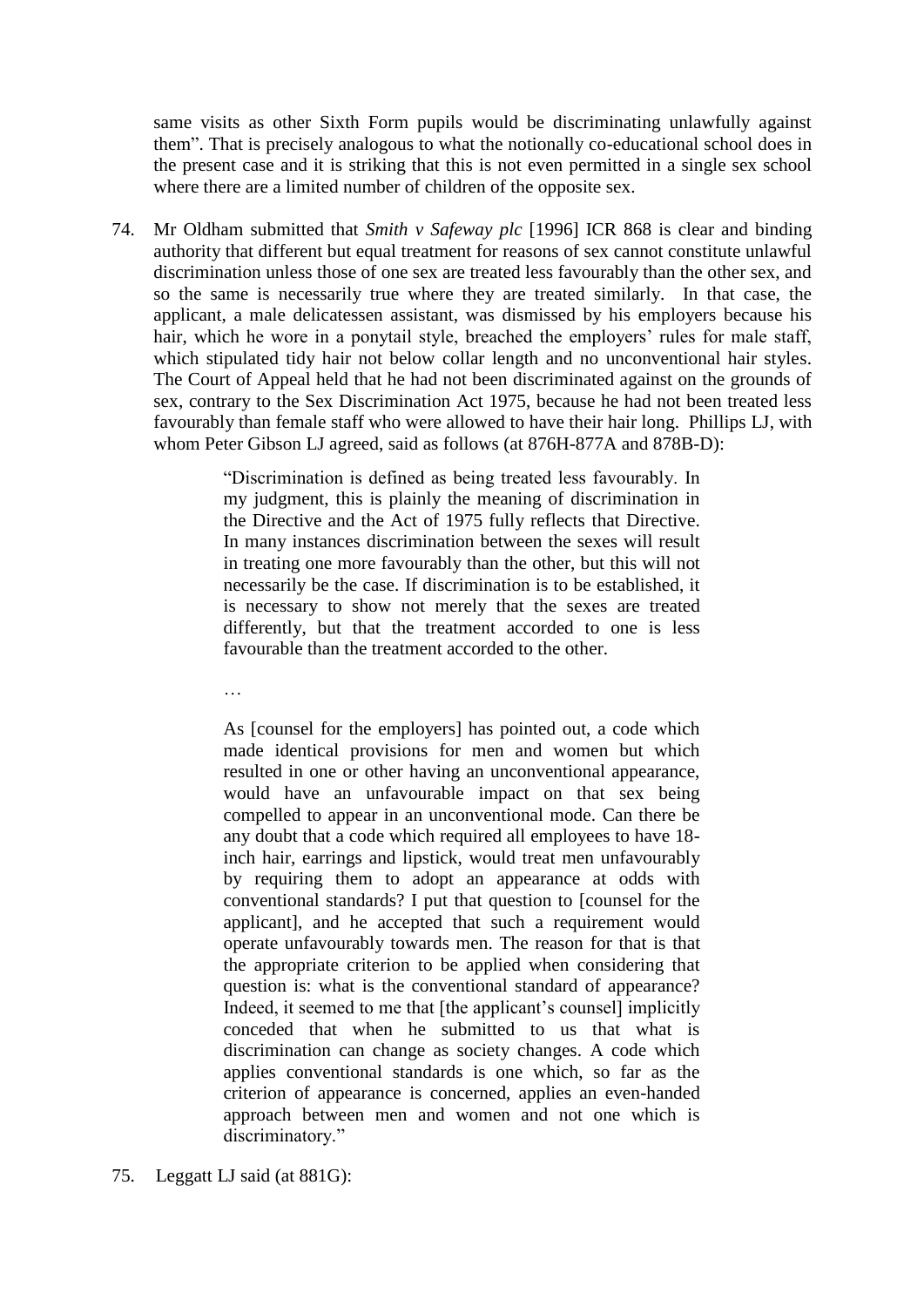same visits as other Sixth Form pupils would be discriminating unlawfully against them". That is precisely analogous to what the notionally co-educational school does in the present case and it is striking that this is not even permitted in a single sex school where there are a limited number of children of the opposite sex.

74. Mr Oldham submitted that *Smith v Safeway plc* [1996] ICR 868 is clear and binding authority that different but equal treatment for reasons of sex cannot constitute unlawful discrimination unless those of one sex are treated less favourably than the other sex, and so the same is necessarily true where they are treated similarly. In that case, the applicant, a male delicatessen assistant, was dismissed by his employers because his hair, which he wore in a ponytail style, breached the employers' rules for male staff, which stipulated tidy hair not below collar length and no unconventional hair styles. The Court of Appeal held that he had not been discriminated against on the grounds of sex, contrary to the Sex Discrimination Act 1975, because he had not been treated less favourably than female staff who were allowed to have their hair long. Phillips LJ, with whom Peter Gibson LJ agreed, said as follows (at 876H-877A and 878B-D):

> "Discrimination is defined as being treated less favourably. In my judgment, this is plainly the meaning of discrimination in the Directive and the Act of 1975 fully reflects that Directive. In many instances discrimination between the sexes will result in treating one more favourably than the other, but this will not necessarily be the case. If discrimination is to be established, it is necessary to show not merely that the sexes are treated differently, but that the treatment accorded to one is less favourable than the treatment accorded to the other.
>
> …
>
> As [counsel for the employers] has pointed out, a code which made identical provisions for men and women but which resulted in one or other having an unconventional appearance, would have an unfavourable impact on that sex being compelled to appear in an unconventional mode. Can there be any doubt that a code which required all employees to have 18-inch hair, earrings and lipstick, would treat men unfavourably by requiring them to adopt an appearance at odds with conventional standards? I put that question to [counsel for the applicant], and he accepted that such a requirement would operate unfavourably towards men. The reason for that is that the appropriate criterion to be applied when considering that question is: what is the conventional standard of appearance? Indeed, it seemed to me that [the applicant's counsel] implicitly conceded that when he submitted to us that what is discrimination can change as society changes. A code which applies conventional standards is one which, so far as the criterion of appearance is concerned, applies an even-handed approach between men and women and not one which is discriminatory."

75. Leggatt LJ said (at 881G):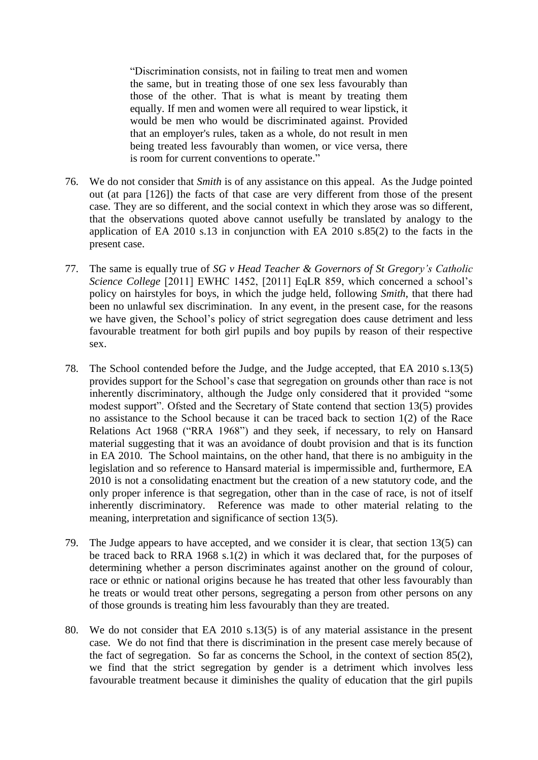> "Discrimination consists, not in failing to treat men and women the same, but in treating those of one sex less favourably than those of the other. That is what is meant by treating them equally. If men and women were all required to wear lipstick, it would be men who would be discriminated against. Provided that an employer's rules, taken as a whole, do not result in men being treated less favourably than women, or vice versa, there is room for current conventions to operate."

76. We do not consider that *Smith* is of any assistance on this appeal. As the Judge pointed out (at para [126]) the facts of that case are very different from those of the present case. They are so different, and the social context in which they arose was so different, that the observations quoted above cannot usefully be translated by analogy to the application of EA 2010 s.13 in conjunction with EA 2010 s.85(2) to the facts in the present case.

77. The same is equally true of *SG v Head Teacher & Governors of St Gregory's Catholic Science College* [2011] EWHC 1452, [2011] EqLR 859, which concerned a school's policy on hairstyles for boys, in which the judge held, following *Smith*, that there had been no unlawful sex discrimination. In any event, in the present case, for the reasons we have given, the School's policy of strict segregation does cause detriment and less favourable treatment for both girl pupils and boy pupils by reason of their respective sex.

78. The School contended before the Judge, and the Judge accepted, that EA 2010 s.13(5) provides support for the School's case that segregation on grounds other than race is not inherently discriminatory, although the Judge only considered that it provided "some modest support". Ofsted and the Secretary of State contend that section 13(5) provides no assistance to the School because it can be traced back to section 1(2) of the Race Relations Act 1968 ("RRA 1968") and they seek, if necessary, to rely on Hansard material suggesting that it was an avoidance of doubt provision and that is its function in EA 2010. The School maintains, on the other hand, that there is no ambiguity in the legislation and so reference to Hansard material is impermissible and, furthermore, EA 2010 is not a consolidating enactment but the creation of a new statutory code, and the only proper inference is that segregation, other than in the case of race, is not of itself inherently discriminatory. Reference was made to other material relating to the meaning, interpretation and significance of section 13(5).

79. The Judge appears to have accepted, and we consider it is clear, that section 13(5) can be traced to RRA 1968 s.1(2) in which it was declared that, for the purposes of determining whether a person discriminates against another on the ground of colour, race or ethnic or national origins because he has treated that other less favourably than he treats or would treat other persons, segregating a person from other persons on any of those grounds is treating him less favourably than they are treated.

80. We do not consider that EA 2010 s.13(5) is of any material assistance in the present case. We do not find that there is discrimination in the present case merely because of the fact of segregation. So far as concerns the School, in the context of section 85(2), we find that the strict segregation by gender is a detriment which involves less favourable treatment because it diminishes the quality of education that the girl pupils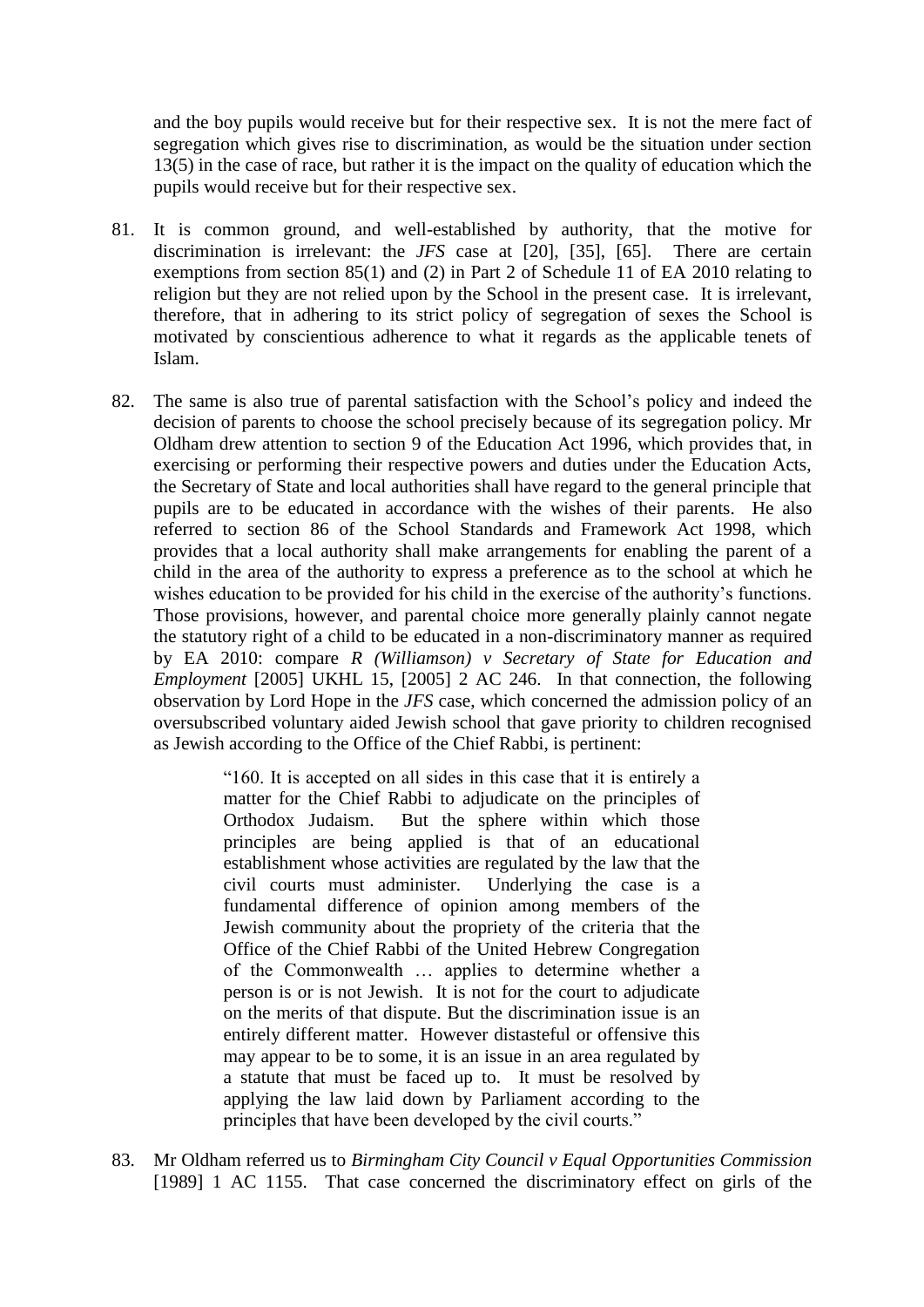and the boy pupils would receive but for their respective sex. It is not the mere fact of segregation which gives rise to discrimination, as would be the situation under section 13(5) in the case of race, but rather it is the impact on the quality of education which the pupils would receive but for their respective sex.

81. It is common ground, and well-established by authority, that the motive for discrimination is irrelevant: the *JFS* case at [20], [35], [65]. There are certain exemptions from section 85(1) and (2) in Part 2 of Schedule 11 of EA 2010 relating to religion but they are not relied upon by the School in the present case. It is irrelevant, therefore, that in adhering to its strict policy of segregation of sexes the School is motivated by conscientious adherence to what it regards as the applicable tenets of Islam.

82. The same is also true of parental satisfaction with the School's policy and indeed the decision of parents to choose the school precisely because of its segregation policy. Mr Oldham drew attention to section 9 of the Education Act 1996, which provides that, in exercising or performing their respective powers and duties under the Education Acts, the Secretary of State and local authorities shall have regard to the general principle that pupils are to be educated in accordance with the wishes of their parents. He also referred to section 86 of the School Standards and Framework Act 1998, which provides that a local authority shall make arrangements for enabling the parent of a child in the area of the authority to express a preference as to the school at which he wishes education to be provided for his child in the exercise of the authority's functions. Those provisions, however, and parental choice more generally plainly cannot negate the statutory right of a child to be educated in a non-discriminatory manner as required by EA 2010: compare *R (Williamson) v Secretary of State for Education and Employment* [2005] UKHL 15, [2005] 2 AC 246. In that connection, the following observation by Lord Hope in the *JFS* case, which concerned the admission policy of an oversubscribed voluntary aided Jewish school that gave priority to children recognised as Jewish according to the Office of the Chief Rabbi, is pertinent:

> "160. It is accepted on all sides in this case that it is entirely a matter for the Chief Rabbi to adjudicate on the principles of Orthodox Judaism. But the sphere within which those principles are being applied is that of an educational establishment whose activities are regulated by the law that the civil courts must administer. Underlying the case is a fundamental difference of opinion among members of the Jewish community about the propriety of the criteria that the Office of the Chief Rabbi of the United Hebrew Congregation of the Commonwealth … applies to determine whether a person is or is not Jewish. It is not for the court to adjudicate on the merits of that dispute. But the discrimination issue is an entirely different matter. However distasteful or offensive this may appear to be to some, it is an issue in an area regulated by a statute that must be faced up to. It must be resolved by applying the law laid down by Parliament according to the principles that have been developed by the civil courts."

83. Mr Oldham referred us to *Birmingham City Council v Equal Opportunities Commission* [1989] 1 AC 1155. That case concerned the discriminatory effect on girls of the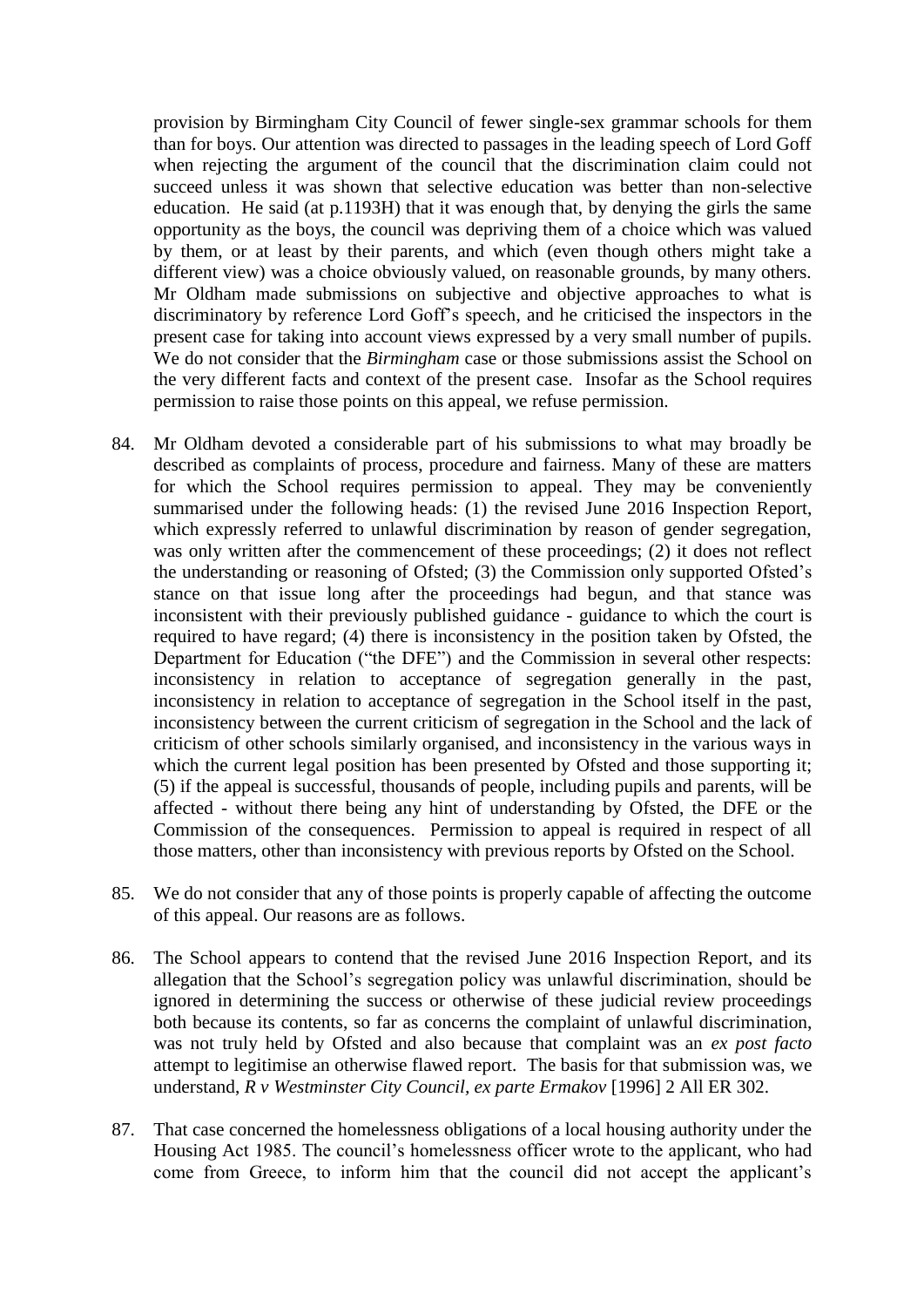provision by Birmingham City Council of fewer single-sex grammar schools for them than for boys. Our attention was directed to passages in the leading speech of Lord Goff when rejecting the argument of the council that the discrimination claim could not succeed unless it was shown that selective education was better than non-selective education. He said (at p.1193H) that it was enough that, by denying the girls the same opportunity as the boys, the council was depriving them of a choice which was valued by them, or at least by their parents, and which (even though others might take a different view) was a choice obviously valued, on reasonable grounds, by many others. Mr Oldham made submissions on subjective and objective approaches to what is discriminatory by reference Lord Goff's speech, and he criticised the inspectors in the present case for taking into account views expressed by a very small number of pupils. We do not consider that the *Birmingham* case or those submissions assist the School on the very different facts and context of the present case. Insofar as the School requires permission to raise those points on this appeal, we refuse permission.

84. Mr Oldham devoted a considerable part of his submissions to what may broadly be described as complaints of process, procedure and fairness. Many of these are matters for which the School requires permission to appeal. They may be conveniently summarised under the following heads: (1) the revised June 2016 Inspection Report, which expressly referred to unlawful discrimination by reason of gender segregation, was only written after the commencement of these proceedings; (2) it does not reflect the understanding or reasoning of Ofsted; (3) the Commission only supported Ofsted's stance on that issue long after the proceedings had begun, and that stance was inconsistent with their previously published guidance - guidance to which the court is required to have regard; (4) there is inconsistency in the position taken by Ofsted, the Department for Education ("the DFE") and the Commission in several other respects: inconsistency in relation to acceptance of segregation generally in the past, inconsistency in relation to acceptance of segregation in the School itself in the past, inconsistency between the current criticism of segregation in the School and the lack of criticism of other schools similarly organised, and inconsistency in the various ways in which the current legal position has been presented by Ofsted and those supporting it; (5) if the appeal is successful, thousands of people, including pupils and parents, will be affected - without there being any hint of understanding by Ofsted, the DFE or the Commission of the consequences. Permission to appeal is required in respect of all those matters, other than inconsistency with previous reports by Ofsted on the School.

85. We do not consider that any of those points is properly capable of affecting the outcome of this appeal. Our reasons are as follows.

86. The School appears to contend that the revised June 2016 Inspection Report, and its allegation that the School's segregation policy was unlawful discrimination, should be ignored in determining the success or otherwise of these judicial review proceedings both because its contents, so far as concerns the complaint of unlawful discrimination, was not truly held by Ofsted and also because that complaint was an *ex post facto* attempt to legitimise an otherwise flawed report. The basis for that submission was, we understand, *R v Westminster City Council, ex parte Ermakov* [1996] 2 All ER 302.

87. That case concerned the homelessness obligations of a local housing authority under the Housing Act 1985. The council's homelessness officer wrote to the applicant, who had come from Greece, to inform him that the council did not accept the applicant's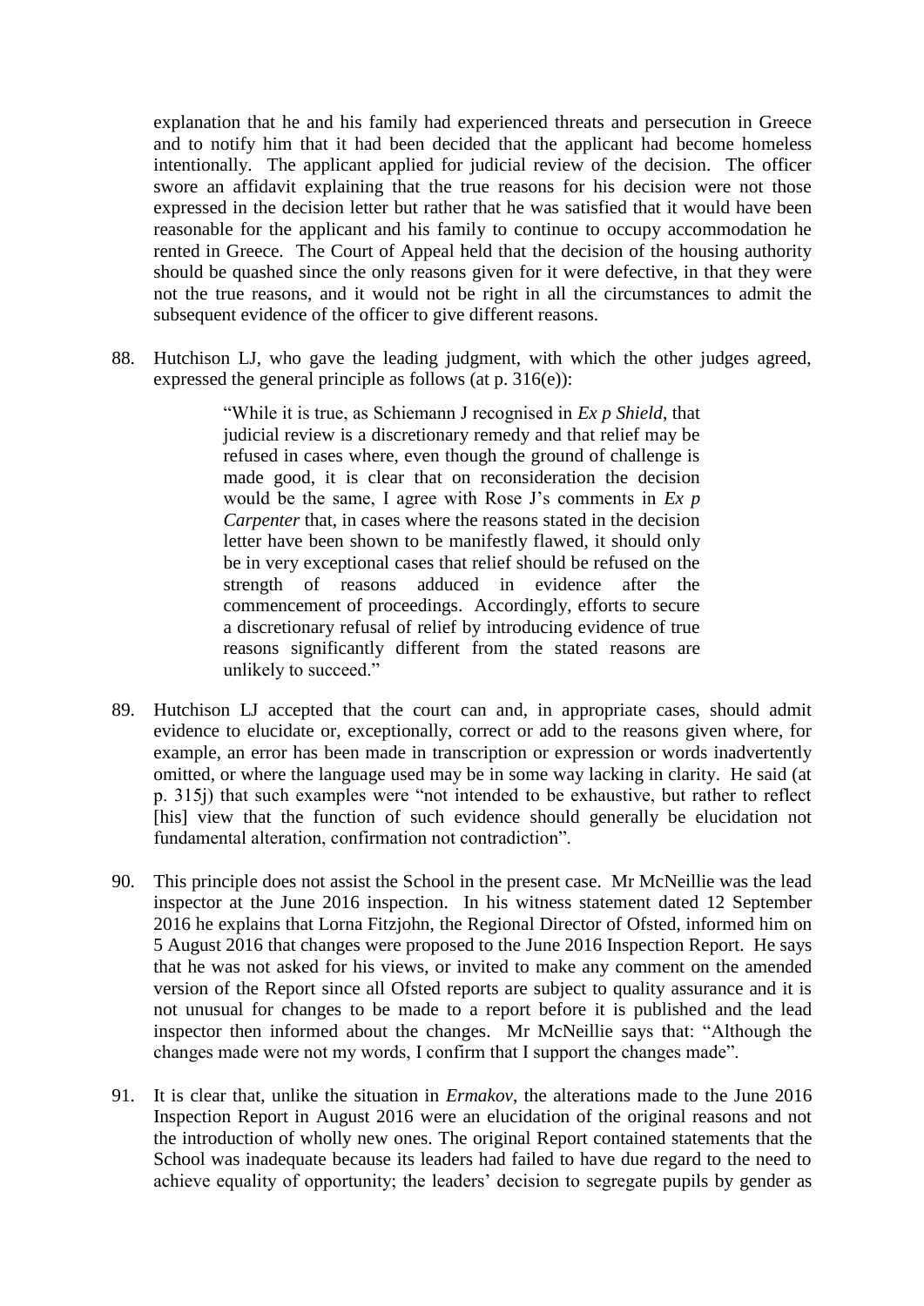explanation that he and his family had experienced threats and persecution in Greece and to notify him that it had been decided that the applicant had become homeless intentionally. The applicant applied for judicial review of the decision. The officer swore an affidavit explaining that the true reasons for his decision were not those expressed in the decision letter but rather that he was satisfied that it would have been reasonable for the applicant and his family to continue to occupy accommodation he rented in Greece. The Court of Appeal held that the decision of the housing authority should be quashed since the only reasons given for it were defective, in that they were not the true reasons, and it would not be right in all the circumstances to admit the subsequent evidence of the officer to give different reasons.

88. Hutchison LJ, who gave the leading judgment, with which the other judges agreed, expressed the general principle as follows (at p. 316(e)):

> "While it is true, as Schiemann J recognised in *Ex p Shield*, that judicial review is a discretionary remedy and that relief may be refused in cases where, even though the ground of challenge is made good, it is clear that on reconsideration the decision would be the same, I agree with Rose J's comments in *Ex p Carpenter* that, in cases where the reasons stated in the decision letter have been shown to be manifestly flawed, it should only be in very exceptional cases that relief should be refused on the strength of reasons adduced in evidence after the commencement of proceedings. Accordingly, efforts to secure a discretionary refusal of relief by introducing evidence of true reasons significantly different from the stated reasons are unlikely to succeed."

89. Hutchison LJ accepted that the court can and, in appropriate cases, should admit evidence to elucidate or, exceptionally, correct or add to the reasons given where, for example, an error has been made in transcription or expression or words inadvertently omitted, or where the language used may be in some way lacking in clarity. He said (at p. 315j) that such examples were "not intended to be exhaustive, but rather to reflect [his] view that the function of such evidence should generally be elucidation not fundamental alteration, confirmation not contradiction".

90. This principle does not assist the School in the present case. Mr McNeillie was the lead inspector at the June 2016 inspection. In his witness statement dated 12 September 2016 he explains that Lorna Fitzjohn, the Regional Director of Ofsted, informed him on 5 August 2016 that changes were proposed to the June 2016 Inspection Report. He says that he was not asked for his views, or invited to make any comment on the amended version of the Report since all Ofsted reports are subject to quality assurance and it is not unusual for changes to be made to a report before it is published and the lead inspector then informed about the changes. Mr McNeillie says that: "Although the changes made were not my words, I confirm that I support the changes made".

91. It is clear that, unlike the situation in *Ermakov*, the alterations made to the June 2016 Inspection Report in August 2016 were an elucidation of the original reasons and not the introduction of wholly new ones. The original Report contained statements that the School was inadequate because its leaders had failed to have due regard to the need to achieve equality of opportunity; the leaders' decision to segregate pupils by gender as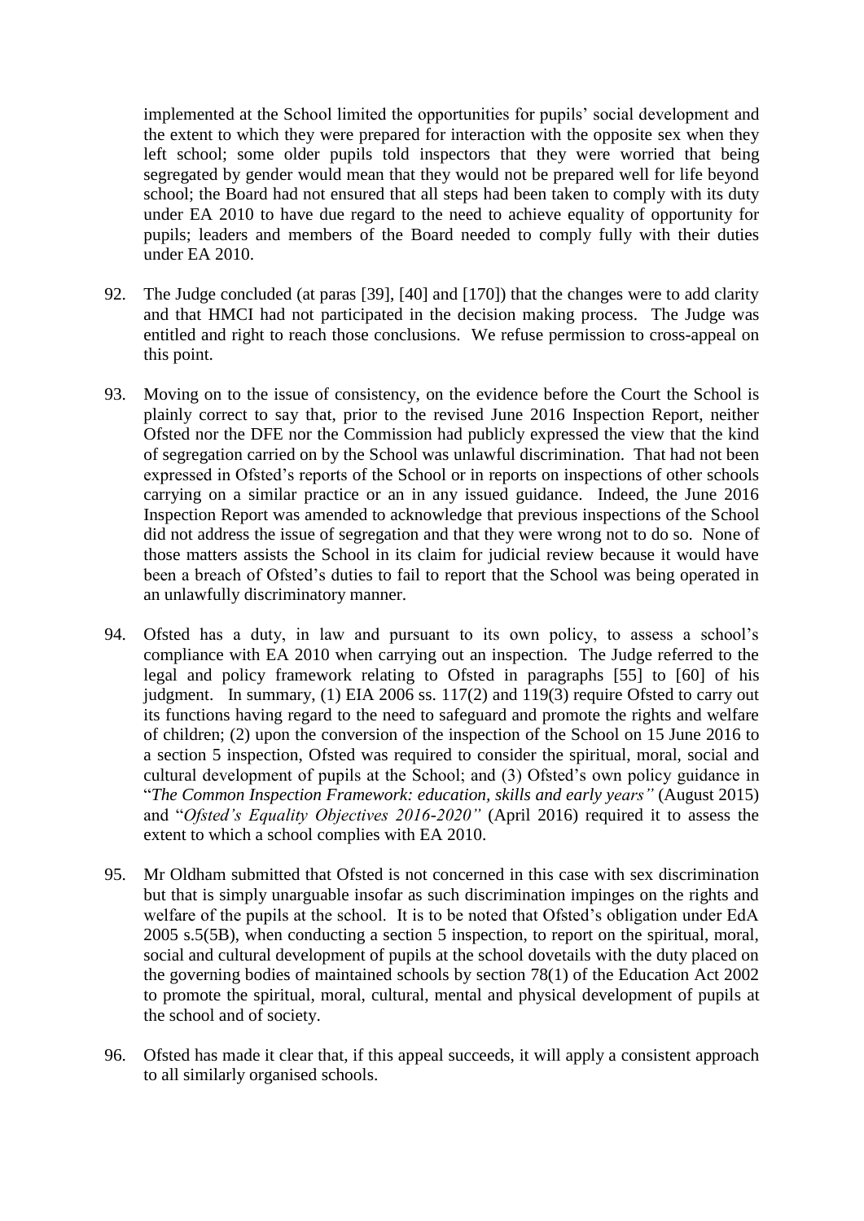implemented at the School limited the opportunities for pupils' social development and the extent to which they were prepared for interaction with the opposite sex when they left school; some older pupils told inspectors that they were worried that being segregated by gender would mean that they would not be prepared well for life beyond school; the Board had not ensured that all steps had been taken to comply with its duty under EA 2010 to have due regard to the need to achieve equality of opportunity for pupils; leaders and members of the Board needed to comply fully with their duties under EA 2010.

92. The Judge concluded (at paras [39], [40] and [170]) that the changes were to add clarity and that HMCI had not participated in the decision making process. The Judge was entitled and right to reach those conclusions. We refuse permission to cross-appeal on this point.

93. Moving on to the issue of consistency, on the evidence before the Court the School is plainly correct to say that, prior to the revised June 2016 Inspection Report, neither Ofsted nor the DFE nor the Commission had publicly expressed the view that the kind of segregation carried on by the School was unlawful discrimination. That had not been expressed in Ofsted's reports of the School or in reports on inspections of other schools carrying on a similar practice or an in any issued guidance. Indeed, the June 2016 Inspection Report was amended to acknowledge that previous inspections of the School did not address the issue of segregation and that they were wrong not to do so. None of those matters assists the School in its claim for judicial review because it would have been a breach of Ofsted's duties to fail to report that the School was being operated in an unlawfully discriminatory manner.

94. Ofsted has a duty, in law and pursuant to its own policy, to assess a school's compliance with EA 2010 when carrying out an inspection. The Judge referred to the legal and policy framework relating to Ofsted in paragraphs [55] to [60] of his judgment. In summary, (1) EIA 2006 ss. 117(2) and 119(3) require Ofsted to carry out its functions having regard to the need to safeguard and promote the rights and welfare of children; (2) upon the conversion of the inspection of the School on 15 June 2016 to a section 5 inspection, Ofsted was required to consider the spiritual, moral, social and cultural development of pupils at the School; and (3) Ofsted's own policy guidance in "*The Common Inspection Framework: education, skills and early years"* (August 2015) and "*Ofsted's Equality Objectives 2016-2020"* (April 2016) required it to assess the extent to which a school complies with EA 2010.

95. Mr Oldham submitted that Ofsted is not concerned in this case with sex discrimination but that is simply unarguable insofar as such discrimination impinges on the rights and welfare of the pupils at the school. It is to be noted that Ofsted's obligation under EdA 2005 s.5(5B), when conducting a section 5 inspection, to report on the spiritual, moral, social and cultural development of pupils at the school dovetails with the duty placed on the governing bodies of maintained schools by section 78(1) of the Education Act 2002 to promote the spiritual, moral, cultural, mental and physical development of pupils at the school and of society.

96. Ofsted has made it clear that, if this appeal succeeds, it will apply a consistent approach to all similarly organised schools.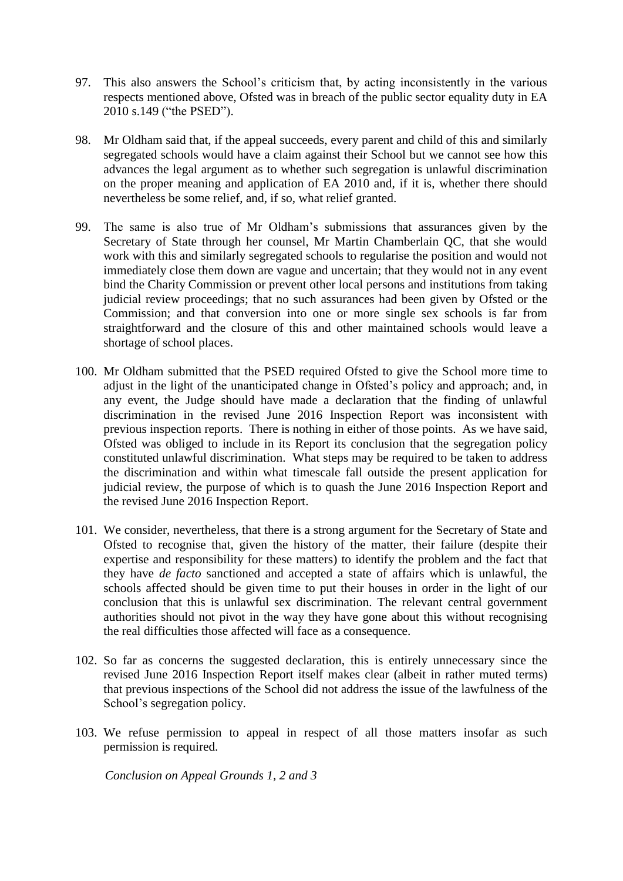97. This also answers the School's criticism that, by acting inconsistently in the various respects mentioned above, Ofsted was in breach of the public sector equality duty in EA 2010 s.149 ("the PSED").

98. Mr Oldham said that, if the appeal succeeds, every parent and child of this and similarly segregated schools would have a claim against their School but we cannot see how this advances the legal argument as to whether such segregation is unlawful discrimination on the proper meaning and application of EA 2010 and, if it is, whether there should nevertheless be some relief, and, if so, what relief granted.

99. The same is also true of Mr Oldham's submissions that assurances given by the Secretary of State through her counsel, Mr Martin Chamberlain QC, that she would work with this and similarly segregated schools to regularise the position and would not immediately close them down are vague and uncertain; that they would not in any event bind the Charity Commission or prevent other local persons and institutions from taking judicial review proceedings; that no such assurances had been given by Ofsted or the Commission; and that conversion into one or more single sex schools is far from straightforward and the closure of this and other maintained schools would leave a shortage of school places.

100. Mr Oldham submitted that the PSED required Ofsted to give the School more time to adjust in the light of the unanticipated change in Ofsted's policy and approach; and, in any event, the Judge should have made a declaration that the finding of unlawful discrimination in the revised June 2016 Inspection Report was inconsistent with previous inspection reports. There is nothing in either of those points. As we have said, Ofsted was obliged to include in its Report its conclusion that the segregation policy constituted unlawful discrimination. What steps may be required to be taken to address the discrimination and within what timescale fall outside the present application for judicial review, the purpose of which is to quash the June 2016 Inspection Report and the revised June 2016 Inspection Report.

101. We consider, nevertheless, that there is a strong argument for the Secretary of State and Ofsted to recognise that, given the history of the matter, their failure (despite their expertise and responsibility for these matters) to identify the problem and the fact that they have *de facto* sanctioned and accepted a state of affairs which is unlawful, the schools affected should be given time to put their houses in order in the light of our conclusion that this is unlawful sex discrimination. The relevant central government authorities should not pivot in the way they have gone about this without recognising the real difficulties those affected will face as a consequence.

102. So far as concerns the suggested declaration, this is entirely unnecessary since the revised June 2016 Inspection Report itself makes clear (albeit in rather muted terms) that previous inspections of the School did not address the issue of the lawfulness of the School's segregation policy.

103. We refuse permission to appeal in respect of all those matters insofar as such permission is required.

*Conclusion on Appeal Grounds 1, 2 and 3*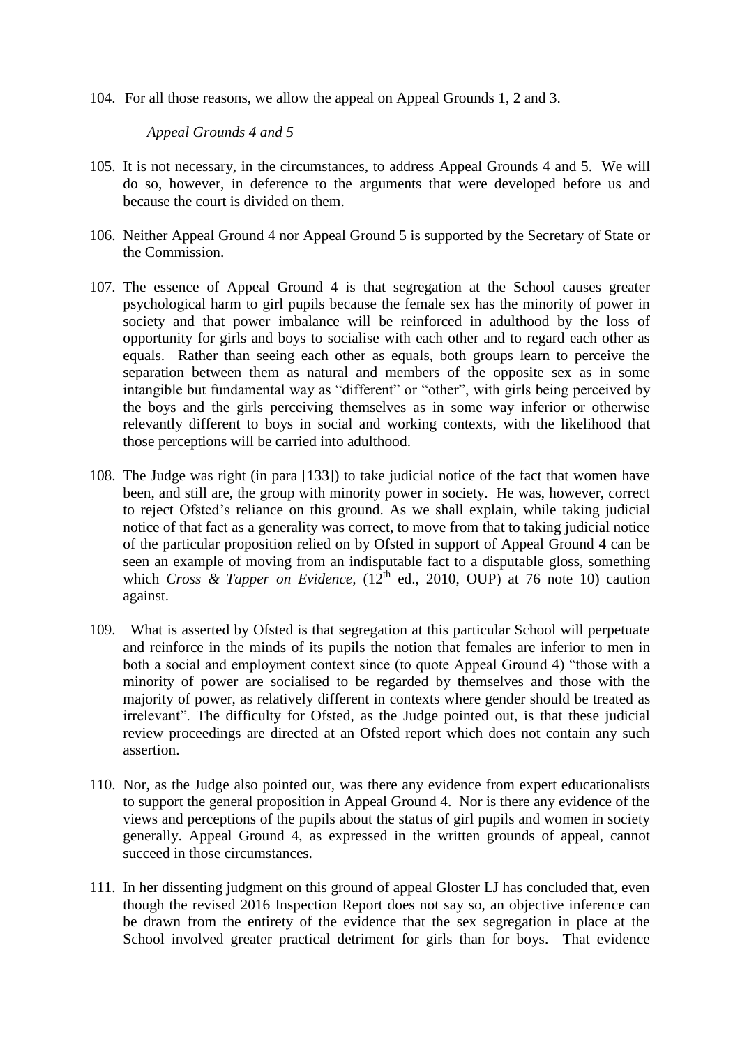104. For all those reasons, we allow the appeal on Appeal Grounds 1, 2 and 3.

*Appeal Grounds 4 and 5*

105. It is not necessary, in the circumstances, to address Appeal Grounds 4 and 5. We will do so, however, in deference to the arguments that were developed before us and because the court is divided on them.

106. Neither Appeal Ground 4 nor Appeal Ground 5 is supported by the Secretary of State or the Commission.

107. The essence of Appeal Ground 4 is that segregation at the School causes greater psychological harm to girl pupils because the female sex has the minority of power in society and that power imbalance will be reinforced in adulthood by the loss of opportunity for girls and boys to socialise with each other and to regard each other as equals. Rather than seeing each other as equals, both groups learn to perceive the separation between them as natural and members of the opposite sex as in some intangible but fundamental way as "different" or "other", with girls being perceived by the boys and the girls perceiving themselves as in some way inferior or otherwise relevantly different to boys in social and working contexts, with the likelihood that those perceptions will be carried into adulthood.

108. The Judge was right (in para [133]) to take judicial notice of the fact that women have been, and still are, the group with minority power in society. He was, however, correct to reject Ofsted's reliance on this ground. As we shall explain, while taking judicial notice of that fact as a generality was correct, to move from that to taking judicial notice of the particular proposition relied on by Ofsted in support of Appeal Ground 4 can be seen an example of moving from an indisputable fact to a disputable gloss, something which *Cross & Tapper on Evidence,* (12th ed., 2010, OUP) at 76 note 10) caution against.

109. What is asserted by Ofsted is that segregation at this particular School will perpetuate and reinforce in the minds of its pupils the notion that females are inferior to men in both a social and employment context since (to quote Appeal Ground 4) "those with a minority of power are socialised to be regarded by themselves and those with the majority of power, as relatively different in contexts where gender should be treated as irrelevant". The difficulty for Ofsted, as the Judge pointed out, is that these judicial review proceedings are directed at an Ofsted report which does not contain any such assertion.

110. Nor, as the Judge also pointed out, was there any evidence from expert educationalists to support the general proposition in Appeal Ground 4. Nor is there any evidence of the views and perceptions of the pupils about the status of girl pupils and women in society generally. Appeal Ground 4, as expressed in the written grounds of appeal, cannot succeed in those circumstances.

111. In her dissenting judgment on this ground of appeal Gloster LJ has concluded that, even though the revised 2016 Inspection Report does not say so, an objective inference can be drawn from the entirety of the evidence that the sex segregation in place at the School involved greater practical detriment for girls than for boys. That evidence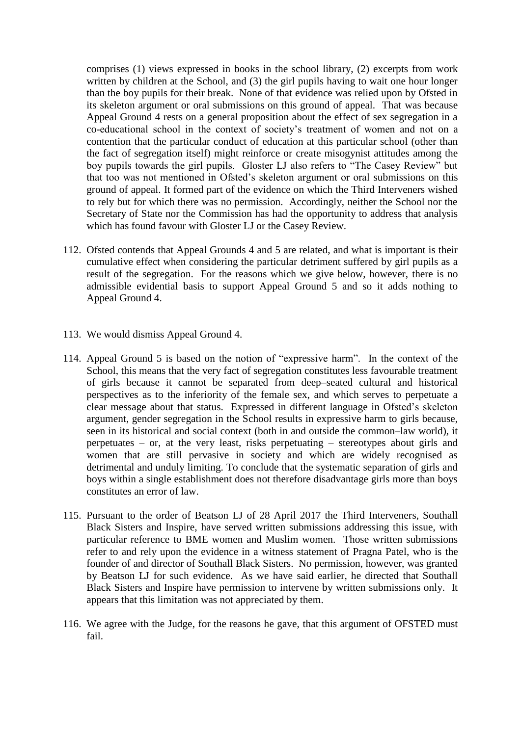comprises (1) views expressed in books in the school library, (2) excerpts from work written by children at the School, and (3) the girl pupils having to wait one hour longer than the boy pupils for their break. None of that evidence was relied upon by Ofsted in its skeleton argument or oral submissions on this ground of appeal. That was because Appeal Ground 4 rests on a general proposition about the effect of sex segregation in a co-educational school in the context of society's treatment of women and not on a contention that the particular conduct of education at this particular school (other than the fact of segregation itself) might reinforce or create misogynist attitudes among the boy pupils towards the girl pupils. Gloster LJ also refers to "The Casey Review" but that too was not mentioned in Ofsted's skeleton argument or oral submissions on this ground of appeal. It formed part of the evidence on which the Third Interveners wished to rely but for which there was no permission. Accordingly, neither the School nor the Secretary of State nor the Commission has had the opportunity to address that analysis which has found favour with Gloster LJ or the Casey Review.

112. Ofsted contends that Appeal Grounds 4 and 5 are related, and what is important is their cumulative effect when considering the particular detriment suffered by girl pupils as a result of the segregation. For the reasons which we give below, however, there is no admissible evidential basis to support Appeal Ground 5 and so it adds nothing to Appeal Ground 4.

113. We would dismiss Appeal Ground 4.

114. Appeal Ground 5 is based on the notion of "expressive harm". In the context of the School, this means that the very fact of segregation constitutes less favourable treatment of girls because it cannot be separated from deep–seated cultural and historical perspectives as to the inferiority of the female sex, and which serves to perpetuate a clear message about that status. Expressed in different language in Ofsted's skeleton argument, gender segregation in the School results in expressive harm to girls because, seen in its historical and social context (both in and outside the common–law world), it perpetuates – or, at the very least, risks perpetuating – stereotypes about girls and women that are still pervasive in society and which are widely recognised as detrimental and unduly limiting. To conclude that the systematic separation of girls and boys within a single establishment does not therefore disadvantage girls more than boys constitutes an error of law.

115. Pursuant to the order of Beatson LJ of 28 April 2017 the Third Interveners, Southall Black Sisters and Inspire, have served written submissions addressing this issue, with particular reference to BME women and Muslim women. Those written submissions refer to and rely upon the evidence in a witness statement of Pragna Patel, who is the founder of and director of Southall Black Sisters. No permission, however, was granted by Beatson LJ for such evidence. As we have said earlier, he directed that Southall Black Sisters and Inspire have permission to intervene by written submissions only. It appears that this limitation was not appreciated by them.

116. We agree with the Judge, for the reasons he gave, that this argument of OFSTED must fail.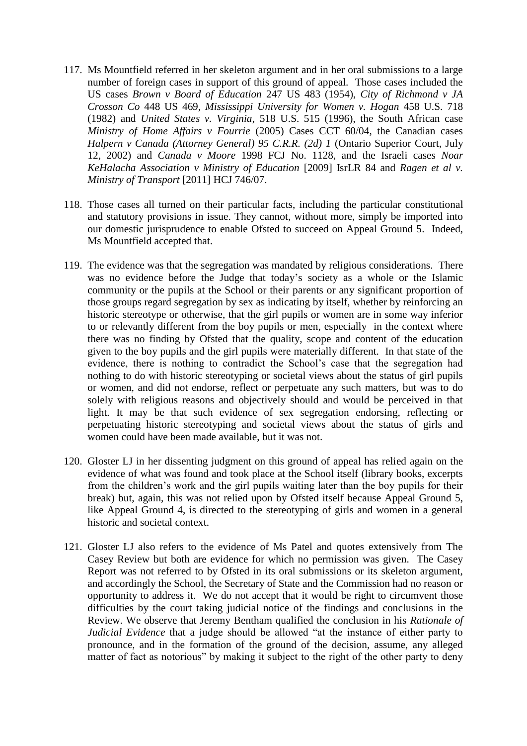117. Ms Mountfield referred in her skeleton argument and in her oral submissions to a large number of foreign cases in support of this ground of appeal. Those cases included the US cases *Brown v Board of Education* 247 US 483 (1954), *City of Richmond v JA Crosson Co* 448 US 469, *Mississippi University for Women v. Hogan* 458 U.S. 718 (1982) and *United States v. Virginia*, 518 U.S. 515 (1996), the South African case *Ministry of Home Affairs v Fourrie* (2005) Cases CCT 60/04, the Canadian cases *Halpern v Canada (Attorney General) 95 C.R.R. (2d) 1* (Ontario Superior Court, July 12, 2002) and *Canada v Moore* 1998 FCJ No. 1128, and the Israeli cases *Noar KeHalacha Association v Ministry of Education* [2009] IsrLR 84 and *Ragen et al v. Ministry of Transport* [2011] HCJ 746/07.

118. Those cases all turned on their particular facts, including the particular constitutional and statutory provisions in issue. They cannot, without more, simply be imported into our domestic jurisprudence to enable Ofsted to succeed on Appeal Ground 5. Indeed, Ms Mountfield accepted that.

119. The evidence was that the segregation was mandated by religious considerations. There was no evidence before the Judge that today's society as a whole or the Islamic community or the pupils at the School or their parents or any significant proportion of those groups regard segregation by sex as indicating by itself, whether by reinforcing an historic stereotype or otherwise, that the girl pupils or women are in some way inferior to or relevantly different from the boy pupils or men, especially in the context where there was no finding by Ofsted that the quality, scope and content of the education given to the boy pupils and the girl pupils were materially different. In that state of the evidence, there is nothing to contradict the School's case that the segregation had nothing to do with historic stereotyping or societal views about the status of girl pupils or women, and did not endorse, reflect or perpetuate any such matters, but was to do solely with religious reasons and objectively should and would be perceived in that light. It may be that such evidence of sex segregation endorsing, reflecting or perpetuating historic stereotyping and societal views about the status of girls and women could have been made available, but it was not.

120. Gloster LJ in her dissenting judgment on this ground of appeal has relied again on the evidence of what was found and took place at the School itself (library books, excerpts from the children's work and the girl pupils waiting later than the boy pupils for their break) but, again, this was not relied upon by Ofsted itself because Appeal Ground 5, like Appeal Ground 4, is directed to the stereotyping of girls and women in a general historic and societal context.

121. Gloster LJ also refers to the evidence of Ms Patel and quotes extensively from The Casey Review but both are evidence for which no permission was given. The Casey Report was not referred to by Ofsted in its oral submissions or its skeleton argument, and accordingly the School, the Secretary of State and the Commission had no reason or opportunity to address it. We do not accept that it would be right to circumvent those difficulties by the court taking judicial notice of the findings and conclusions in the Review. We observe that Jeremy Bentham qualified the conclusion in his *Rationale of Judicial Evidence* that a judge should be allowed "at the instance of either party to pronounce, and in the formation of the ground of the decision, assume, any alleged matter of fact as notorious" by making it subject to the right of the other party to deny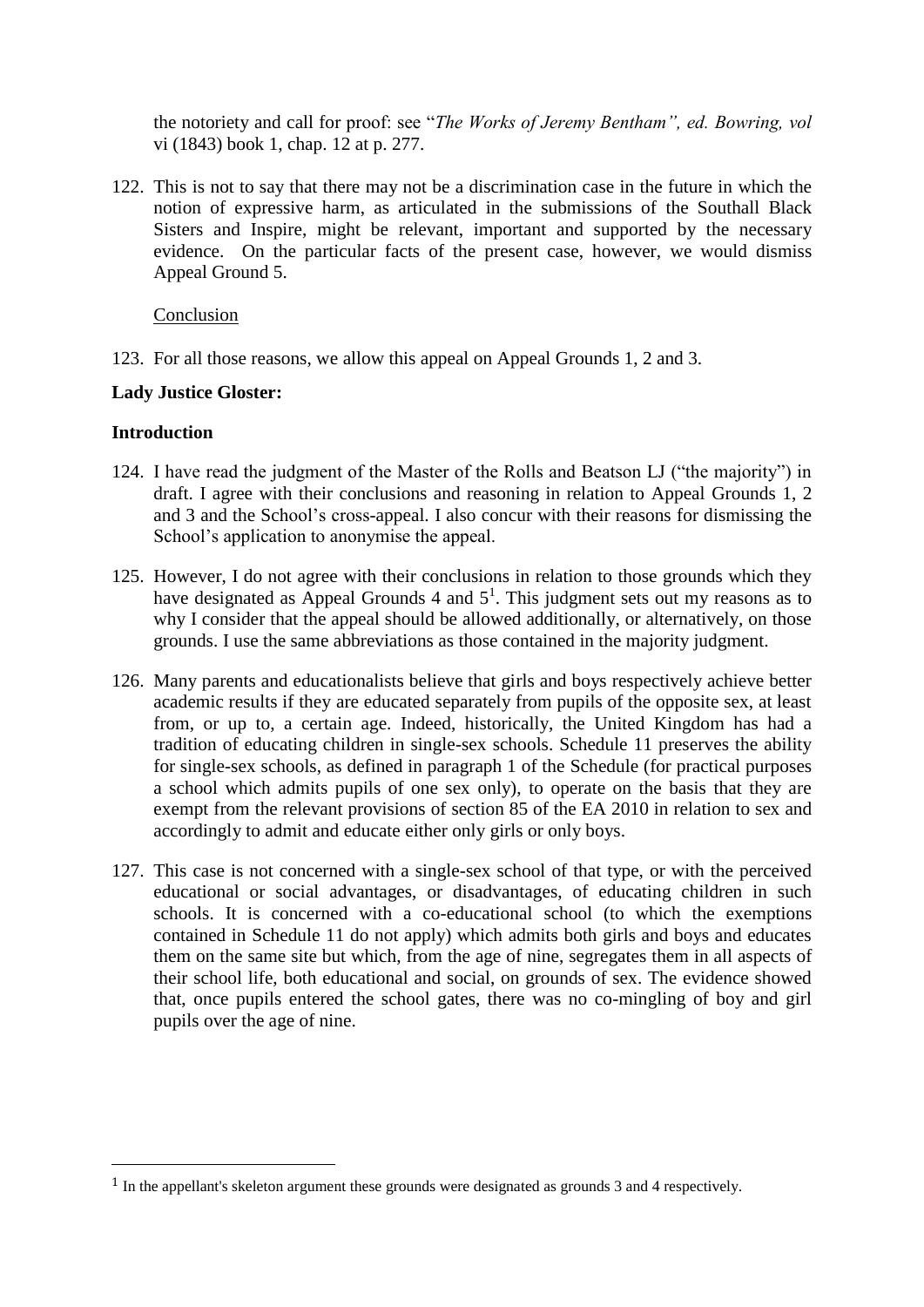the notoriety and call for proof: see "*The Works of Jeremy Bentham", ed. Bowring, vol* vi (1843) book 1, chap. 12 at p. 277.

122. This is not to say that there may not be a discrimination case in the future in which the notion of expressive harm, as articulated in the submissions of the Southall Black Sisters and Inspire, might be relevant, important and supported by the necessary evidence. On the particular facts of the present case, however, we would dismiss Appeal Ground 5.

Conclusion

123. For all those reasons, we allow this appeal on Appeal Grounds 1, 2 and 3.

**Lady Justice Gloster:**

**Introduction**

124. I have read the judgment of the Master of the Rolls and Beatson LJ ("the majority") in draft. I agree with their conclusions and reasoning in relation to Appeal Grounds 1, 2 and 3 and the School's cross-appeal. I also concur with their reasons for dismissing the School's application to anonymise the appeal.

125. However, I do not agree with their conclusions in relation to those grounds which they have designated as Appeal Grounds 4 and 5[1]. This judgment sets out my reasons as to why I consider that the appeal should be allowed additionally, or alternatively, on those grounds. I use the same abbreviations as those contained in the majority judgment.

126. Many parents and educationalists believe that girls and boys respectively achieve better academic results if they are educated separately from pupils of the opposite sex, at least from, or up to, a certain age. Indeed, historically, the United Kingdom has had a tradition of educating children in single-sex schools. Schedule 11 preserves the ability for single-sex schools, as defined in paragraph 1 of the Schedule (for practical purposes a school which admits pupils of one sex only), to operate on the basis that they are exempt from the relevant provisions of section 85 of the EA 2010 in relation to sex and accordingly to admit and educate either only girls or only boys.

127. This case is not concerned with a single-sex school of that type, or with the perceived educational or social advantages, or disadvantages, of educating children in such schools. It is concerned with a co-educational school (to which the exemptions contained in Schedule 11 do not apply) which admits both girls and boys and educates them on the same site but which, from the age of nine, segregates them in all aspects of their school life, both educational and social, on grounds of sex. The evidence showed that, once pupils entered the school gates, there was no co-mingling of boy and girl pupils over the age of nine.

[1] In the appellant's skeleton argument these grounds were designated as grounds 3 and 4 respectively.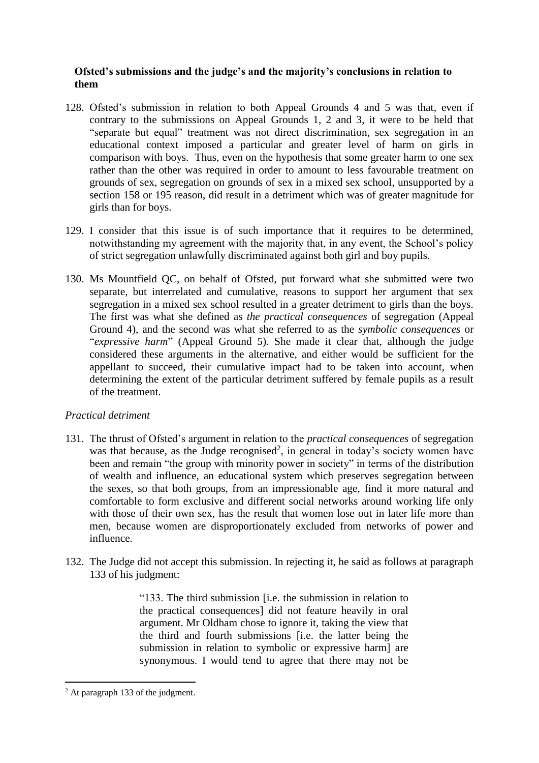**Ofsted's submissions and the judge's and the majority's conclusions in relation to them**

128. Ofsted's submission in relation to both Appeal Grounds 4 and 5 was that, even if contrary to the submissions on Appeal Grounds 1, 2 and 3, it were to be held that "separate but equal" treatment was not direct discrimination, sex segregation in an educational context imposed a particular and greater level of harm on girls in comparison with boys. Thus, even on the hypothesis that some greater harm to one sex rather than the other was required in order to amount to less favourable treatment on grounds of sex, segregation on grounds of sex in a mixed sex school, unsupported by a section 158 or 195 reason, did result in a detriment which was of greater magnitude for girls than for boys.

129. I consider that this issue is of such importance that it requires to be determined, notwithstanding my agreement with the majority that, in any event, the School's policy of strict segregation unlawfully discriminated against both girl and boy pupils.

130. Ms Mountfield QC, on behalf of Ofsted, put forward what she submitted were two separate, but interrelated and cumulative, reasons to support her argument that sex segregation in a mixed sex school resulted in a greater detriment to girls than the boys. The first was what she defined as *the practical consequences* of segregation (Appeal Ground 4), and the second was what she referred to as the *symbolic consequences* or "*expressive harm*" (Appeal Ground 5). She made it clear that, although the judge considered these arguments in the alternative, and either would be sufficient for the appellant to succeed, their cumulative impact had to be taken into account, when determining the extent of the particular detriment suffered by female pupils as a result of the treatment.

*Practical detriment*

131. The thrust of Ofsted's argument in relation to the *practical consequences* of segregation was that because, as the Judge recognised[2], in general in today's society women have been and remain "the group with minority power in society" in terms of the distribution of wealth and influence, an educational system which preserves segregation between the sexes, so that both groups, from an impressionable age, find it more natural and comfortable to form exclusive and different social networks around working life only with those of their own sex, has the result that women lose out in later life more than men, because women are disproportionately excluded from networks of power and influence.

132. The Judge did not accept this submission. In rejecting it, he said as follows at paragraph 133 of his judgment:

> "133. The third submission [i.e. the submission in relation to the practical consequences] did not feature heavily in oral argument. Mr Oldham chose to ignore it, taking the view that the third and fourth submissions [i.e. the latter being the submission in relation to symbolic or expressive harm] are synonymous. I would tend to agree that there may not be

[2] At paragraph 133 of the judgment.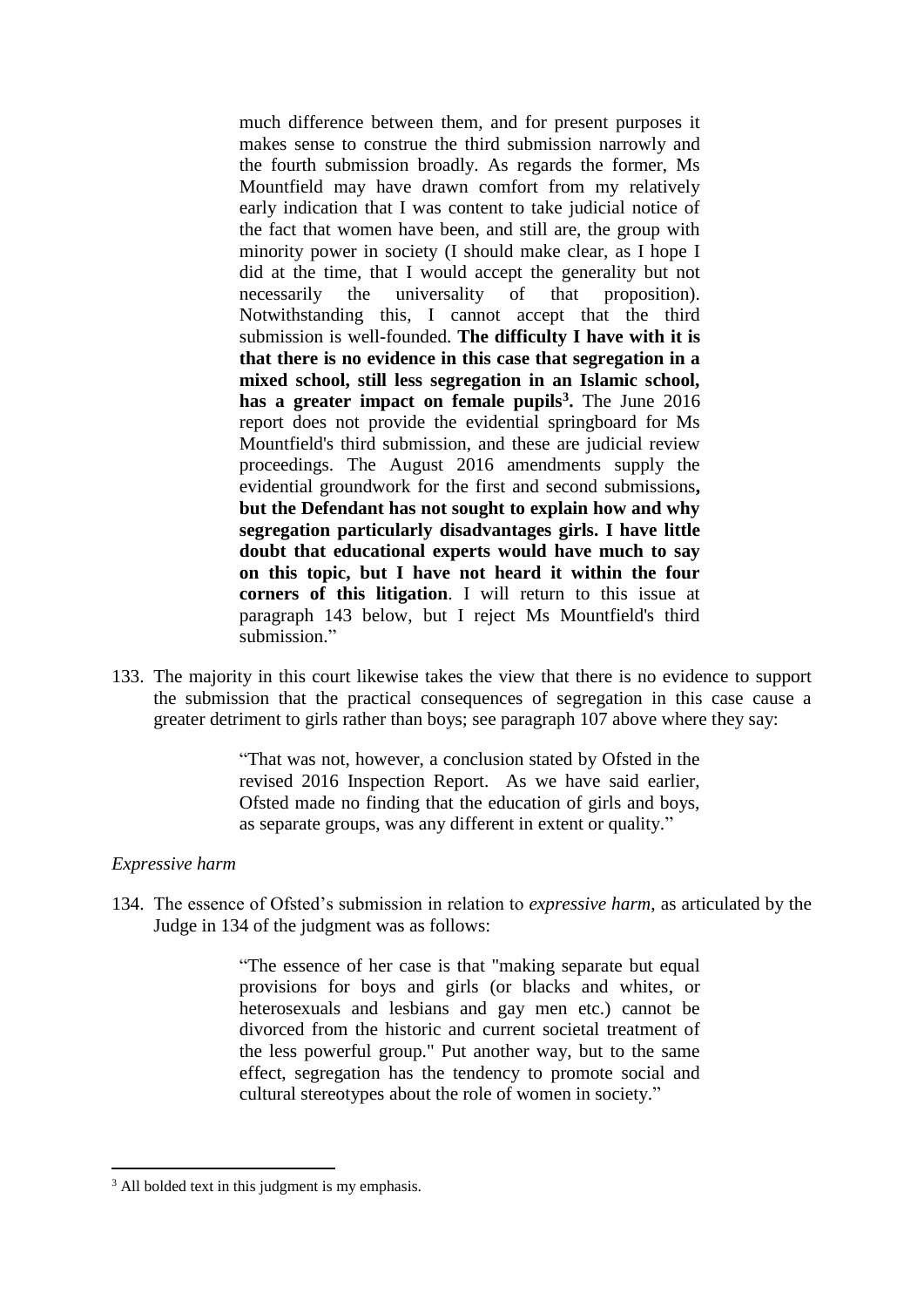much difference between them, and for present purposes it makes sense to construe the third submission narrowly and the fourth submission broadly. As regards the former, Ms Mountfield may have drawn comfort from my relatively early indication that I was content to take judicial notice of the fact that women have been, and still are, the group with minority power in society (I should make clear, as I hope I did at the time, that I would accept the generality but not necessarily the universality of that proposition). Notwithstanding this, I cannot accept that the third submission is well-founded. **The difficulty I have with it is that there is no evidence in this case that segregation in a mixed school, still less segregation in an Islamic school, has a greater impact on female pupils[3].** The June 2016 report does not provide the evidential springboard for Ms Mountfield's third submission, and these are judicial review proceedings. The August 2016 amendments supply the evidential groundwork for the first and second submissions**, but the Defendant has not sought to explain how and why segregation particularly disadvantages girls. I have little doubt that educational experts would have much to say on this topic, but I have not heard it within the four corners of this litigation**. I will return to this issue at paragraph 143 below, but I reject Ms Mountfield's third submission."

133. The majority in this court likewise takes the view that there is no evidence to support the submission that the practical consequences of segregation in this case cause a greater detriment to girls rather than boys; see paragraph 107 above where they say:

> "That was not, however, a conclusion stated by Ofsted in the revised 2016 Inspection Report. As we have said earlier, Ofsted made no finding that the education of girls and boys, as separate groups, was any different in extent or quality."

*Expressive harm*

134. The essence of Ofsted's submission in relation to *expressive harm*, as articulated by the Judge in 134 of the judgment was as follows:

> "The essence of her case is that "making separate but equal provisions for boys and girls (or blacks and whites, or heterosexuals and lesbians and gay men etc.) cannot be divorced from the historic and current societal treatment of the less powerful group." Put another way, but to the same effect, segregation has the tendency to promote social and cultural stereotypes about the role of women in society."

[3] All bolded text in this judgment is my emphasis.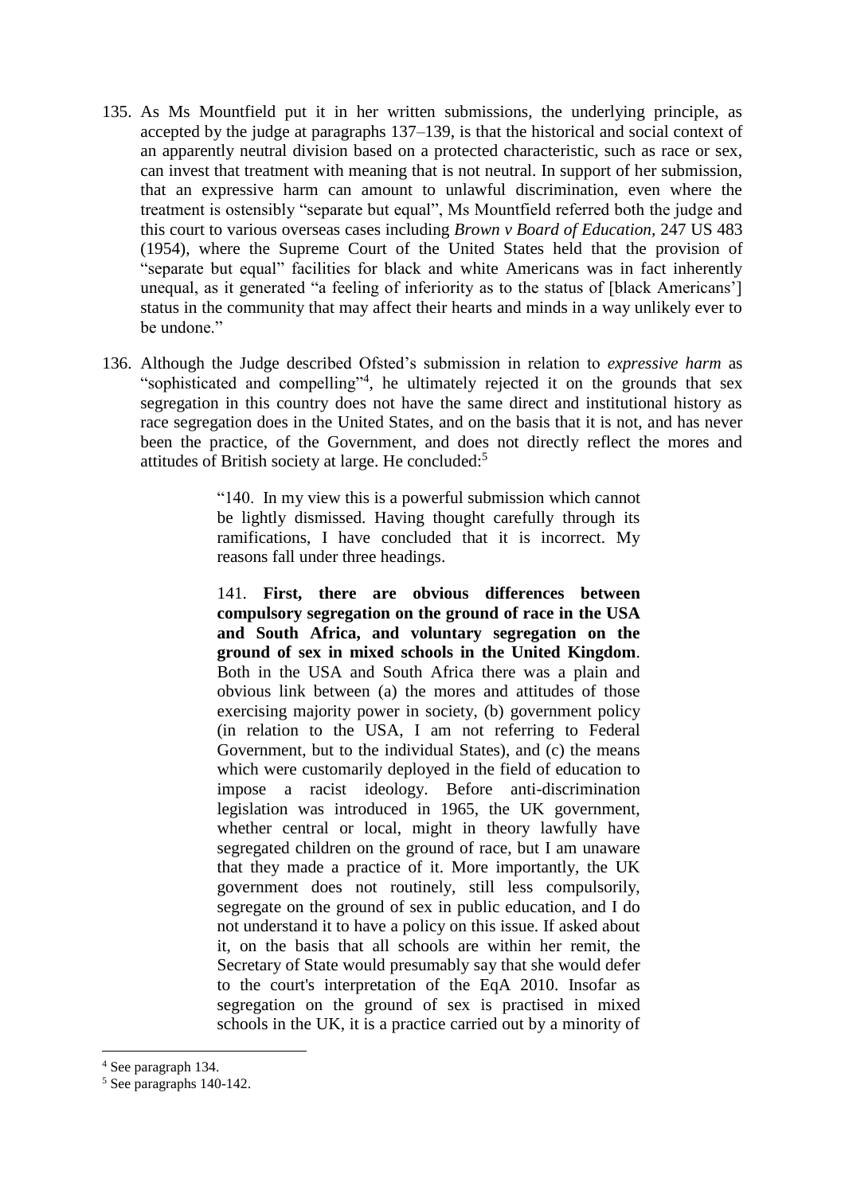135. As Ms Mountfield put it in her written submissions, the underlying principle, as accepted by the judge at paragraphs 137–139, is that the historical and social context of an apparently neutral division based on a protected characteristic, such as race or sex, can invest that treatment with meaning that is not neutral. In support of her submission, that an expressive harm can amount to unlawful discrimination, even where the treatment is ostensibly "separate but equal", Ms Mountfield referred both the judge and this court to various overseas cases including *Brown v Board of Education*, 247 US 483 (1954), where the Supreme Court of the United States held that the provision of "separate but equal" facilities for black and white Americans was in fact inherently unequal, as it generated "a feeling of inferiority as to the status of [black Americans'] status in the community that may affect their hearts and minds in a way unlikely ever to be undone."

136. Although the Judge described Ofsted's submission in relation to *expressive harm* as "sophisticated and compelling"[4], he ultimately rejected it on the grounds that sex segregation in this country does not have the same direct and institutional history as race segregation does in the United States, and on the basis that it is not, and has never been the practice, of the Government, and does not directly reflect the mores and attitudes of British society at large. He concluded:[5]

> "140. In my view this is a powerful submission which cannot be lightly dismissed. Having thought carefully through its ramifications, I have concluded that it is incorrect. My reasons fall under three headings.
>
> 141. **First, there are obvious differences between compulsory segregation on the ground of race in the USA and South Africa, and voluntary segregation on the ground of sex in mixed schools in the United Kingdom**. Both in the USA and South Africa there was a plain and obvious link between (a) the mores and attitudes of those exercising majority power in society, (b) government policy (in relation to the USA, I am not referring to Federal Government, but to the individual States), and (c) the means which were customarily deployed in the field of education to impose a racist ideology. Before anti-discrimination legislation was introduced in 1965, the UK government, whether central or local, might in theory lawfully have segregated children on the ground of race, but I am unaware that they made a practice of it. More importantly, the UK government does not routinely, still less compulsorily, segregate on the ground of sex in public education, and I do not understand it to have a policy on this issue. If asked about it, on the basis that all schools are within her remit, the Secretary of State would presumably say that she would defer to the court's interpretation of the EqA 2010. Insofar as segregation on the ground of sex is practised in mixed schools in the UK, it is a practice carried out by a minority of

[4] See paragraph 134.

[5] See paragraphs 140-142.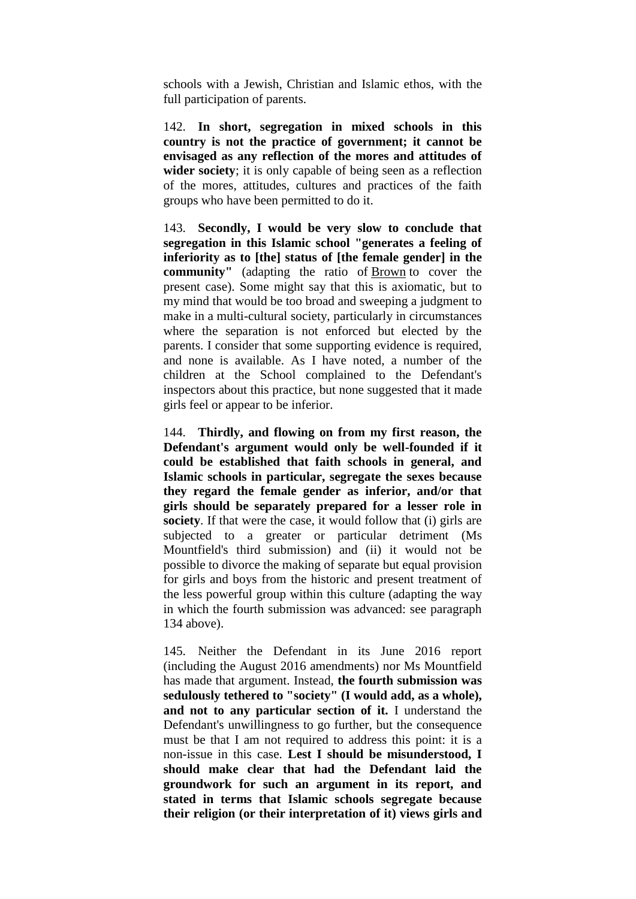schools with a Jewish, Christian and Islamic ethos, with the full participation of parents.

142. **In short, segregation in mixed schools in this country is not the practice of government; it cannot be envisaged as any reflection of the mores and attitudes of wider society**; it is only capable of being seen as a reflection of the mores, attitudes, cultures and practices of the faith groups who have been permitted to do it.

143. **Secondly, I would be very slow to conclude that segregation in this Islamic school "generates a feeling of inferiority as to [the] status of [the female gender] in the community"** (adapting the ratio of Brown to cover the present case). Some might say that this is axiomatic, but to my mind that would be too broad and sweeping a judgment to make in a multi-cultural society, particularly in circumstances where the separation is not enforced but elected by the parents. I consider that some supporting evidence is required, and none is available. As I have noted, a number of the children at the School complained to the Defendant's inspectors about this practice, but none suggested that it made girls feel or appear to be inferior.

144. **Thirdly, and flowing on from my first reason, the Defendant's argument would only be well-founded if it could be established that faith schools in general, and Islamic schools in particular, segregate the sexes because they regard the female gender as inferior, and/or that girls should be separately prepared for a lesser role in society**. If that were the case, it would follow that (i) girls are subjected to a greater or particular detriment (Ms Mountfield's third submission) and (ii) it would not be possible to divorce the making of separate but equal provision for girls and boys from the historic and present treatment of the less powerful group within this culture (adapting the way in which the fourth submission was advanced: see paragraph 134 above).

145. Neither the Defendant in its June 2016 report (including the August 2016 amendments) nor Ms Mountfield has made that argument. Instead, **the fourth submission was sedulously tethered to "society" (I would add, as a whole), and not to any particular section of it.** I understand the Defendant's unwillingness to go further, but the consequence must be that I am not required to address this point: it is a non-issue in this case. **Lest I should be misunderstood, I should make clear that had the Defendant laid the groundwork for such an argument in its report, and stated in terms that Islamic schools segregate because their religion (or their interpretation of it) views girls and**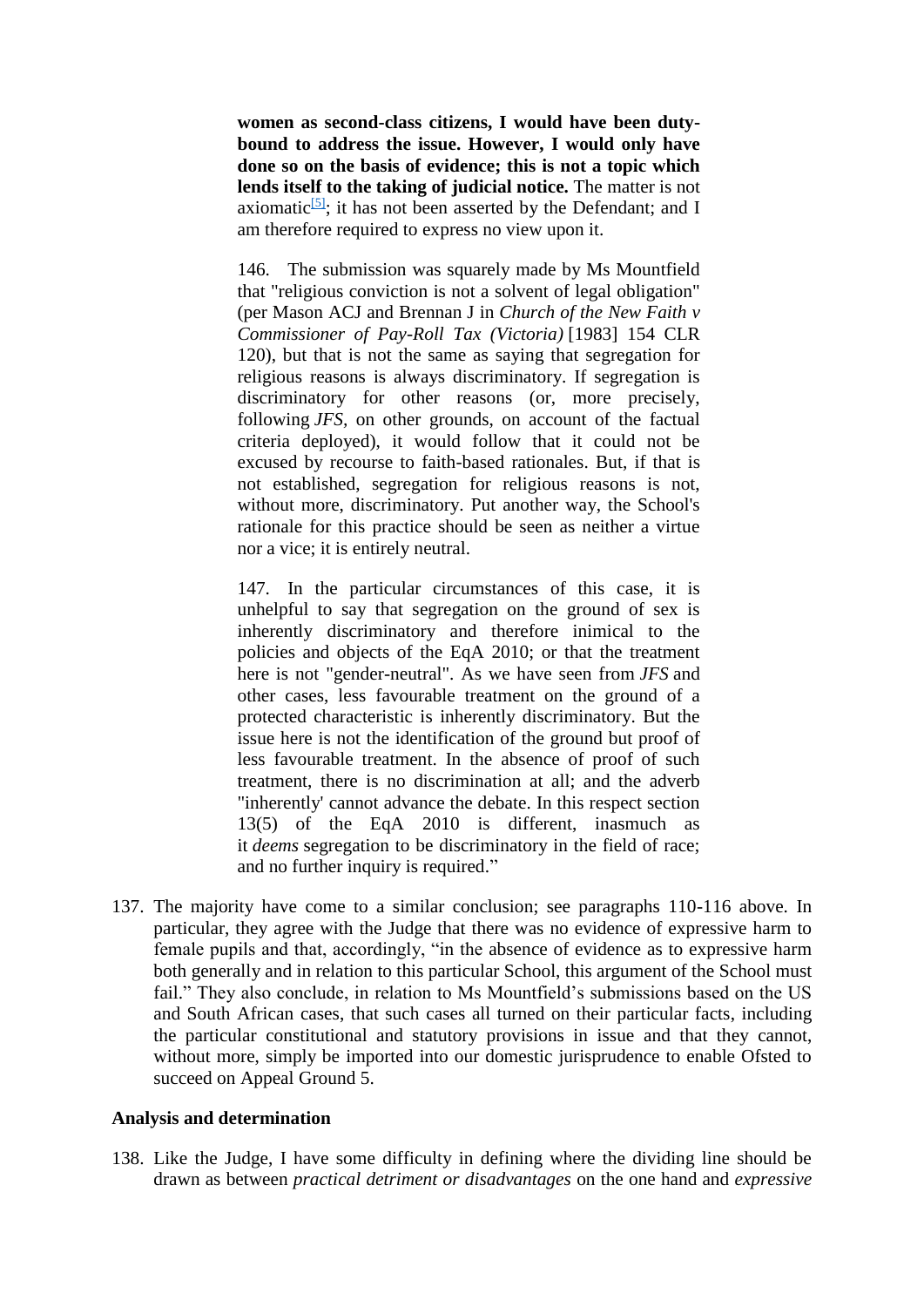**women as second-class citizens, I would have been duty-bound to address the issue. However, I would only have done so on the basis of evidence; this is not a topic which lends itself to the taking of judicial notice.** The matter is not axiomatic[5]; it has not been asserted by the Defendant; and I am therefore required to express no view upon it.

> 146. The submission was squarely made by Ms Mountfield that "religious conviction is not a solvent of legal obligation" (per Mason ACJ and Brennan J in *Church of the New Faith v Commissioner of Pay-Roll Tax (Victoria)* [1983] 154 CLR 120), but that is not the same as saying that segregation for religious reasons is always discriminatory. If segregation is discriminatory for other reasons (or, more precisely, following *JFS*, on other grounds, on account of the factual criteria deployed), it would follow that it could not be excused by recourse to faith-based rationales. But, if that is not established, segregation for religious reasons is not, without more, discriminatory. Put another way, the School's rationale for this practice should be seen as neither a virtue nor a vice; it is entirely neutral.
>
> 147. In the particular circumstances of this case, it is unhelpful to say that segregation on the ground of sex is inherently discriminatory and therefore inimical to the policies and objects of the EqA 2010; or that the treatment here is not "gender-neutral". As we have seen from *JFS* and other cases, less favourable treatment on the ground of a protected characteristic is inherently discriminatory. But the issue here is not the identification of the ground but proof of less favourable treatment. In the absence of proof of such treatment, there is no discrimination at all; and the adverb "inherently' cannot advance the debate. In this respect section 13(5) of the EqA 2010 is different, inasmuch as it *deems* segregation to be discriminatory in the field of race; and no further inquiry is required."

137. The majority have come to a similar conclusion; see paragraphs 110-116 above. In particular, they agree with the Judge that there was no evidence of expressive harm to female pupils and that, accordingly, "in the absence of evidence as to expressive harm both generally and in relation to this particular School, this argument of the School must fail." They also conclude, in relation to Ms Mountfield's submissions based on the US and South African cases, that such cases all turned on their particular facts, including the particular constitutional and statutory provisions in issue and that they cannot, without more, simply be imported into our domestic jurisprudence to enable Ofsted to succeed on Appeal Ground 5.

### Analysis and determination

138. Like the Judge, I have some difficulty in defining where the dividing line should be drawn as between *practical detriment or disadvantages* on the one hand and *expressive*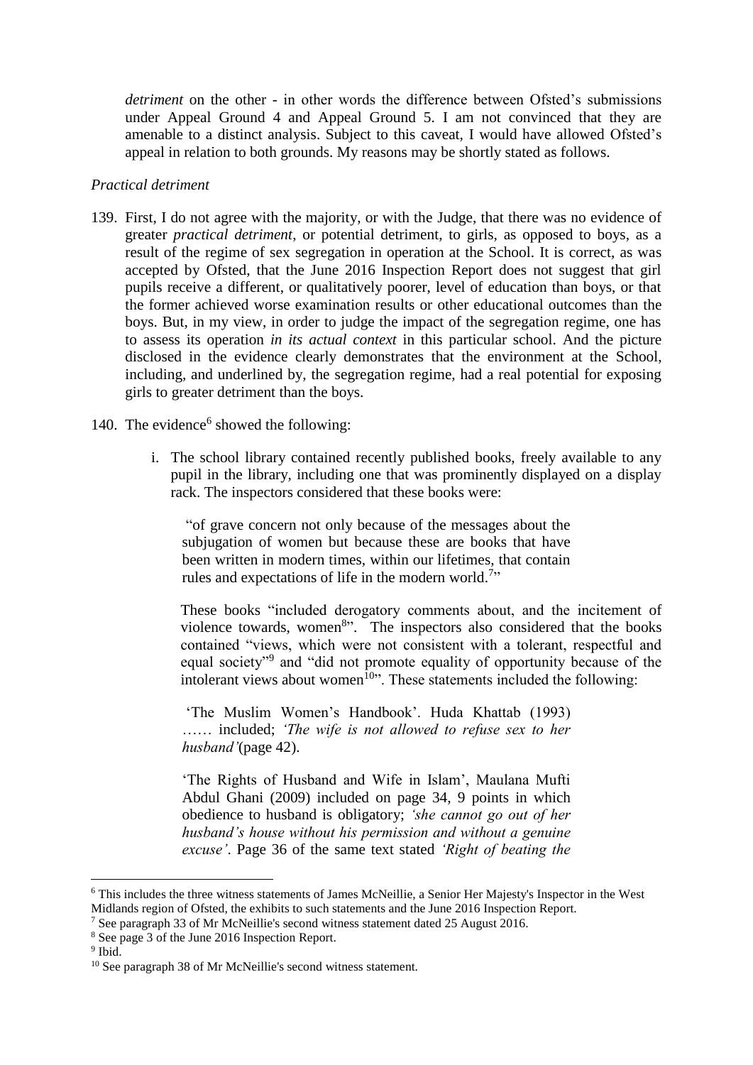*detriment* on the other - in other words the difference between Ofsted's submissions under Appeal Ground 4 and Appeal Ground 5. I am not convinced that they are amenable to a distinct analysis. Subject to this caveat, I would have allowed Ofsted's appeal in relation to both grounds. My reasons may be shortly stated as follows.

*Practical detriment*

139. First, I do not agree with the majority, or with the Judge, that there was no evidence of greater *practical detriment*, or potential detriment, to girls, as opposed to boys, as a result of the regime of sex segregation in operation at the School. It is correct, as was accepted by Ofsted, that the June 2016 Inspection Report does not suggest that girl pupils receive a different, or qualitatively poorer, level of education than boys, or that the former achieved worse examination results or other educational outcomes than the boys. But, in my view, in order to judge the impact of the segregation regime, one has to assess its operation *in its actual context* in this particular school. And the picture disclosed in the evidence clearly demonstrates that the environment at the School, including, and underlined by, the segregation regime, had a real potential for exposing girls to greater detriment than the boys.

140. The evidence[6] showed the following:

    i. The school library contained recently published books, freely available to any pupil in the library, including one that was prominently displayed on a display rack. The inspectors considered that these books were:

    > "of grave concern not only because of the messages about the subjugation of women but because these are books that have been written in modern times, within our lifetimes, that contain rules and expectations of life in the modern world.[7]"

    These books "included derogatory comments about, and the incitement of violence towards, women[8]". The inspectors also considered that the books contained "views, which were not consistent with a tolerant, respectful and equal society"[9] and "did not promote equality of opportunity because of the intolerant views about women[10]". These statements included the following:

    > 'The Muslim Women's Handbook'. Huda Khattab (1993) …… included; *'The wife is not allowed to refuse sex to her husband'*(page 42).
    >
    > 'The Rights of Husband and Wife in Islam', Maulana Mufti Abdul Ghani (2009) included on page 34, 9 points in which obedience to husband is obligatory; *'she cannot go out of her husband's house without his permission and without a genuine excuse'*. Page 36 of the same text stated *'Right of beating the*

---

[6] This includes the three witness statements of James McNeillie, a Senior Her Majesty's Inspector in the West Midlands region of Ofsted, the exhibits to such statements and the June 2016 Inspection Report.

[7] See paragraph 33 of Mr McNeillie's second witness statement dated 25 August 2016.

[8] See page 3 of the June 2016 Inspection Report.

[9] Ibid.

[10] See paragraph 38 of Mr McNeillie's second witness statement.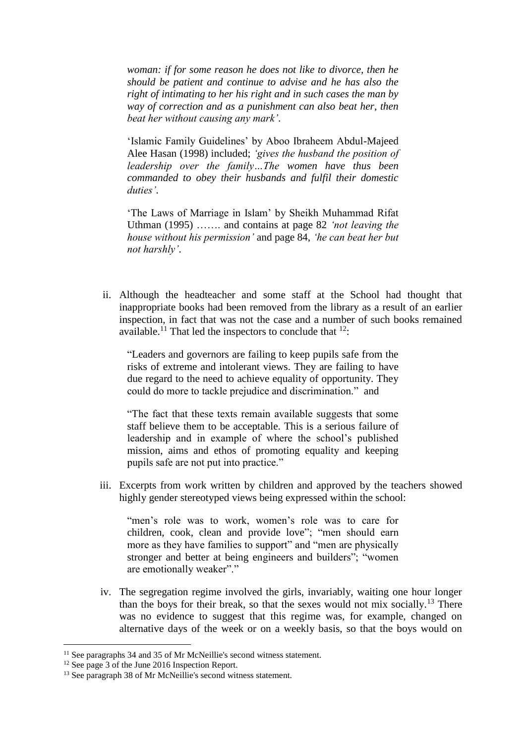*woman: if for some reason he does not like to divorce, then he should be patient and continue to advise and he has also the right of intimating to her his right and in such cases the man by way of correction and as a punishment can also beat her, then beat her without causing any mark'*.

'Islamic Family Guidelines' by Aboo Ibraheem Abdul-Majeed Alee Hasan (1998) included; *'gives the husband the position of leadership over the family…The women have thus been commanded to obey their husbands and fulfil their domestic duties'*.

'The Laws of Marriage in Islam' by Sheikh Muhammad Rifat Uthman (1995) ……. and contains at page 82 *'not leaving the house without his permission'* and page 84, *'he can beat her but not harshly'*.

ii. Although the headteacher and some staff at the School had thought that inappropriate books had been removed from the library as a result of an earlier inspection, in fact that was not the case and a number of such books remained available.[11] That led the inspectors to conclude that [12]:

> "Leaders and governors are failing to keep pupils safe from the risks of extreme and intolerant views. They are failing to have due regard to the need to achieve equality of opportunity. They could do more to tackle prejudice and discrimination." and
>
> "The fact that these texts remain available suggests that some staff believe them to be acceptable. This is a serious failure of leadership and in example of where the school's published mission, aims and ethos of promoting equality and keeping pupils safe are not put into practice."

iii. Excerpts from work written by children and approved by the teachers showed highly gender stereotyped views being expressed within the school:

> "men's role was to work, women's role was to care for children, cook, clean and provide love"; "men should earn more as they have families to support" and "men are physically stronger and better at being engineers and builders"; "women are emotionally weaker"."

iv. The segregation regime involved the girls, invariably, waiting one hour longer than the boys for their break, so that the sexes would not mix socially.[13] There was no evidence to suggest that this regime was, for example, changed on alternative days of the week or on a weekly basis, so that the boys would on

---

[11] See paragraphs 34 and 35 of Mr McNeillie's second witness statement.

[12] See page 3 of the June 2016 Inspection Report.

[13] See paragraph 38 of Mr McNeillie's second witness statement.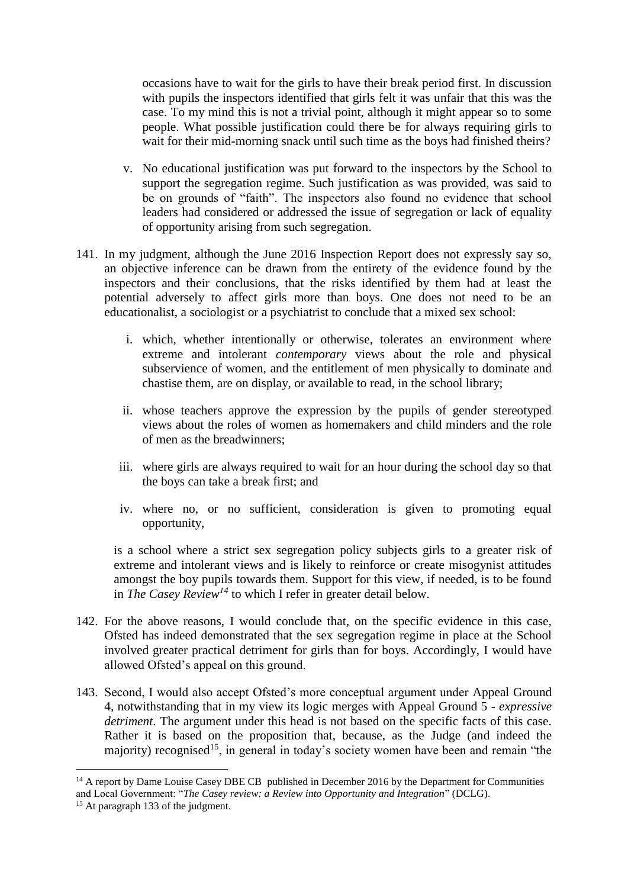occasions have to wait for the girls to have their break period first. In discussion with pupils the inspectors identified that girls felt it was unfair that this was the case. To my mind this is not a trivial point, although it might appear so to some people. What possible justification could there be for always requiring girls to wait for their mid-morning snack until such time as the boys had finished theirs?

v. No educational justification was put forward to the inspectors by the School to support the segregation regime. Such justification as was provided, was said to be on grounds of "faith". The inspectors also found no evidence that school leaders had considered or addressed the issue of segregation or lack of equality of opportunity arising from such segregation.

141. In my judgment, although the June 2016 Inspection Report does not expressly say so, an objective inference can be drawn from the entirety of the evidence found by the inspectors and their conclusions, that the risks identified by them had at least the potential adversely to affect girls more than boys. One does not need to be an educationalist, a sociologist or a psychiatrist to conclude that a mixed sex school:

   i. which, whether intentionally or otherwise, tolerates an environment where extreme and intolerant *contemporary* views about the role and physical subservience of women, and the entitlement of men physically to dominate and chastise them, are on display, or available to read, in the school library;

   ii. whose teachers approve the expression by the pupils of gender stereotyped views about the roles of women as homemakers and child minders and the role of men as the breadwinners;

   iii. where girls are always required to wait for an hour during the school day so that the boys can take a break first; and

   iv. where no, or no sufficient, consideration is given to promoting equal opportunity,

   is a school where a strict sex segregation policy subjects girls to a greater risk of extreme and intolerant views and is likely to reinforce or create misogynist attitudes amongst the boy pupils towards them. Support for this view, if needed, is to be found in *The Casey Review*[14] to which I refer in greater detail below.

142. For the above reasons, I would conclude that, on the specific evidence in this case, Ofsted has indeed demonstrated that the sex segregation regime in place at the School involved greater practical detriment for girls than for boys. Accordingly, I would have allowed Ofsted's appeal on this ground.

143. Second, I would also accept Ofsted's more conceptual argument under Appeal Ground 4, notwithstanding that in my view its logic merges with Appeal Ground 5 - *expressive detriment*. The argument under this head is not based on the specific facts of this case. Rather it is based on the proposition that, because, as the Judge (and indeed the majority) recognised[15], in general in today's society women have been and remain "the

---

[14] A report by Dame Louise Casey DBE CB published in December 2016 by the Department for Communities and Local Government: "*The Casey review: a Review into Opportunity and Integration*" (DCLG).

[15] At paragraph 133 of the judgment.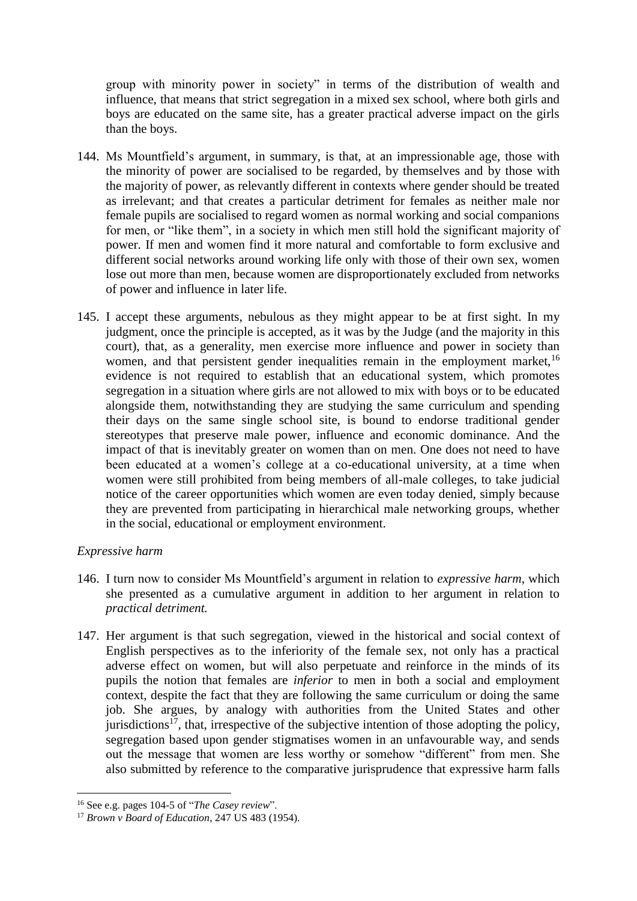group with minority power in society" in terms of the distribution of wealth and influence, that means that strict segregation in a mixed sex school, where both girls and boys are educated on the same site, has a greater practical adverse impact on the girls than the boys.

144. Ms Mountfield's argument, in summary, is that, at an impressionable age, those with the minority of power are socialised to be regarded, by themselves and by those with the majority of power, as relevantly different in contexts where gender should be treated as irrelevant; and that creates a particular detriment for females as neither male nor female pupils are socialised to regard women as normal working and social companions for men, or "like them", in a society in which men still hold the significant majority of power. If men and women find it more natural and comfortable to form exclusive and different social networks around working life only with those of their own sex, women lose out more than men, because women are disproportionately excluded from networks of power and influence in later life.

145. I accept these arguments, nebulous as they might appear to be at first sight. In my judgment, once the principle is accepted, as it was by the Judge (and the majority in this court), that, as a generality, men exercise more influence and power in society than women, and that persistent gender inequalities remain in the employment market,[16] evidence is not required to establish that an educational system, which promotes segregation in a situation where girls are not allowed to mix with boys or to be educated alongside them, notwithstanding they are studying the same curriculum and spending their days on the same single school site, is bound to endorse traditional gender stereotypes that preserve male power, influence and economic dominance. And the impact of that is inevitably greater on women than on men. One does not need to have been educated at a women's college at a co-educational university, at a time when women were still prohibited from being members of all-male colleges, to take judicial notice of the career opportunities which women are even today denied, simply because they are prevented from participating in hierarchical male networking groups, whether in the social, educational or employment environment.

*Expressive harm*

146. I turn now to consider Ms Mountfield's argument in relation to *expressive harm*, which she presented as a cumulative argument in addition to her argument in relation to *practical detriment.*

147. Her argument is that such segregation, viewed in the historical and social context of English perspectives as to the inferiority of the female sex, not only has a practical adverse effect on women, but will also perpetuate and reinforce in the minds of its pupils the notion that females are *inferior* to men in both a social and employment context, despite the fact that they are following the same curriculum or doing the same job. She argues, by analogy with authorities from the United States and other jurisdictions[17], that, irrespective of the subjective intention of those adopting the policy, segregation based upon gender stigmatises women in an unfavourable way, and sends out the message that women are less worthy or somehow "different" from men. She also submitted by reference to the comparative jurisprudence that expressive harm falls

---

[16] See e.g. pages 104-5 of "*The Casey review*".

[17] *Brown v Board of Education*, 247 US 483 (1954).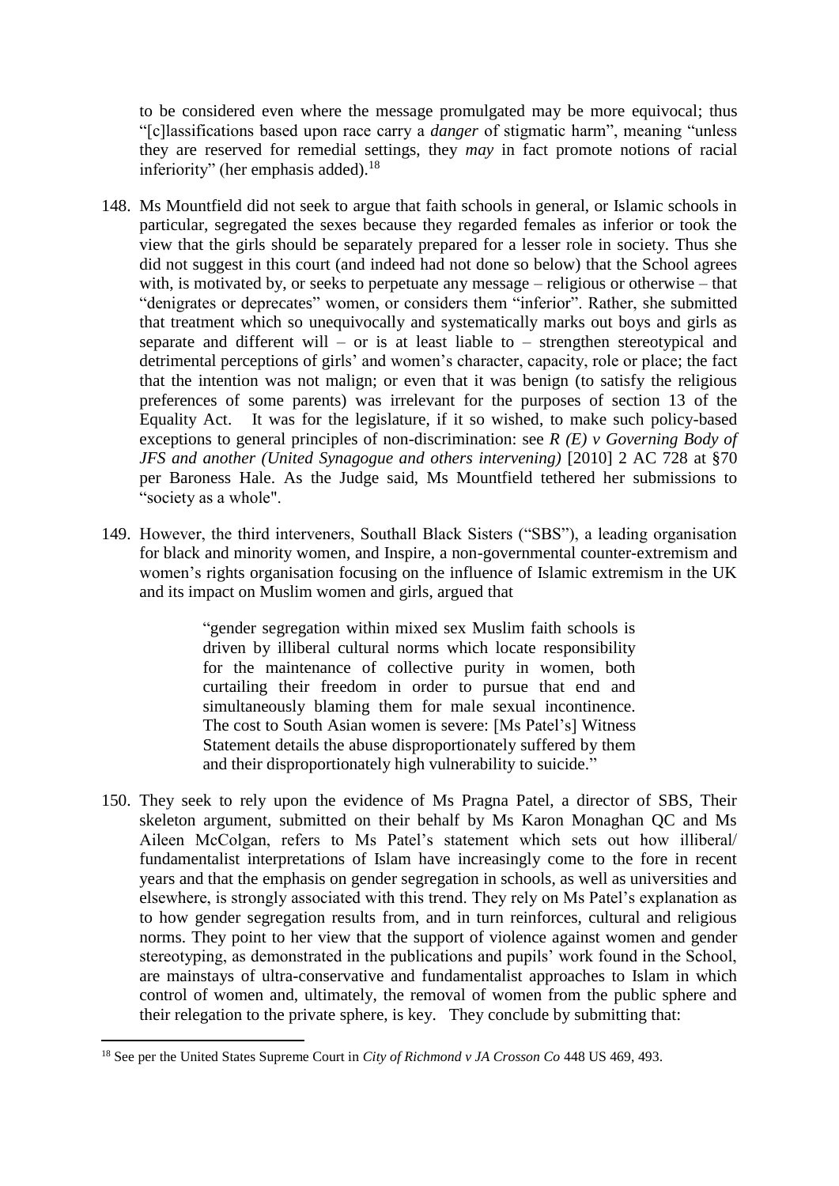to be considered even where the message promulgated may be more equivocal; thus "[c]lassifications based upon race carry a *danger* of stigmatic harm", meaning "unless they are reserved for remedial settings, they *may* in fact promote notions of racial inferiority" (her emphasis added).[18]

148. Ms Mountfield did not seek to argue that faith schools in general, or Islamic schools in particular, segregated the sexes because they regarded females as inferior or took the view that the girls should be separately prepared for a lesser role in society. Thus she did not suggest in this court (and indeed had not done so below) that the School agrees with, is motivated by, or seeks to perpetuate any message – religious or otherwise – that "denigrates or deprecates" women, or considers them "inferior". Rather, she submitted that treatment which so unequivocally and systematically marks out boys and girls as separate and different will – or is at least liable to – strengthen stereotypical and detrimental perceptions of girls' and women's character, capacity, role or place; the fact that the intention was not malign; or even that it was benign (to satisfy the religious preferences of some parents) was irrelevant for the purposes of section 13 of the Equality Act. It was for the legislature, if it so wished, to make such policy-based exceptions to general principles of non-discrimination: see *R (E) v Governing Body of JFS and another (United Synagogue and others intervening)* [2010] 2 AC 728 at §70 per Baroness Hale. As the Judge said, Ms Mountfield tethered her submissions to "society as a whole".

149. However, the third interveners, Southall Black Sisters ("SBS"), a leading organisation for black and minority women, and Inspire, a non-governmental counter-extremism and women's rights organisation focusing on the influence of Islamic extremism in the UK and its impact on Muslim women and girls, argued that

> "gender segregation within mixed sex Muslim faith schools is driven by illiberal cultural norms which locate responsibility for the maintenance of collective purity in women, both curtailing their freedom in order to pursue that end and simultaneously blaming them for male sexual incontinence. The cost to South Asian women is severe: [Ms Patel's] Witness Statement details the abuse disproportionately suffered by them and their disproportionately high vulnerability to suicide."

150. They seek to rely upon the evidence of Ms Pragna Patel, a director of SBS, Their skeleton argument, submitted on their behalf by Ms Karon Monaghan QC and Ms Aileen McColgan, refers to Ms Patel's statement which sets out how illiberal/ fundamentalist interpretations of Islam have increasingly come to the fore in recent years and that the emphasis on gender segregation in schools, as well as universities and elsewhere, is strongly associated with this trend. They rely on Ms Patel's explanation as to how gender segregation results from, and in turn reinforces, cultural and religious norms. They point to her view that the support of violence against women and gender stereotyping, as demonstrated in the publications and pupils' work found in the School, are mainstays of ultra-conservative and fundamentalist approaches to Islam in which control of women and, ultimately, the removal of women from the public sphere and their relegation to the private sphere, is key. They conclude by submitting that:

---

[18] See per the United States Supreme Court in *City of Richmond v JA Crosson Co* 448 US 469, 493.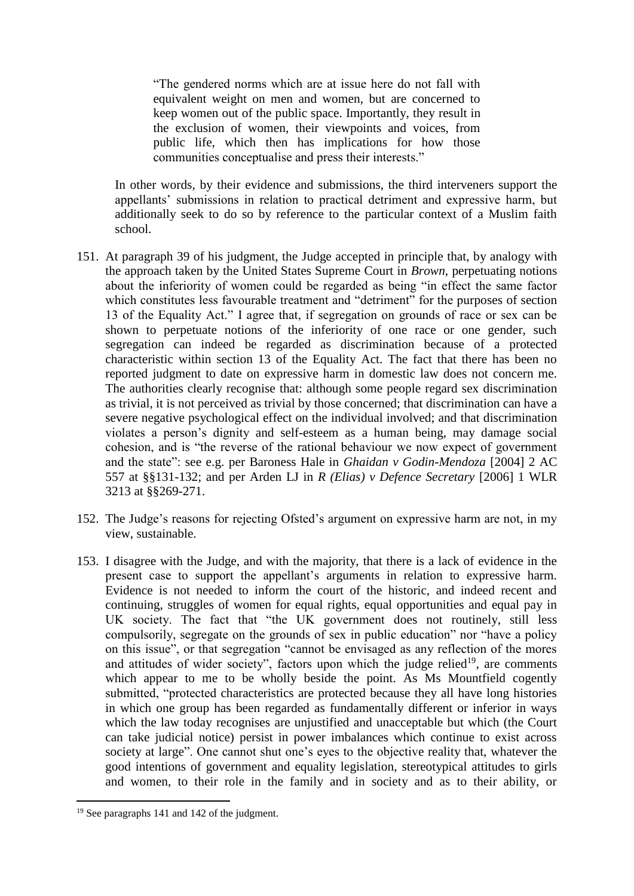> "The gendered norms which are at issue here do not fall with equivalent weight on men and women, but are concerned to keep women out of the public space. Importantly, they result in the exclusion of women, their viewpoints and voices, from public life, which then has implications for how those communities conceptualise and press their interests."

In other words, by their evidence and submissions, the third interveners support the appellants' submissions in relation to practical detriment and expressive harm, but additionally seek to do so by reference to the particular context of a Muslim faith school.

151. At paragraph 39 of his judgment, the Judge accepted in principle that, by analogy with the approach taken by the United States Supreme Court in *Brown*, perpetuating notions about the inferiority of women could be regarded as being "in effect the same factor which constitutes less favourable treatment and "detriment" for the purposes of section 13 of the Equality Act." I agree that, if segregation on grounds of race or sex can be shown to perpetuate notions of the inferiority of one race or one gender, such segregation can indeed be regarded as discrimination because of a protected characteristic within section 13 of the Equality Act. The fact that there has been no reported judgment to date on expressive harm in domestic law does not concern me. The authorities clearly recognise that: although some people regard sex discrimination as trivial, it is not perceived as trivial by those concerned; that discrimination can have a severe negative psychological effect on the individual involved; and that discrimination violates a person's dignity and self-esteem as a human being, may damage social cohesion, and is "the reverse of the rational behaviour we now expect of government and the state": see e.g. per Baroness Hale in *Ghaidan v Godin-Mendoza* [2004] 2 AC 557 at §§131-132; and per Arden LJ in *R (Elias) v Defence Secretary* [2006] 1 WLR 3213 at §§269-271.

152. The Judge's reasons for rejecting Ofsted's argument on expressive harm are not, in my view, sustainable.

153. I disagree with the Judge, and with the majority, that there is a lack of evidence in the present case to support the appellant's arguments in relation to expressive harm. Evidence is not needed to inform the court of the historic, and indeed recent and continuing, struggles of women for equal rights, equal opportunities and equal pay in UK society. The fact that "the UK government does not routinely, still less compulsorily, segregate on the grounds of sex in public education" nor "have a policy on this issue", or that segregation "cannot be envisaged as any reflection of the mores and attitudes of wider society", factors upon which the judge relied[19], are comments which appear to me to be wholly beside the point. As Ms Mountfield cogently submitted, "protected characteristics are protected because they all have long histories in which one group has been regarded as fundamentally different or inferior in ways which the law today recognises are unjustified and unacceptable but which (the Court can take judicial notice) persist in power imbalances which continue to exist across society at large". One cannot shut one's eyes to the objective reality that, whatever the good intentions of government and equality legislation, stereotypical attitudes to girls and women, to their role in the family and in society and as to their ability, or

[19] See paragraphs 141 and 142 of the judgment.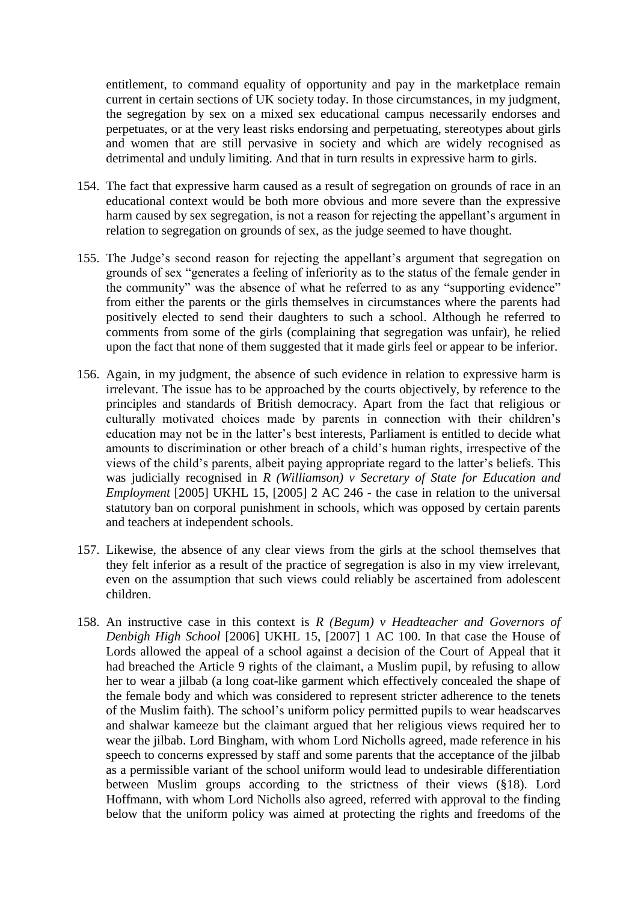entitlement, to command equality of opportunity and pay in the marketplace remain current in certain sections of UK society today. In those circumstances, in my judgment, the segregation by sex on a mixed sex educational campus necessarily endorses and perpetuates, or at the very least risks endorsing and perpetuating, stereotypes about girls and women that are still pervasive in society and which are widely recognised as detrimental and unduly limiting. And that in turn results in expressive harm to girls.

154. The fact that expressive harm caused as a result of segregation on grounds of race in an educational context would be both more obvious and more severe than the expressive harm caused by sex segregation, is not a reason for rejecting the appellant's argument in relation to segregation on grounds of sex, as the judge seemed to have thought.

155. The Judge's second reason for rejecting the appellant's argument that segregation on grounds of sex "generates a feeling of inferiority as to the status of the female gender in the community" was the absence of what he referred to as any "supporting evidence" from either the parents or the girls themselves in circumstances where the parents had positively elected to send their daughters to such a school. Although he referred to comments from some of the girls (complaining that segregation was unfair), he relied upon the fact that none of them suggested that it made girls feel or appear to be inferior.

156. Again, in my judgment, the absence of such evidence in relation to expressive harm is irrelevant. The issue has to be approached by the courts objectively, by reference to the principles and standards of British democracy. Apart from the fact that religious or culturally motivated choices made by parents in connection with their children's education may not be in the latter's best interests, Parliament is entitled to decide what amounts to discrimination or other breach of a child's human rights, irrespective of the views of the child's parents, albeit paying appropriate regard to the latter's beliefs. This was judicially recognised in *R (Williamson) v Secretary of State for Education and Employment* [2005] UKHL 15, [2005] 2 AC 246 - the case in relation to the universal statutory ban on corporal punishment in schools, which was opposed by certain parents and teachers at independent schools.

157. Likewise, the absence of any clear views from the girls at the school themselves that they felt inferior as a result of the practice of segregation is also in my view irrelevant, even on the assumption that such views could reliably be ascertained from adolescent children.

158. An instructive case in this context is *R (Begum) v Headteacher and Governors of Denbigh High School* [2006] UKHL 15, [2007] 1 AC 100. In that case the House of Lords allowed the appeal of a school against a decision of the Court of Appeal that it had breached the Article 9 rights of the claimant, a Muslim pupil, by refusing to allow her to wear a jilbab (a long coat-like garment which effectively concealed the shape of the female body and which was considered to represent stricter adherence to the tenets of the Muslim faith). The school's uniform policy permitted pupils to wear headscarves and shalwar kameeze but the claimant argued that her religious views required her to wear the jilbab. Lord Bingham, with whom Lord Nicholls agreed, made reference in his speech to concerns expressed by staff and some parents that the acceptance of the jilbab as a permissible variant of the school uniform would lead to undesirable differentiation between Muslim groups according to the strictness of their views (§18). Lord Hoffmann, with whom Lord Nicholls also agreed, referred with approval to the finding below that the uniform policy was aimed at protecting the rights and freedoms of the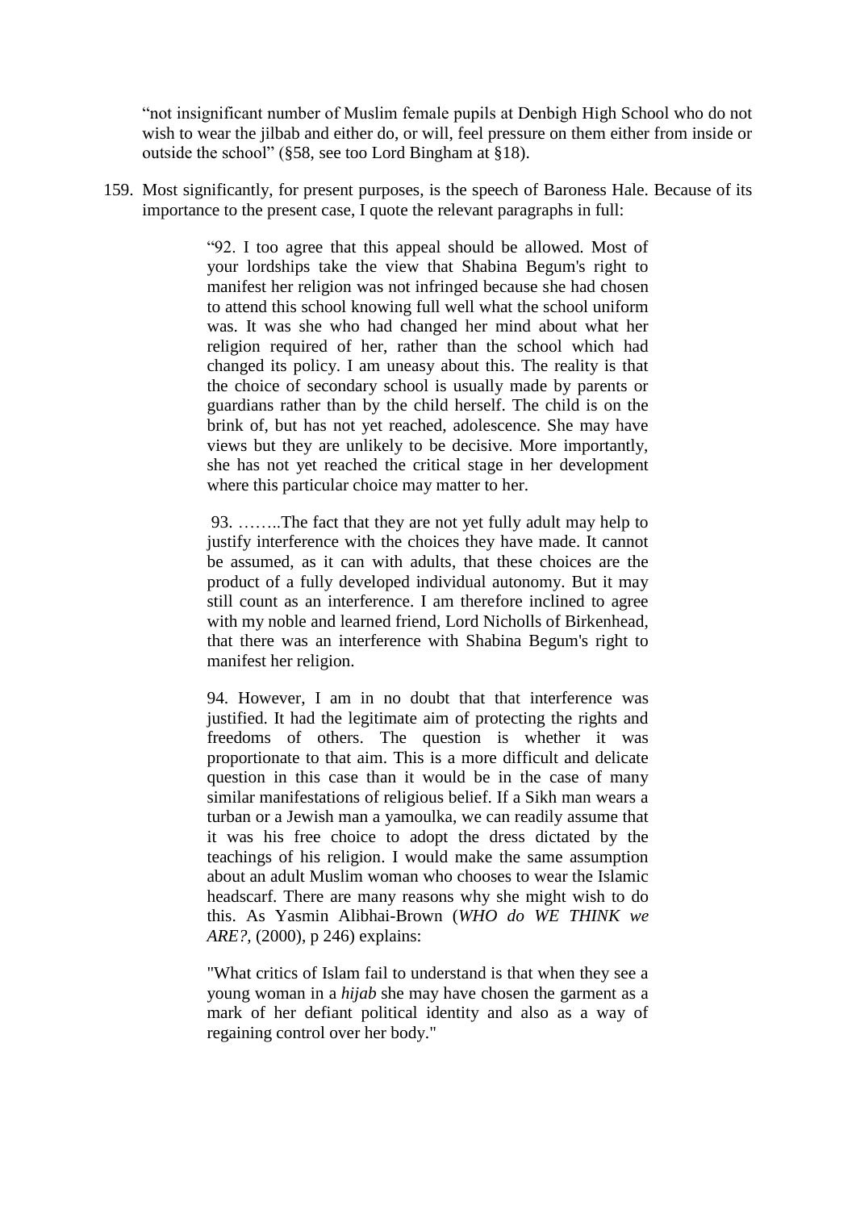"not insignificant number of Muslim female pupils at Denbigh High School who do not wish to wear the jilbab and either do, or will, feel pressure on them either from inside or outside the school" (§58, see too Lord Bingham at §18).

159. Most significantly, for present purposes, is the speech of Baroness Hale. Because of its importance to the present case, I quote the relevant paragraphs in full:

> "92. I too agree that this appeal should be allowed. Most of your lordships take the view that Shabina Begum's right to manifest her religion was not infringed because she had chosen to attend this school knowing full well what the school uniform was. It was she who had changed her mind about what her religion required of her, rather than the school which had changed its policy. I am uneasy about this. The reality is that the choice of secondary school is usually made by parents or guardians rather than by the child herself. The child is on the brink of, but has not yet reached, adolescence. She may have views but they are unlikely to be decisive. More importantly, she has not yet reached the critical stage in her development where this particular choice may matter to her.
>
> 93. ……..The fact that they are not yet fully adult may help to justify interference with the choices they have made. It cannot be assumed, as it can with adults, that these choices are the product of a fully developed individual autonomy. But it may still count as an interference. I am therefore inclined to agree with my noble and learned friend, Lord Nicholls of Birkenhead, that there was an interference with Shabina Begum's right to manifest her religion.
>
> 94. However, I am in no doubt that that interference was justified. It had the legitimate aim of protecting the rights and freedoms of others. The question is whether it was proportionate to that aim. This is a more difficult and delicate question in this case than it would be in the case of many similar manifestations of religious belief. If a Sikh man wears a turban or a Jewish man a yamoulka, we can readily assume that it was his free choice to adopt the dress dictated by the teachings of his religion. I would make the same assumption about an adult Muslim woman who chooses to wear the Islamic headscarf. There are many reasons why she might wish to do this. As Yasmin Alibhai-Brown (*WHO do WE THINK we ARE?*, (2000), p 246) explains:
>
> "What critics of Islam fail to understand is that when they see a young woman in a *hijab* she may have chosen the garment as a mark of her defiant political identity and also as a way of regaining control over her body."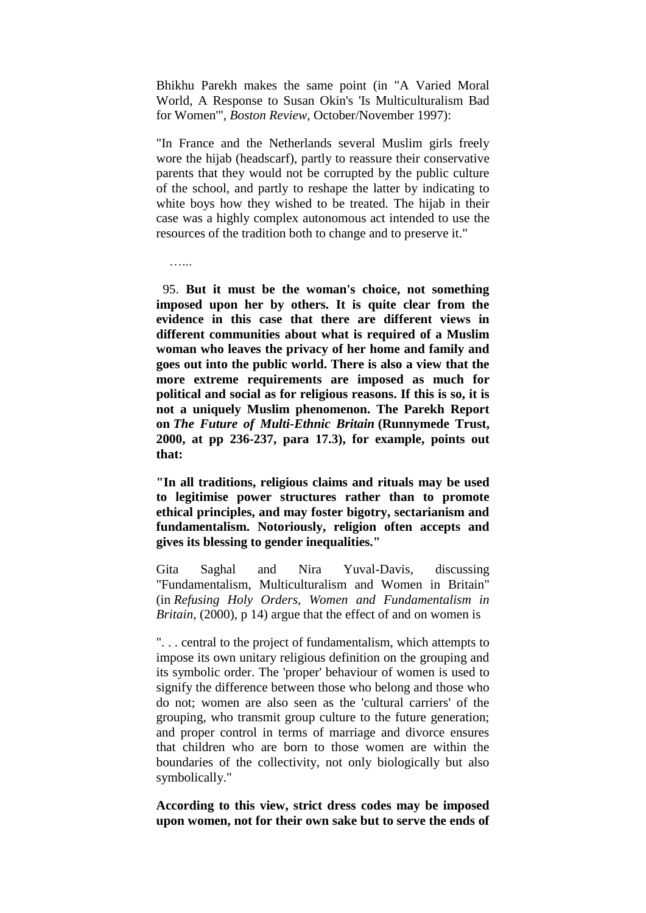Bhikhu Parekh makes the same point (in "A Varied Moral World, A Response to Susan Okin's 'Is Multiculturalism Bad for Women'", *Boston Review*, October/November 1997):

"In France and the Netherlands several Muslim girls freely wore the hijab (headscarf), partly to reassure their conservative parents that they would not be corrupted by the public culture of the school, and partly to reshape the latter by indicating to white boys how they wished to be treated. The hijab in their case was a highly complex autonomous act intended to use the resources of the tradition both to change and to preserve it."

…...

95. **But it must be the woman's choice, not something imposed upon her by others. It is quite clear from the evidence in this case that there are different views in different communities about what is required of a Muslim woman who leaves the privacy of her home and family and goes out into the public world. There is also a view that the more extreme requirements are imposed as much for political and social as for religious reasons. If this is so, it is not a uniquely Muslim phenomenon. The Parekh Report on *The Future of Multi-Ethnic Britain* (Runnymede Trust, 2000, at pp 236-237, para 17.3), for example, points out that:**

**"In all traditions, religious claims and rituals may be used to legitimise power structures rather than to promote ethical principles, and may foster bigotry, sectarianism and fundamentalism. Notoriously, religion often accepts and gives its blessing to gender inequalities."**

Gita Saghal and Nira Yuval-Davis, discussing "Fundamentalism, Multiculturalism and Women in Britain" (in *Refusing Holy Orders, Women and Fundamentalism in Britain*, (2000), p 14) argue that the effect of and on women is

". . . central to the project of fundamentalism, which attempts to impose its own unitary religious definition on the grouping and its symbolic order. The 'proper' behaviour of women is used to signify the difference between those who belong and those who do not; women are also seen as the 'cultural carriers' of the grouping, who transmit group culture to the future generation; and proper control in terms of marriage and divorce ensures that children who are born to those women are within the boundaries of the collectivity, not only biologically but also symbolically."

**According to this view, strict dress codes may be imposed upon women, not for their own sake but to serve the ends of**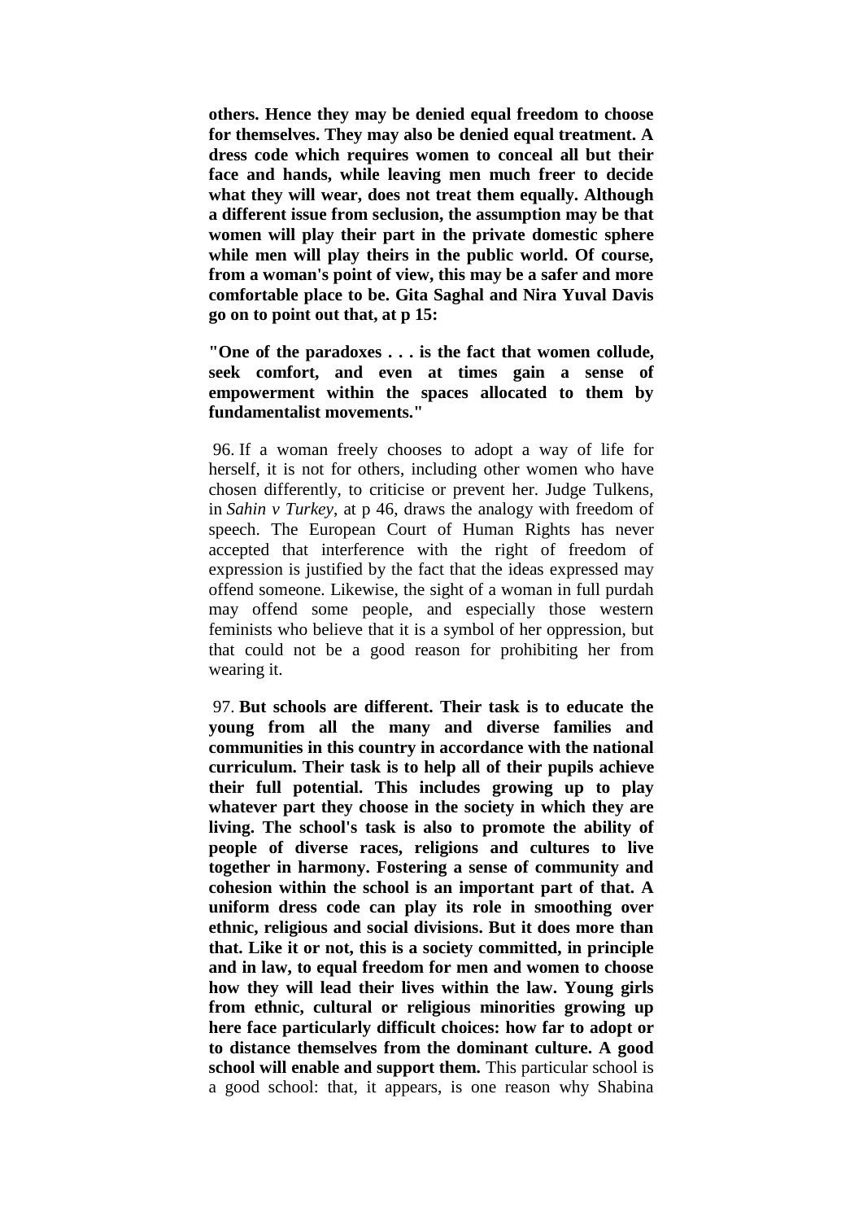**others. Hence they may be denied equal freedom to choose for themselves. They may also be denied equal treatment. A dress code which requires women to conceal all but their face and hands, while leaving men much freer to decide what they will wear, does not treat them equally. Although a different issue from seclusion, the assumption may be that women will play their part in the private domestic sphere while men will play theirs in the public world. Of course, from a woman's point of view, this may be a safer and more comfortable place to be. Gita Saghal and Nira Yuval Davis go on to point out that, at p 15:**

**"One of the paradoxes . . . is the fact that women collude, seek comfort, and even at times gain a sense of empowerment within the spaces allocated to them by fundamentalist movements."**

96. If a woman freely chooses to adopt a way of life for herself, it is not for others, including other women who have chosen differently, to criticise or prevent her. Judge Tulkens, in *Sahin v Turkey*, at p 46, draws the analogy with freedom of speech. The European Court of Human Rights has never accepted that interference with the right of freedom of expression is justified by the fact that the ideas expressed may offend someone. Likewise, the sight of a woman in full purdah may offend some people, and especially those western feminists who believe that it is a symbol of her oppression, but that could not be a good reason for prohibiting her from wearing it.

97. **But schools are different. Their task is to educate the young from all the many and diverse families and communities in this country in accordance with the national curriculum. Their task is to help all of their pupils achieve their full potential. This includes growing up to play whatever part they choose in the society in which they are living. The school's task is also to promote the ability of people of diverse races, religions and cultures to live together in harmony. Fostering a sense of community and cohesion within the school is an important part of that. A uniform dress code can play its role in smoothing over ethnic, religious and social divisions. But it does more than that. Like it or not, this is a society committed, in principle and in law, to equal freedom for men and women to choose how they will lead their lives within the law. Young girls from ethnic, cultural or religious minorities growing up here face particularly difficult choices: how far to adopt or to distance themselves from the dominant culture. A good school will enable and support them.** This particular school is a good school: that, it appears, is one reason why Shabina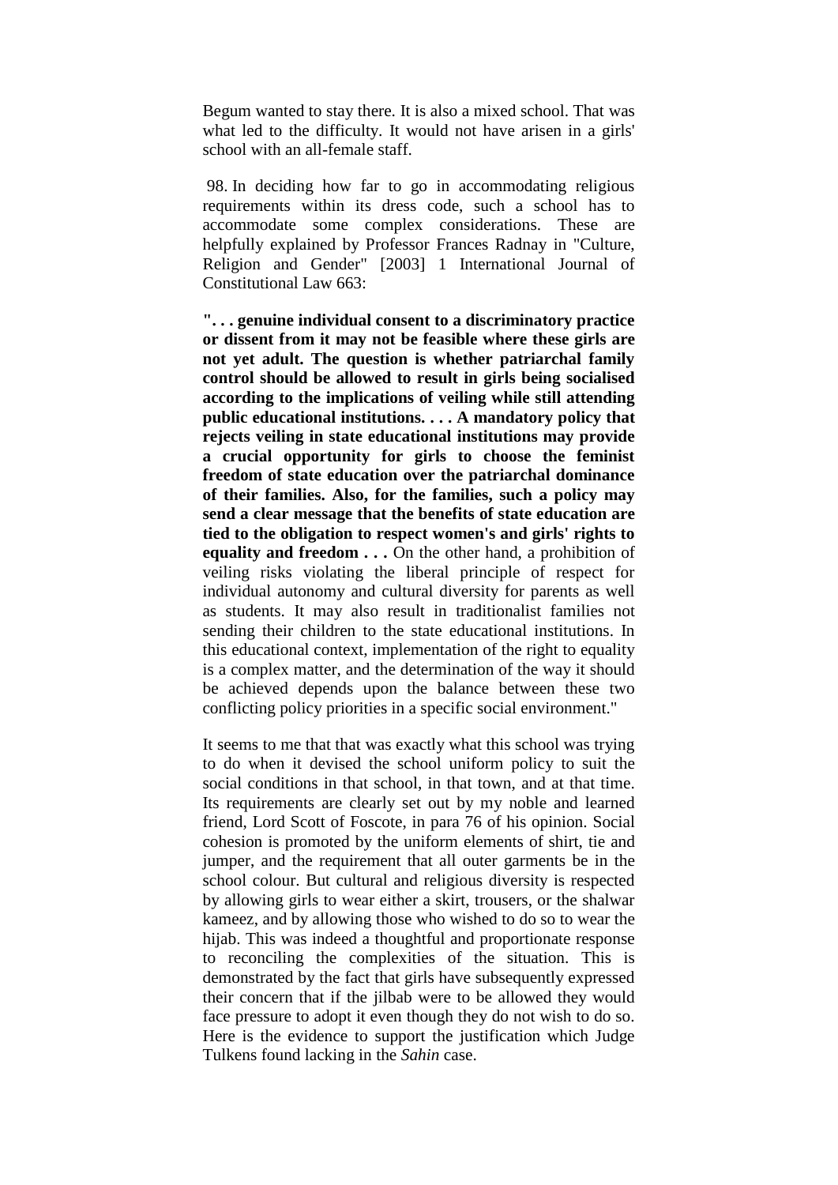Begum wanted to stay there. It is also a mixed school. That was what led to the difficulty. It would not have arisen in a girls' school with an all-female staff.

98. In deciding how far to go in accommodating religious requirements within its dress code, such a school has to accommodate some complex considerations. These are helpfully explained by Professor Frances Radnay in "Culture, Religion and Gender" [2003] 1 International Journal of Constitutional Law 663:

**". . . genuine individual consent to a discriminatory practice or dissent from it may not be feasible where these girls are not yet adult. The question is whether patriarchal family control should be allowed to result in girls being socialised according to the implications of veiling while still attending public educational institutions. . . . A mandatory policy that rejects veiling in state educational institutions may provide a crucial opportunity for girls to choose the feminist freedom of state education over the patriarchal dominance of their families. Also, for the families, such a policy may send a clear message that the benefits of state education are tied to the obligation to respect women's and girls' rights to equality and freedom . . .** On the other hand, a prohibition of veiling risks violating the liberal principle of respect for individual autonomy and cultural diversity for parents as well as students. It may also result in traditionalist families not sending their children to the state educational institutions. In this educational context, implementation of the right to equality is a complex matter, and the determination of the way it should be achieved depends upon the balance between these two conflicting policy priorities in a specific social environment."

It seems to me that that was exactly what this school was trying to do when it devised the school uniform policy to suit the social conditions in that school, in that town, and at that time. Its requirements are clearly set out by my noble and learned friend, Lord Scott of Foscote, in para 76 of his opinion. Social cohesion is promoted by the uniform elements of shirt, tie and jumper, and the requirement that all outer garments be in the school colour. But cultural and religious diversity is respected by allowing girls to wear either a skirt, trousers, or the shalwar kameez, and by allowing those who wished to do so to wear the hijab. This was indeed a thoughtful and proportionate response to reconciling the complexities of the situation. This is demonstrated by the fact that girls have subsequently expressed their concern that if the jilbab were to be allowed they would face pressure to adopt it even though they do not wish to do so. Here is the evidence to support the justification which Judge Tulkens found lacking in the *Sahin* case.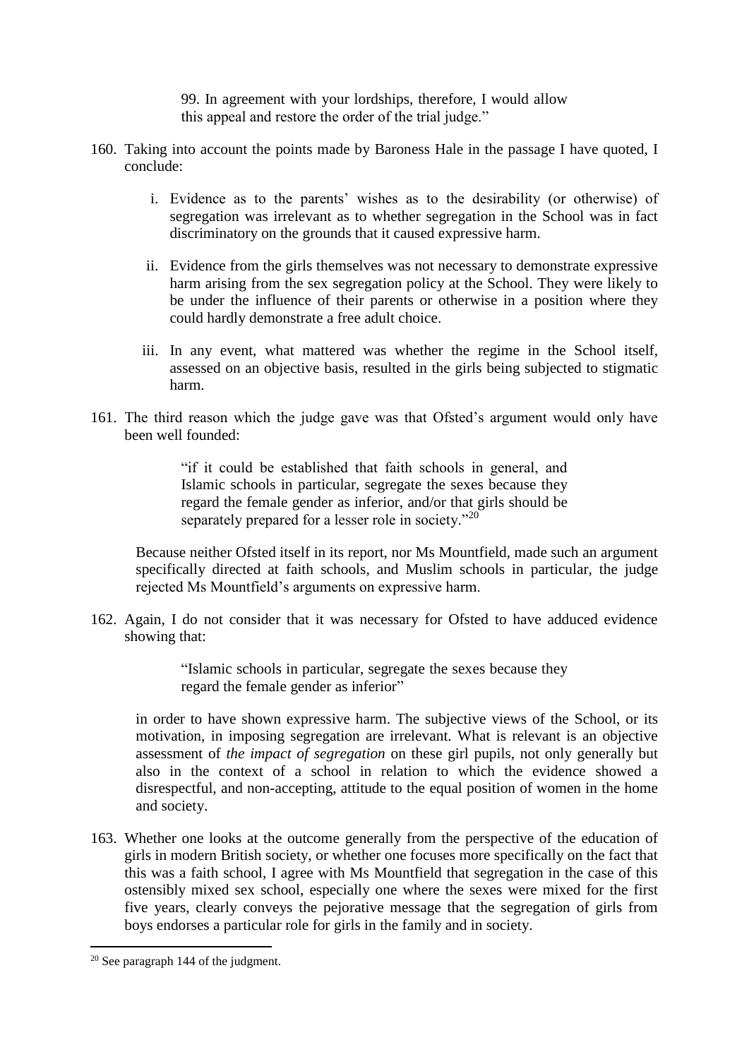> 99. In agreement with your lordships, therefore, I would allow this appeal and restore the order of the trial judge."

160. Taking into account the points made by Baroness Hale in the passage I have quoted, I conclude:

    i. Evidence as to the parents' wishes as to the desirability (or otherwise) of segregation was irrelevant as to whether segregation in the School was in fact discriminatory on the grounds that it caused expressive harm.

    ii. Evidence from the girls themselves was not necessary to demonstrate expressive harm arising from the sex segregation policy at the School. They were likely to be under the influence of their parents or otherwise in a position where they could hardly demonstrate a free adult choice.

    iii. In any event, what mattered was whether the regime in the School itself, assessed on an objective basis, resulted in the girls being subjected to stigmatic harm.

161. The third reason which the judge gave was that Ofsted's argument would only have been well founded:

    > "if it could be established that faith schools in general, and Islamic schools in particular, segregate the sexes because they regard the female gender as inferior, and/or that girls should be separately prepared for a lesser role in society."[20]

    Because neither Ofsted itself in its report, nor Ms Mountfield, made such an argument specifically directed at faith schools, and Muslim schools in particular, the judge rejected Ms Mountfield's arguments on expressive harm.

162. Again, I do not consider that it was necessary for Ofsted to have adduced evidence showing that:

    > "Islamic schools in particular, segregate the sexes because they regard the female gender as inferior"

    in order to have shown expressive harm. The subjective views of the School, or its motivation, in imposing segregation are irrelevant. What is relevant is an objective assessment of *the impact of segregation* on these girl pupils, not only generally but also in the context of a school in relation to which the evidence showed a disrespectful, and non-accepting, attitude to the equal position of women in the home and society.

163. Whether one looks at the outcome generally from the perspective of the education of girls in modern British society, or whether one focuses more specifically on the fact that this was a faith school, I agree with Ms Mountfield that segregation in the case of this ostensibly mixed sex school, especially one where the sexes were mixed for the first five years, clearly conveys the pejorative message that the segregation of girls from boys endorses a particular role for girls in the family and in society.

---

[20] See paragraph 144 of the judgment.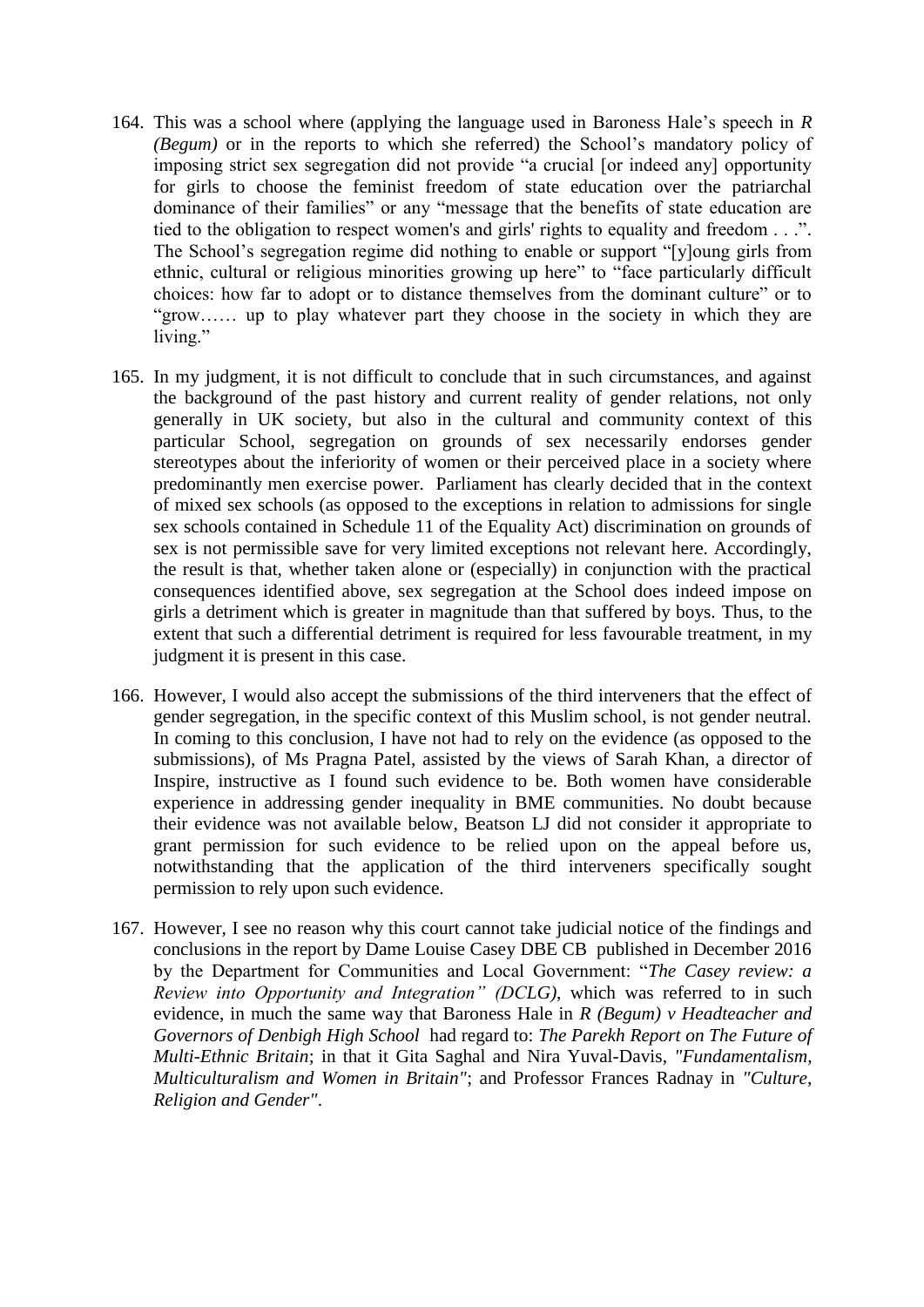164. This was a school where (applying the language used in Baroness Hale's speech in *R (Begum)* or in the reports to which she referred) the School's mandatory policy of imposing strict sex segregation did not provide "a crucial [or indeed any] opportunity for girls to choose the feminist freedom of state education over the patriarchal dominance of their families" or any "message that the benefits of state education are tied to the obligation to respect women's and girls' rights to equality and freedom . . .". The School's segregation regime did nothing to enable or support "[y]oung girls from ethnic, cultural or religious minorities growing up here" to "face particularly difficult choices: how far to adopt or to distance themselves from the dominant culture" or to "grow…… up to play whatever part they choose in the society in which they are living."

165. In my judgment, it is not difficult to conclude that in such circumstances, and against the background of the past history and current reality of gender relations, not only generally in UK society, but also in the cultural and community context of this particular School, segregation on grounds of sex necessarily endorses gender stereotypes about the inferiority of women or their perceived place in a society where predominantly men exercise power. Parliament has clearly decided that in the context of mixed sex schools (as opposed to the exceptions in relation to admissions for single sex schools contained in Schedule 11 of the Equality Act) discrimination on grounds of sex is not permissible save for very limited exceptions not relevant here. Accordingly, the result is that, whether taken alone or (especially) in conjunction with the practical consequences identified above, sex segregation at the School does indeed impose on girls a detriment which is greater in magnitude than that suffered by boys. Thus, to the extent that such a differential detriment is required for less favourable treatment, in my judgment it is present in this case.

166. However, I would also accept the submissions of the third interveners that the effect of gender segregation, in the specific context of this Muslim school, is not gender neutral. In coming to this conclusion, I have not had to rely on the evidence (as opposed to the submissions), of Ms Pragna Patel, assisted by the views of Sarah Khan, a director of Inspire, instructive as I found such evidence to be. Both women have considerable experience in addressing gender inequality in BME communities. No doubt because their evidence was not available below, Beatson LJ did not consider it appropriate to grant permission for such evidence to be relied upon on the appeal before us, notwithstanding that the application of the third interveners specifically sought permission to rely upon such evidence.

167. However, I see no reason why this court cannot take judicial notice of the findings and conclusions in the report by Dame Louise Casey DBE CB published in December 2016 by the Department for Communities and Local Government: "*The Casey review: a Review into Opportunity and Integration" (DCLG)*, which was referred to in such evidence, in much the same way that Baroness Hale in *R (Begum) v Headteacher and Governors of Denbigh High School* had regard to: *The Parekh Report on The Future of Multi-Ethnic Britain*; in that it Gita Saghal and Nira Yuval-Davis, *"Fundamentalism, Multiculturalism and Women in Britain"*; and Professor Frances Radnay in *"Culture, Religion and Gender"*.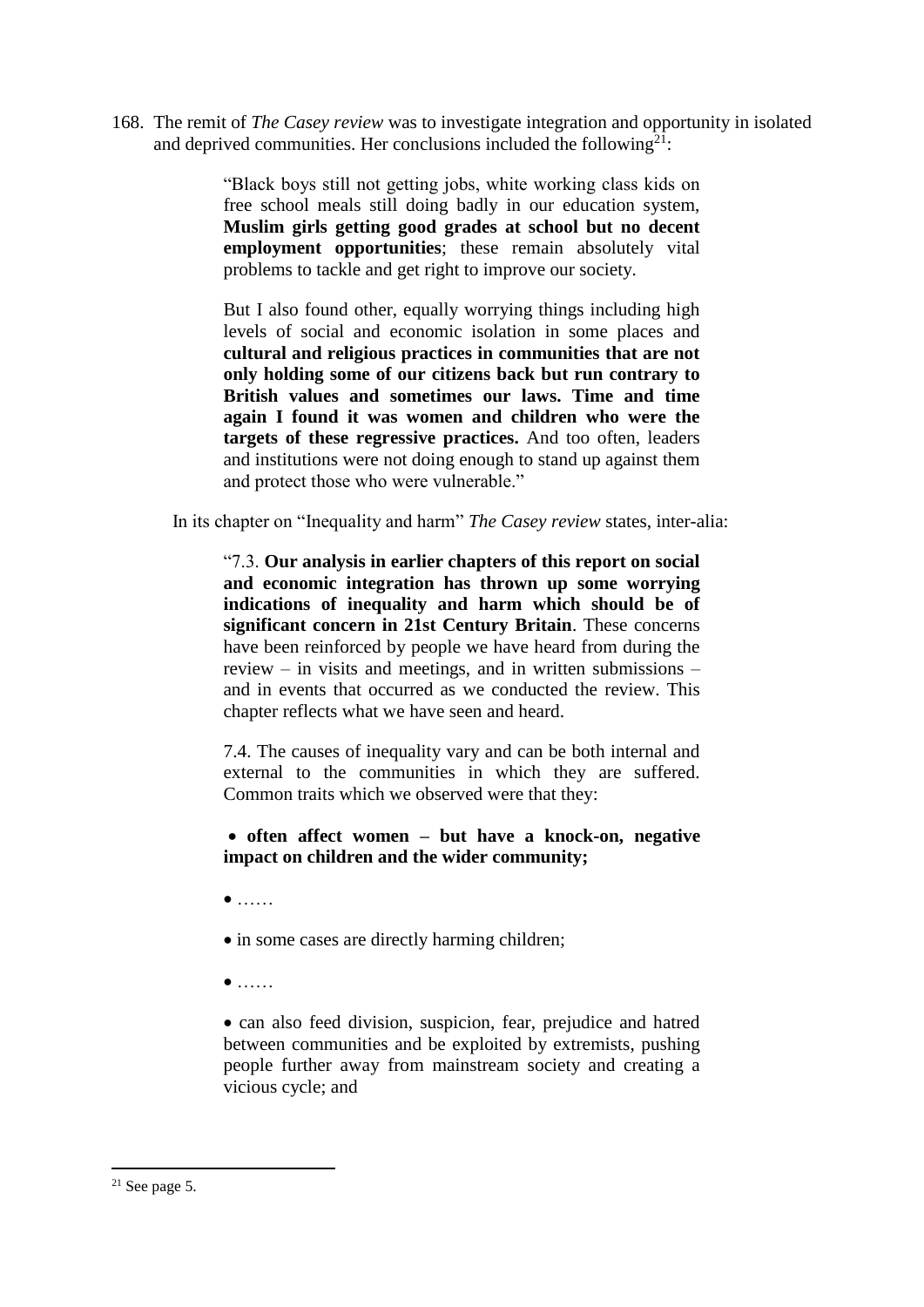168. The remit of *The Casey review* was to investigate integration and opportunity in isolated and deprived communities. Her conclusions included the following[21]:

> "Black boys still not getting jobs, white working class kids on free school meals still doing badly in our education system, **Muslim girls getting good grades at school but no decent employment opportunities**; these remain absolutely vital problems to tackle and get right to improve our society.
>
> But I also found other, equally worrying things including high levels of social and economic isolation in some places and **cultural and religious practices in communities that are not only holding some of our citizens back but run contrary to British values and sometimes our laws. Time and time again I found it was women and children who were the targets of these regressive practices.** And too often, leaders and institutions were not doing enough to stand up against them and protect those who were vulnerable."

In its chapter on "Inequality and harm" *The Casey review* states, inter-alia:

> "7.3. **Our analysis in earlier chapters of this report on social and economic integration has thrown up some worrying indications of inequality and harm which should be of significant concern in 21st Century Britain**. These concerns have been reinforced by people we have heard from during the review – in visits and meetings, and in written submissions – and in events that occurred as we conducted the review. This chapter reflects what we have seen and heard.
>
> 7.4. The causes of inequality vary and can be both internal and external to the communities in which they are suffered. Common traits which we observed were that they:
>
> - **often affect women – but have a knock-on, negative impact on children and the wider community;**
> - ……
> - in some cases are directly harming children;
> - ……
> - can also feed division, suspicion, fear, prejudice and hatred between communities and be exploited by extremists, pushing people further away from mainstream society and creating a vicious cycle; and

[21] See page 5.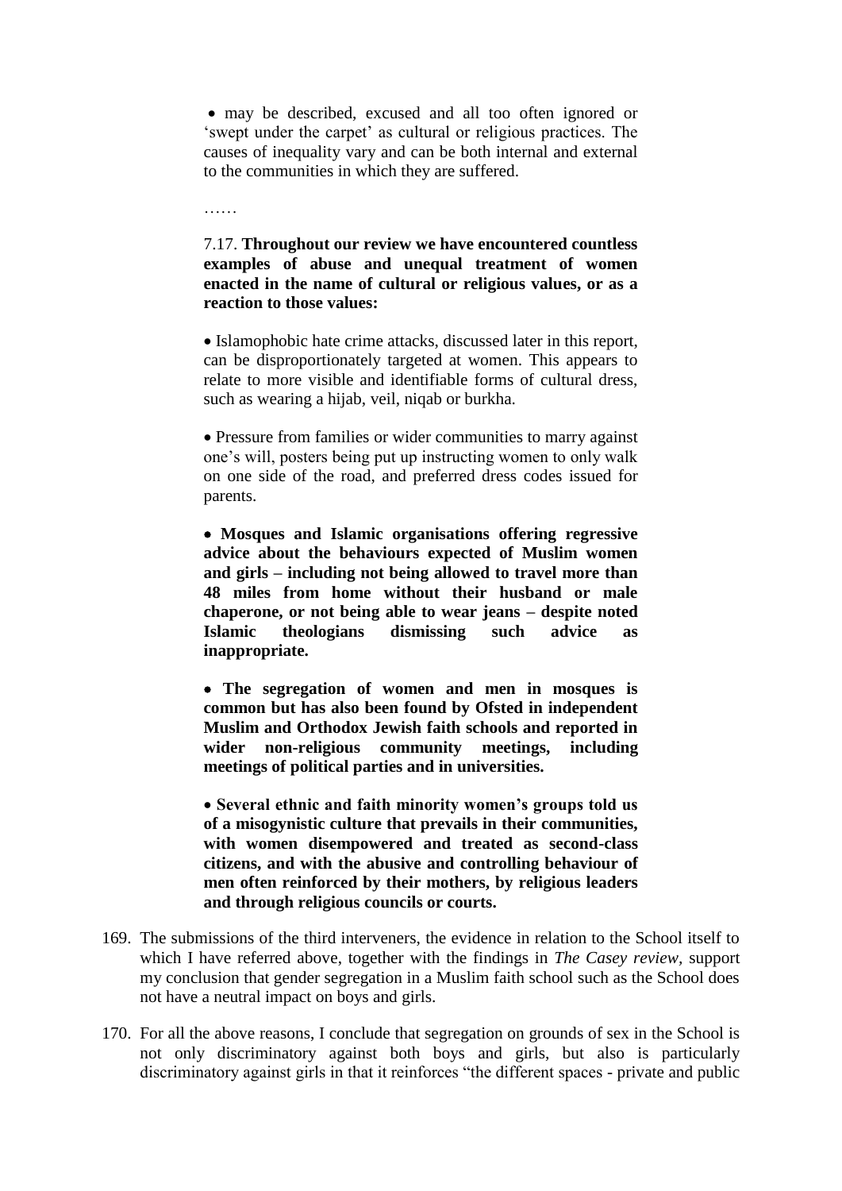- may be described, excused and all too often ignored or 'swept under the carpet' as cultural or religious practices. The causes of inequality vary and can be both internal and external to the communities in which they are suffered.

……

7.17. **Throughout our review we have encountered countless examples of abuse and unequal treatment of women enacted in the name of cultural or religious values, or as a reaction to those values:**

- Islamophobic hate crime attacks, discussed later in this report, can be disproportionately targeted at women. This appears to relate to more visible and identifiable forms of cultural dress, such as wearing a hijab, veil, niqab or burkha.

- Pressure from families or wider communities to marry against one's will, posters being put up instructing women to only walk on one side of the road, and preferred dress codes issued for parents.

- **Mosques and Islamic organisations offering regressive advice about the behaviours expected of Muslim women and girls – including not being allowed to travel more than 48 miles from home without their husband or male chaperone, or not being able to wear jeans – despite noted Islamic theologians dismissing such advice as inappropriate.**

- **The segregation of women and men in mosques is common but has also been found by Ofsted in independent Muslim and Orthodox Jewish faith schools and reported in wider non-religious community meetings, including meetings of political parties and in universities.**

- **Several ethnic and faith minority women's groups told us of a misogynistic culture that prevails in their communities, with women disempowered and treated as second-class citizens, and with the abusive and controlling behaviour of men often reinforced by their mothers, by religious leaders and through religious councils or courts.**

169. The submissions of the third interveners, the evidence in relation to the School itself to which I have referred above, together with the findings in *The Casey review,* support my conclusion that gender segregation in a Muslim faith school such as the School does not have a neutral impact on boys and girls.

170. For all the above reasons, I conclude that segregation on grounds of sex in the School is not only discriminatory against both boys and girls, but also is particularly discriminatory against girls in that it reinforces "the different spaces - private and public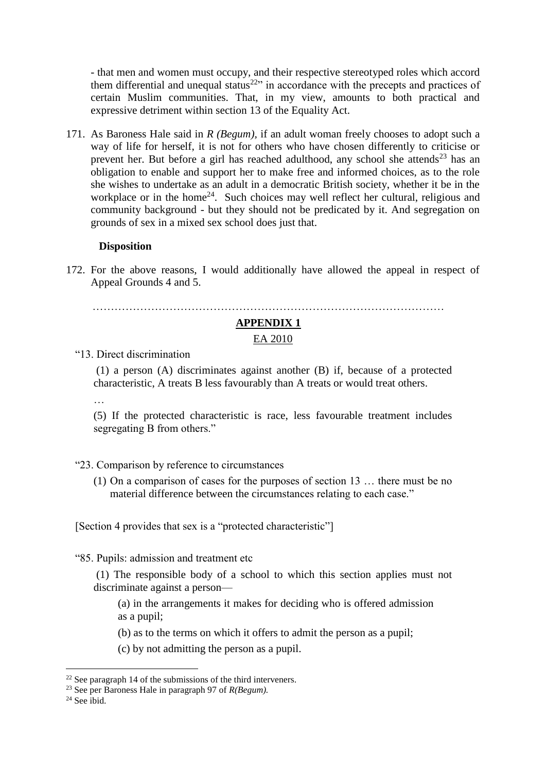- that men and women must occupy, and their respective stereotyped roles which accord them differential and unequal status[22]" in accordance with the precepts and practices of certain Muslim communities. That, in my view, amounts to both practical and expressive detriment within section 13 of the Equality Act.

171. As Baroness Hale said in *R (Begum)*, if an adult woman freely chooses to adopt such a way of life for herself, it is not for others who have chosen differently to criticise or prevent her. But before a girl has reached adulthood, any school she attends[23] has an obligation to enable and support her to make free and informed choices, as to the role she wishes to undertake as an adult in a democratic British society, whether it be in the workplace or in the home[24]. Such choices may well reflect her cultural, religious and community background - but they should not be predicated by it. And segregation on grounds of sex in a mixed sex school does just that.

**Disposition**

172. For the above reasons, I would additionally have allowed the appeal in respect of Appeal Grounds 4 and 5.

…………………………………………………………………………………

## APPENDIX 1

EA 2010

"13. Direct discrimination

(1) a person (A) discriminates against another (B) if, because of a protected characteristic, A treats B less favourably than A treats or would treat others.

…

(5) If the protected characteristic is race, less favourable treatment includes segregating B from others."

"23. Comparison by reference to circumstances

(1) On a comparison of cases for the purposes of section 13 … there must be no material difference between the circumstances relating to each case."

[Section 4 provides that sex is a "protected characteristic"]

"85. Pupils: admission and treatment etc

(1) The responsible body of a school to which this section applies must not discriminate against a person—

(a) in the arrangements it makes for deciding who is offered admission as a pupil;

(b) as to the terms on which it offers to admit the person as a pupil;

(c) by not admitting the person as a pupil.

---

[22] See paragraph 14 of the submissions of the third interveners.

[23] See per Baroness Hale in paragraph 97 of *R(Begum).*

[24] See ibid.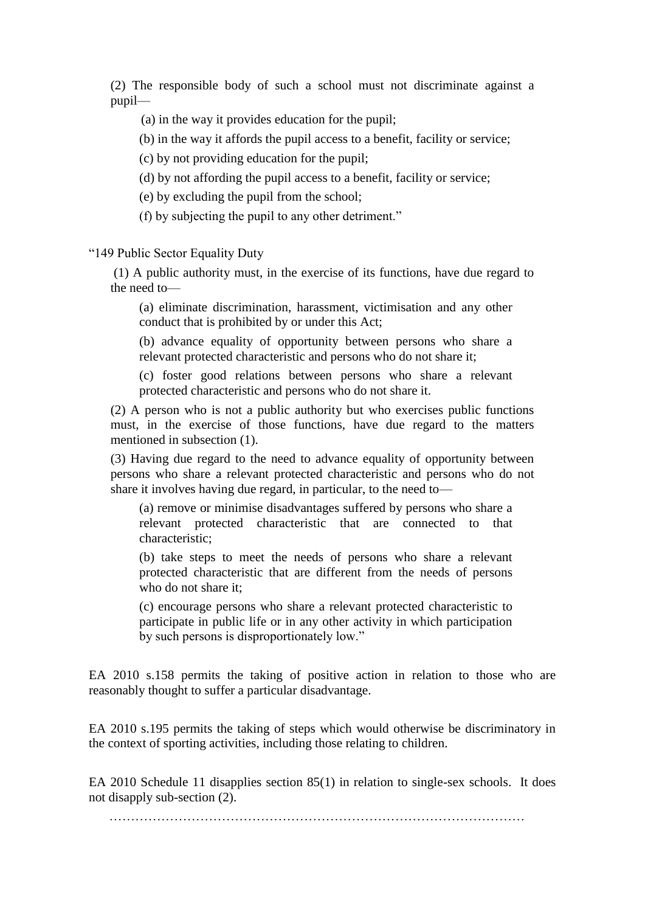(2) The responsible body of such a school must not discriminate against a pupil—

(a) in the way it provides education for the pupil;

(b) in the way it affords the pupil access to a benefit, facility or service;

(c) by not providing education for the pupil;

(d) by not affording the pupil access to a benefit, facility or service;

(e) by excluding the pupil from the school;

(f) by subjecting the pupil to any other detriment."

"149 Public Sector Equality Duty

(1) A public authority must, in the exercise of its functions, have due regard to the need to—

(a) eliminate discrimination, harassment, victimisation and any other conduct that is prohibited by or under this Act;

(b) advance equality of opportunity between persons who share a relevant protected characteristic and persons who do not share it;

(c) foster good relations between persons who share a relevant protected characteristic and persons who do not share it.

(2) A person who is not a public authority but who exercises public functions must, in the exercise of those functions, have due regard to the matters mentioned in subsection (1).

(3) Having due regard to the need to advance equality of opportunity between persons who share a relevant protected characteristic and persons who do not share it involves having due regard, in particular, to the need to—

(a) remove or minimise disadvantages suffered by persons who share a relevant protected characteristic that are connected to that characteristic;

(b) take steps to meet the needs of persons who share a relevant protected characteristic that are different from the needs of persons who do not share it;

(c) encourage persons who share a relevant protected characteristic to participate in public life or in any other activity in which participation by such persons is disproportionately low."

EA 2010 s.158 permits the taking of positive action in relation to those who are reasonably thought to suffer a particular disadvantage.

EA 2010 s.195 permits the taking of steps which would otherwise be discriminatory in the context of sporting activities, including those relating to children.

EA 2010 Schedule 11 disapplies section 85(1) in relation to single-sex schools. It does not disapply sub-section (2).

……………………………………………………………………………………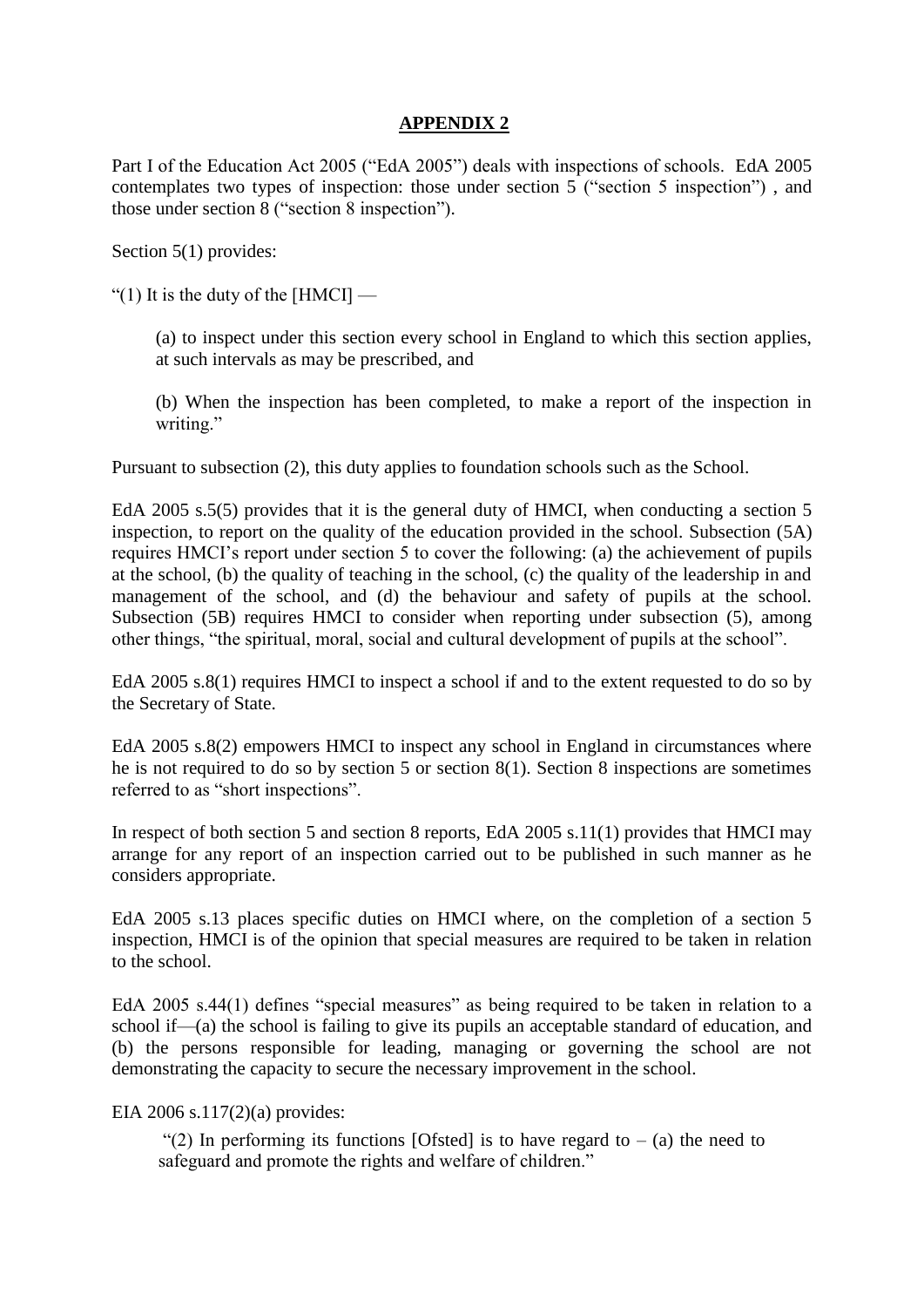## APPENDIX 2

Part I of the Education Act 2005 ("EdA 2005") deals with inspections of schools. EdA 2005 contemplates two types of inspection: those under section 5 ("section 5 inspection") , and those under section 8 ("section 8 inspection").

Section 5(1) provides:

"(1) It is the duty of the [HMCI] —

> (a) to inspect under this section every school in England to which this section applies, at such intervals as may be prescribed, and
>
> (b) When the inspection has been completed, to make a report of the inspection in writing."

Pursuant to subsection (2), this duty applies to foundation schools such as the School.

EdA 2005 s.5(5) provides that it is the general duty of HMCI, when conducting a section 5 inspection, to report on the quality of the education provided in the school. Subsection (5A) requires HMCI's report under section 5 to cover the following: (a) the achievement of pupils at the school, (b) the quality of teaching in the school, (c) the quality of the leadership in and management of the school, and (d) the behaviour and safety of pupils at the school. Subsection (5B) requires HMCI to consider when reporting under subsection (5), among other things, "the spiritual, moral, social and cultural development of pupils at the school".

EdA 2005 s.8(1) requires HMCI to inspect a school if and to the extent requested to do so by the Secretary of State.

EdA 2005 s.8(2) empowers HMCI to inspect any school in England in circumstances where he is not required to do so by section 5 or section 8(1). Section 8 inspections are sometimes referred to as "short inspections".

In respect of both section 5 and section 8 reports, EdA 2005 s.11(1) provides that HMCI may arrange for any report of an inspection carried out to be published in such manner as he considers appropriate.

EdA 2005 s.13 places specific duties on HMCI where, on the completion of a section 5 inspection, HMCI is of the opinion that special measures are required to be taken in relation to the school.

EdA 2005 s.44(1) defines "special measures" as being required to be taken in relation to a school if—(a) the school is failing to give its pupils an acceptable standard of education, and (b) the persons responsible for leading, managing or governing the school are not demonstrating the capacity to secure the necessary improvement in the school.

EIA 2006 s.117(2)(a) provides:

> "(2) In performing its functions [Ofsted] is to have regard to – (a) the need to safeguard and promote the rights and welfare of children."